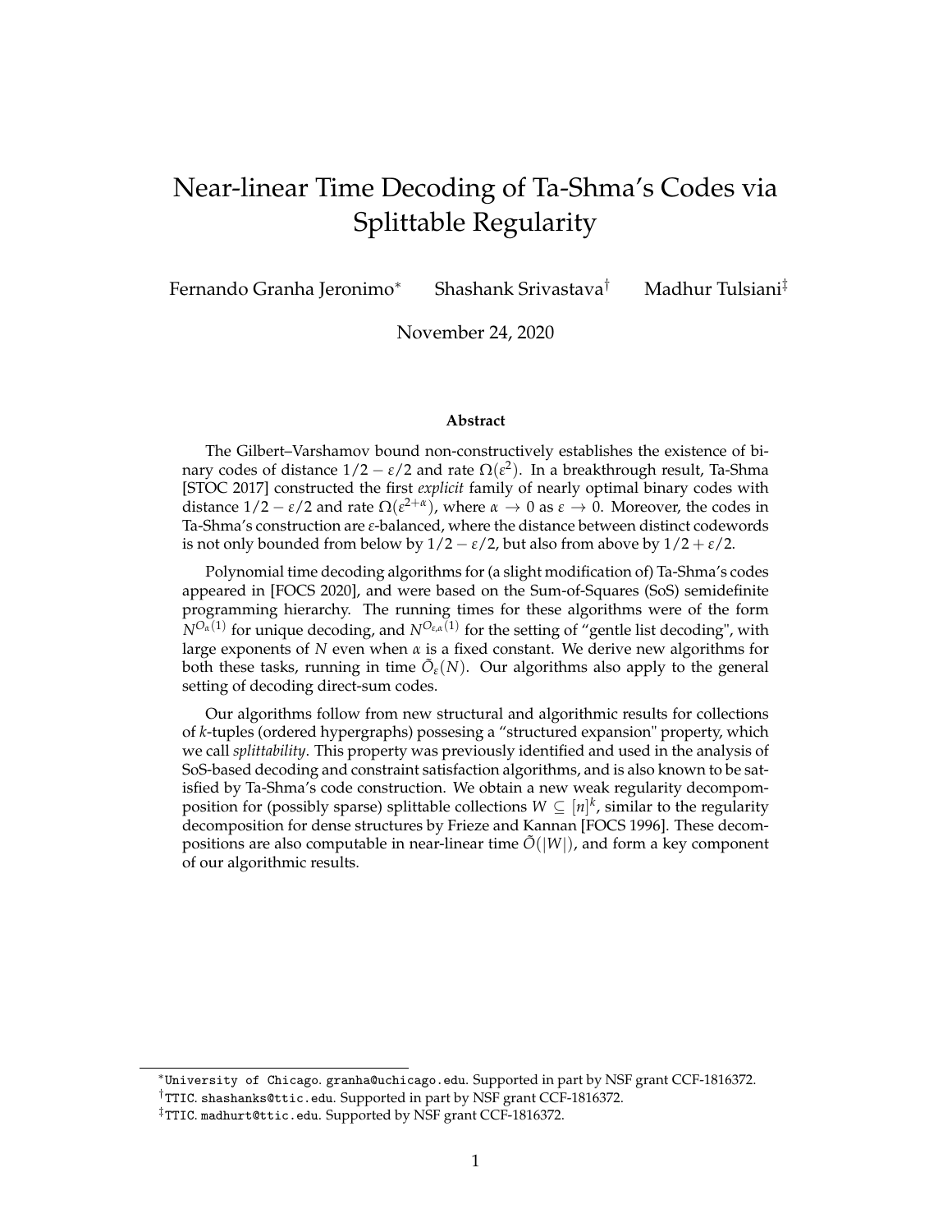# Near-linear Time Decoding of Ta-Shma's Codes via Splittable Regularity

Fernando Granha Jeronimo[*] Shashank Srivastava[†] Madhur Tulsiani[‡]

November 24, 2020

## Abstract

The Gilbert–Varshamov bound non-constructively establishes the existence of binary codes of distance $1/2 - \varepsilon/2$ and rate $\Omega(\varepsilon^2)$. In a breakthrough result, Ta-Shma [STOC 2017] constructed the first *explicit* family of nearly optimal binary codes with distance $1/2 - \varepsilon/2$ and rate $\Omega(\varepsilon^{2+\alpha})$, where $\alpha \to 0$ as $\varepsilon \to 0$. Moreover, the codes in Ta-Shma's construction are $\varepsilon$-balanced, where the distance between distinct codewords is not only bounded from below by $1/2 - \varepsilon/2$, but also from above by $1/2 + \varepsilon/2$.

Polynomial time decoding algorithms for (a slight modification of) Ta-Shma's codes appeared in [FOCS 2020], and were based on the Sum-of-Squares (SoS) semidefinite programming hierarchy. The running times for these algorithms were of the form $N^{O_\alpha(1)}$ for unique decoding, and $N^{O_{\varepsilon,\alpha}(1)}$ for the setting of "gentle list decoding", with large exponents of $N$ even when $\alpha$ is a fixed constant. We derive new algorithms for both these tasks, running in time $\tilde{O}_\varepsilon(N)$. Our algorithms also apply to the general setting of decoding direct-sum codes.

Our algorithms follow from new structural and algorithmic results for collections of $k$-tuples (ordered hypergraphs) possesing a "structured expansion" property, which we call *splittability*. This property was previously identified and used in the analysis of SoS-based decoding and constraint satisfaction algorithms, and is also known to be satisfied by Ta-Shma's code construction. We obtain a new weak regularity decompomposition for (possibly sparse) splittable collections $W \subseteq [n]^k$, similar to the regularity decomposition for dense structures by Frieze and Kannan [FOCS 1996]. These decompositions are also computable in near-linear time $\tilde{O}(|W|)$, and form a key component of our algorithmic results.

---

[*] University of Chicago. granha@uchicago.edu. Supported in part by NSF grant CCF-1816372.

[†] TTIC. shashanks@ttic.edu. Supported in part by NSF grant CCF-1816372.

[‡] TTIC. madhurt@ttic.edu. Supported by NSF grant CCF-1816372.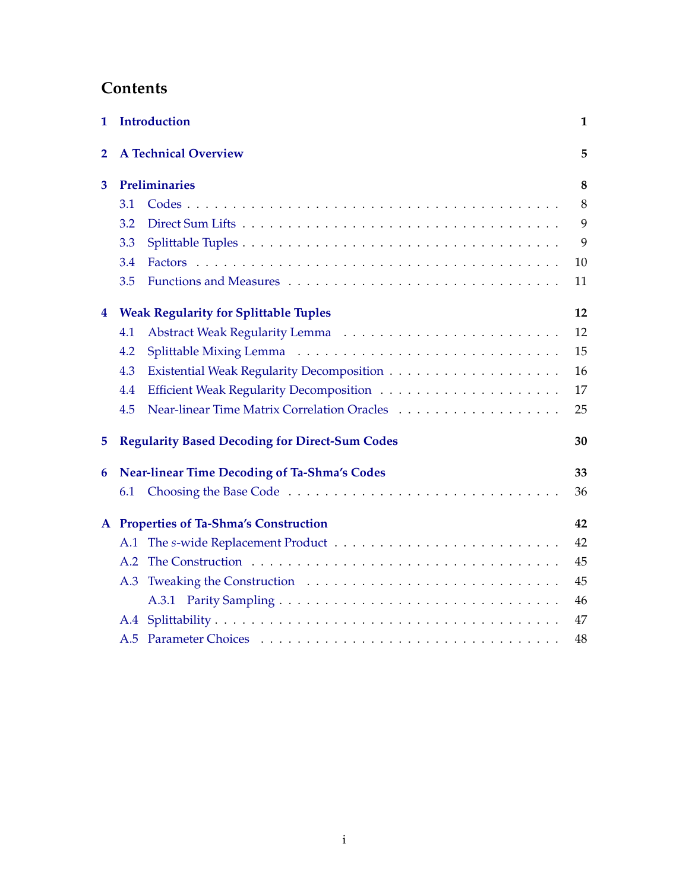# Contents

**1 Introduction** — 1

**2 A Technical Overview** — 5

**3 Preliminaries** — 8
- 3.1 Codes — 8
- 3.2 Direct Sum Lifts — 9
- 3.3 Splittable Tuples — 9
- 3.4 Factors — 10
- 3.5 Functions and Measures — 11

**4 Weak Regularity for Splittable Tuples** — 12
- 4.1 Abstract Weak Regularity Lemma — 12
- 4.2 Splittable Mixing Lemma — 15
- 4.3 Existential Weak Regularity Decomposition — 16
- 4.4 Efficient Weak Regularity Decomposition — 17
- 4.5 Near-linear Time Matrix Correlation Oracles — 25

**5 Regularity Based Decoding for Direct-Sum Codes** — 30

**6 Near-linear Time Decoding of Ta-Shma's Codes** — 33
- 6.1 Choosing the Base Code — 36

**A Properties of Ta-Shma's Construction** — 42
- A.1 The $s$-wide Replacement Product — 42
- A.2 The Construction — 45
- A.3 Tweaking the Construction — 45
  - A.3.1 Parity Sampling — 46
- A.4 Splittability — 47
- A.5 Parameter Choices — 48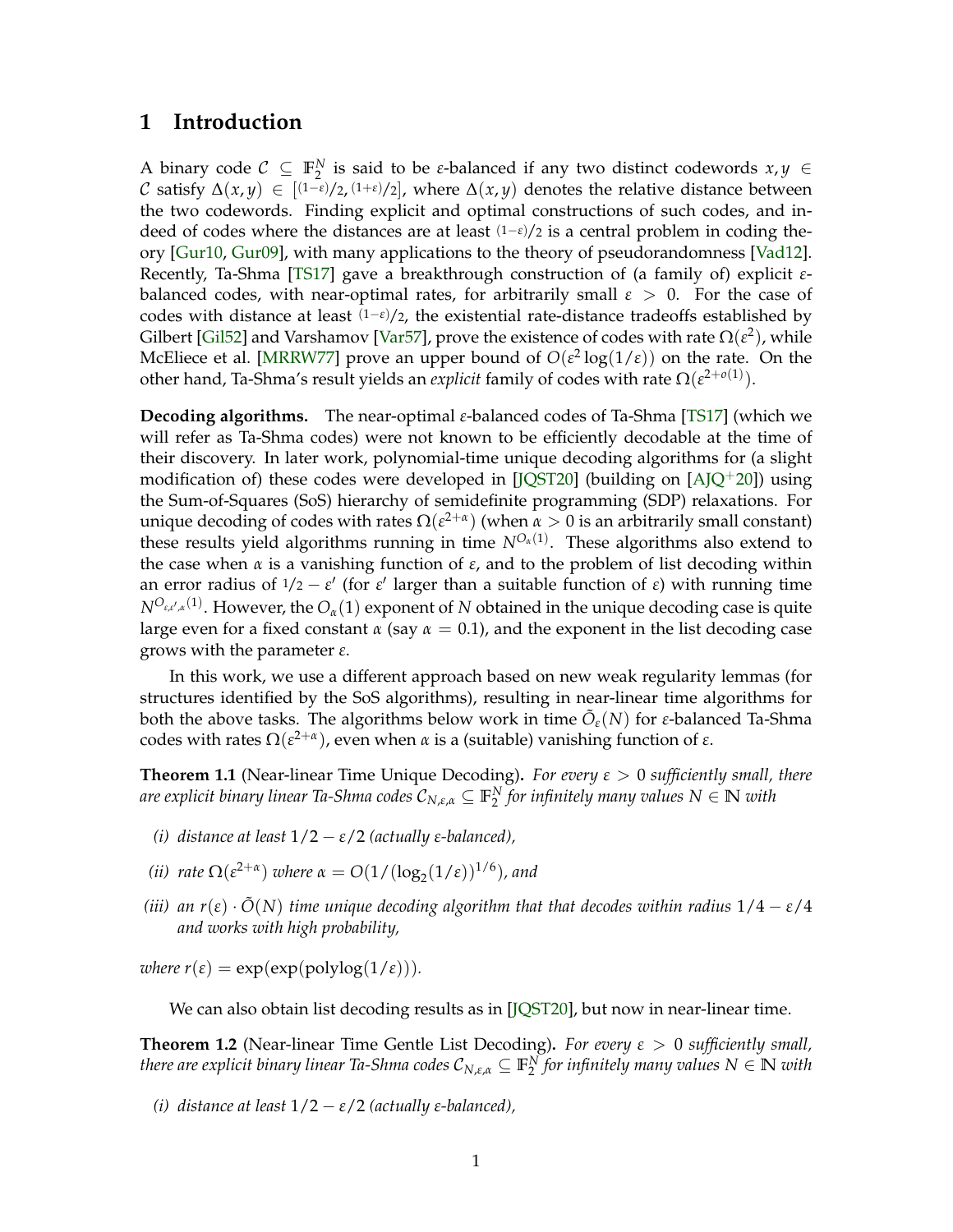# 1 Introduction

A binary code $\mathcal{C} \subseteq \mathbb{F}_2^N$ is said to be $\varepsilon$-balanced if any two distinct codewords $x, y \in \mathcal{C}$ satisfy $\Delta(x,y) \in [(1-\varepsilon)/2, (1+\varepsilon)/2]$, where $\Delta(x,y)$ denotes the relative distance between the two codewords. Finding explicit and optimal constructions of such codes, and indeed of codes where the distances are at least $(1-\varepsilon)/2$ is a central problem in coding theory [Gur10, Gur09], with many applications to the theory of pseudorandomness [Vad12]. Recently, Ta-Shma [TS17] gave a breakthrough construction of (a family of) explicit $\varepsilon$-balanced codes, with near-optimal rates, for arbitrarily small $\varepsilon > 0$. For the case of codes with distance at least $(1-\varepsilon)/2$, the existential rate-distance tradeoffs established by Gilbert [Gil52] and Varshamov [Var57], prove the existence of codes with rate $\Omega(\varepsilon^2)$, while McEliece et al. [MRRW77] prove an upper bound of $O(\varepsilon^2 \log(1/\varepsilon))$ on the rate. On the other hand, Ta-Shma's result yields an *explicit* family of codes with rate $\Omega(\varepsilon^{2+o(1)})$.

**Decoding algorithms.** The near-optimal $\varepsilon$-balanced codes of Ta-Shma [TS17] (which we will refer as Ta-Shma codes) were not known to be efficiently decodable at the time of their discovery. In later work, polynomial-time unique decoding algorithms for (a slight modification of) these codes were developed in [JQST20] (building on [AJQ+20]) using the Sum-of-Squares (SoS) hierarchy of semidefinite programming (SDP) relaxations. For unique decoding of codes with rates $\Omega(\varepsilon^{2+\alpha})$ (when $\alpha > 0$ is an arbitrarily small constant) these results yield algorithms running in time $N^{O_\alpha(1)}$. These algorithms also extend to the case when $\alpha$ is a vanishing function of $\varepsilon$, and to the problem of list decoding within an error radius of $1/2 - \varepsilon'$ (for $\varepsilon'$ larger than a suitable function of $\varepsilon$) with running time $N^{O_{\varepsilon,\varepsilon',\alpha}(1)}$. However, the $O_\alpha(1)$ exponent of $N$ obtained in the unique decoding case is quite large even for a fixed constant $\alpha$ (say $\alpha = 0.1$), and the exponent in the list decoding case grows with the parameter $\varepsilon$.

In this work, we use a different approach based on new weak regularity lemmas (for structures identified by the SoS algorithms), resulting in near-linear time algorithms for both the above tasks. The algorithms below work in time $\tilde{O}_\varepsilon(N)$ for $\varepsilon$-balanced Ta-Shma codes with rates $\Omega(\varepsilon^{2+\alpha})$, even when $\alpha$ is a (suitable) vanishing function of $\varepsilon$.

**Theorem 1.1** (Near-linear Time Unique Decoding)**.** *For every $\varepsilon > 0$ sufficiently small, there are explicit binary linear Ta-Shma codes $\mathcal{C}_{N,\varepsilon,\alpha} \subseteq \mathbb{F}_2^N$ for infinitely many values $N \in \mathbb{N}$ with*

*(i) distance at least $1/2 - \varepsilon/2$ (actually $\varepsilon$-balanced),*

*(ii) rate $\Omega(\varepsilon^{2+\alpha})$ where $\alpha = O(1/(\log_2(1/\varepsilon))^{1/6})$, and*

*(iii) an $r(\varepsilon) \cdot \tilde{O}(N)$ time unique decoding algorithm that that decodes within radius $1/4 - \varepsilon/4$ and works with high probability,*

*where $r(\varepsilon) = \exp(\exp(\mathrm{polylog}(1/\varepsilon)))$.*

We can also obtain list decoding results as in [JQST20], but now in near-linear time.

**Theorem 1.2** (Near-linear Time Gentle List Decoding)**.** *For every $\varepsilon > 0$ sufficiently small, there are explicit binary linear Ta-Shma codes $\mathcal{C}_{N,\varepsilon,\alpha} \subseteq \mathbb{F}_2^N$ for infinitely many values $N \in \mathbb{N}$ with*

*(i) distance at least $1/2 - \varepsilon/2$ (actually $\varepsilon$-balanced),*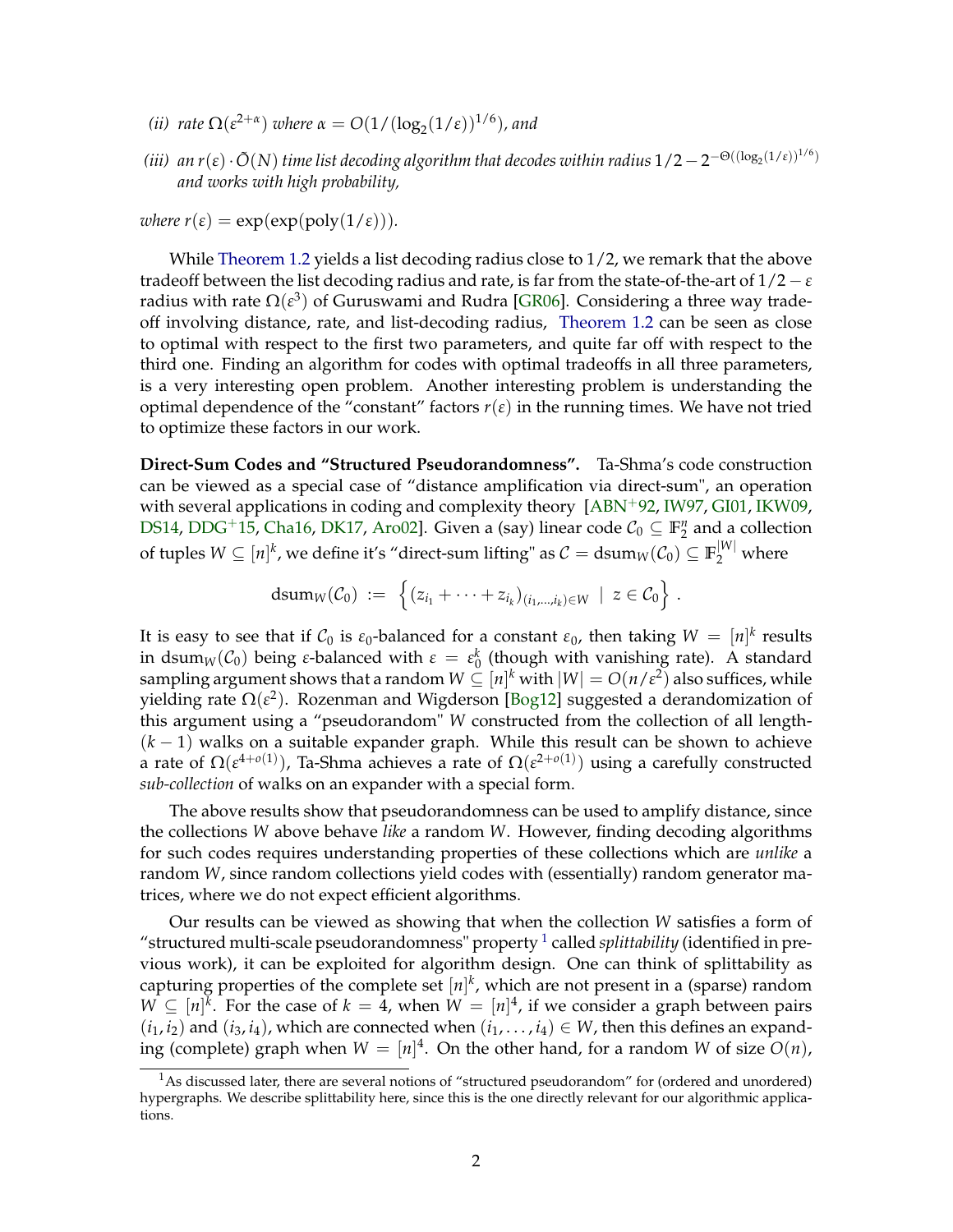*(ii)* *rate* $\Omega(\varepsilon^{2+\alpha})$ *where* $\alpha = O(1/(\log_2(1/\varepsilon))^{1/6})$*, and*

*(iii)* *an* $r(\varepsilon) \cdot \tilde{O}(N)$ *time list decoding algorithm that decodes within radius* $1/2 - 2^{-\Theta((\log_2(1/\varepsilon))^{1/6})}$ *and works with high probability,*

*where* $r(\varepsilon) = \exp(\exp(\mathrm{poly}(1/\varepsilon)))$.

While Theorem 1.2 yields a list decoding radius close to $1/2$, we remark that the above tradeoff between the list decoding radius and rate, is far from the state-of-the-art of $1/2 - \varepsilon$ radius with rate $\Omega(\varepsilon^3)$ of Guruswami and Rudra [GR06]. Considering a three way tradeoff involving distance, rate, and list-decoding radius, Theorem 1.2 can be seen as close to optimal with respect to the first two parameters, and quite far off with respect to the third one. Finding an algorithm for codes with optimal tradeoffs in all three parameters, is a very interesting open problem. Another interesting problem is understanding the optimal dependence of the "constant" factors $r(\varepsilon)$ in the running times. We have not tried to optimize these factors in our work.

**Direct-Sum Codes and "Structured Pseudorandomness".** Ta-Shma's code construction can be viewed as a special case of "distance amplification via direct-sum", an operation with several applications in coding and complexity theory [ABN+92, IW97, GI01, IKW09, DS14, DDG+15, Cha16, DK17, Aro02]. Given a (say) linear code $\mathcal{C}_0 \subseteq \mathbb{F}_2^n$ and a collection of tuples $W \subseteq [n]^k$, we define it's "direct-sum lifting" as $\mathcal{C} = \mathrm{dsum}_W(\mathcal{C}_0) \subseteq \mathbb{F}_2^{|W|}$ where

$$\mathrm{dsum}_W(\mathcal{C}_0) \;:=\; \left\{ (z_{i_1} + \cdots + z_{i_k})_{(i_1,\ldots,i_k)\in W} \;\middle|\; z \in \mathcal{C}_0 \right\} .$$

It is easy to see that if $\mathcal{C}_0$ is $\varepsilon_0$-balanced for a constant $\varepsilon_0$, then taking $W = [n]^k$ results in $\mathrm{dsum}_W(\mathcal{C}_0)$ being $\varepsilon$-balanced with $\varepsilon = \varepsilon_0^k$ (though with vanishing rate). A standard sampling argument shows that a random $W \subseteq [n]^k$ with $|W| = O(n/\varepsilon^2)$ also suffices, while yielding rate $\Omega(\varepsilon^2)$. Rozenman and Wigderson [Bog12] suggested a derandomization of this argument using a "pseudorandom" $W$ constructed from the collection of all length-$(k-1)$ walks on a suitable expander graph. While this result can be shown to achieve a rate of $\Omega(\varepsilon^{4+o(1)})$, Ta-Shma achieves a rate of $\Omega(\varepsilon^{2+o(1)})$ using a carefully constructed *sub-collection* of walks on an expander with a special form.

The above results show that pseudorandomness can be used to amplify distance, since the collections $W$ above behave *like* a random $W$. However, finding decoding algorithms for such codes requires understanding properties of these collections which are *unlike* a random $W$, since random collections yield codes with (essentially) random generator matrices, where we do not expect efficient algorithms.

Our results can be viewed as showing that when the collection $W$ satisfies a form of "structured multi-scale pseudorandomness" property [1] called *splittability* (identified in previous work), it can be exploited for algorithm design. One can think of splittability as capturing properties of the complete set $[n]^k$, which are not present in a (sparse) random $W \subseteq [n]^k$. For the case of $k = 4$, when $W = [n]^4$, if we consider a graph between pairs $(i_1, i_2)$ and $(i_3, i_4)$, which are connected when $(i_1, \ldots, i_4) \in W$, then this defines an expanding (complete) graph when $W = [n]^4$. On the other hand, for a random $W$ of size $O(n)$,

[1] As discussed later, there are several notions of "structured pseudorandom" for (ordered and unordered) hypergraphs. We describe splittability here, since this is the one directly relevant for our algorithmic applications.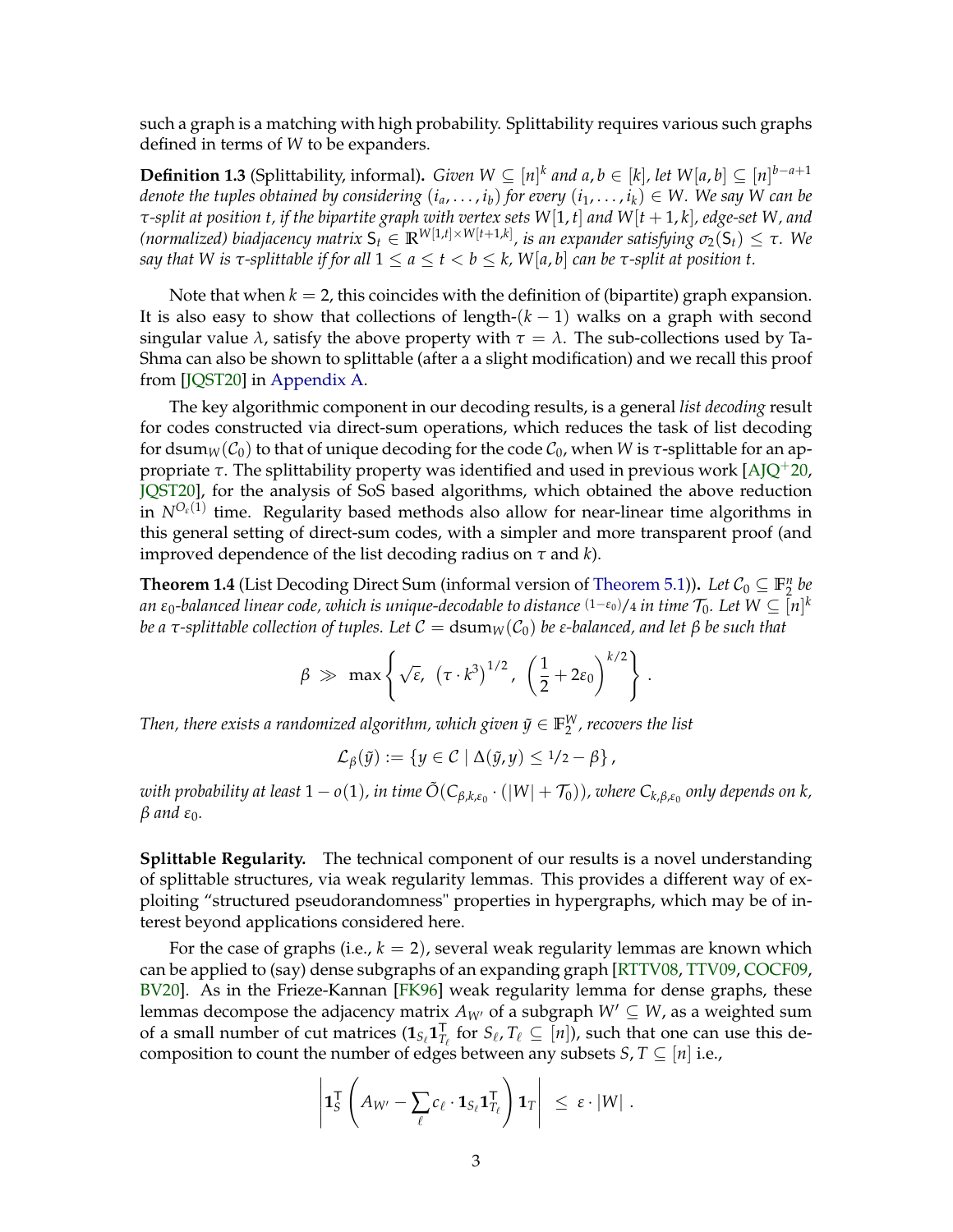such a graph is a matching with high probability. Splittability requires various such graphs defined in terms of $W$ to be expanders.

**Definition 1.3** (Splittability, informal)**.** *Given $W \subseteq [n]^k$ and $a, b \in [k]$, let $W[a,b] \subseteq [n]^{b-a+1}$ denote the tuples obtained by considering $(i_a, \ldots, i_b)$ for every $(i_1, \ldots, i_k) \in W$. We say $W$ can be $\tau$-split at position $t$, if the bipartite graph with vertex sets $W[1,t]$ and $W[t+1,k]$, edge-set $W$, and (normalized) biadjacency matrix $\mathsf{S}_t \in \mathbb{R}^{W[1,t] \times W[t+1,k]}$, is an expander satisfying $\sigma_2(\mathsf{S}_t) \leq \tau$. We say that $W$ is $\tau$-splittable if for all $1 \leq a \leq t < b \leq k$, $W[a,b]$ can be $\tau$-split at position $t$.*

Note that when $k = 2$, this coincides with the definition of (bipartite) graph expansion. It is also easy to show that collections of length-$(k-1)$ walks on a graph with second singular value $\lambda$, satisfy the above property with $\tau = \lambda$. The sub-collections used by Ta-Shma can also be shown to splittable (after a a slight modification) and we recall this proof from [JQST20] in Appendix A.

The key algorithmic component in our decoding results, is a general *list decoding* result for codes constructed via direct-sum operations, which reduces the task of list decoding for $\mathrm{dsum}_W(\mathcal{C}_0)$ to that of unique decoding for the code $\mathcal{C}_0$, when $W$ is $\tau$-splittable for an appropriate $\tau$. The splittability property was identified and used in previous work [AJQ+20, JQST20], for the analysis of SoS based algorithms, which obtained the above reduction in $N^{O_\varepsilon(1)}$ time. Regularity based methods also allow for near-linear time algorithms in this general setting of direct-sum codes, with a simpler and more transparent proof (and improved dependence of the list decoding radius on $\tau$ and $k$).

**Theorem 1.4** (List Decoding Direct Sum (informal version of Theorem 5.1))**.** *Let $\mathcal{C}_0 \subseteq \mathbb{F}_2^n$ be an $\varepsilon_0$-balanced linear code, which is unique-decodable to distance $(1-\varepsilon_0)/4$ in time $\mathcal{T}_0$. Let $W \subseteq [n]^k$ be a $\tau$-splittable collection of tuples. Let $\mathcal{C} = \mathrm{dsum}_W(\mathcal{C}_0)$ be $\varepsilon$-balanced, and let $\beta$ be such that*

$$\beta \gg \max\left\{ \sqrt{\varepsilon},\ \left(\tau \cdot k^3\right)^{1/2},\ \left(\frac{1}{2} + 2\varepsilon_0\right)^{k/2} \right\}.$$

*Then, there exists a randomized algorithm, which given $\tilde{y} \in \mathbb{F}_2^W$, recovers the list*

$$\mathcal{L}_\beta(\tilde{y}) := \left\{ y \in \mathcal{C} \mid \Delta(\tilde{y}, y) \leq 1/2 - \beta \right\},$$

*with probability at least $1 - o(1)$, in time $\tilde{O}(C_{\beta,k,\varepsilon_0} \cdot (|W| + \mathcal{T}_0))$, where $C_{k,\beta,\varepsilon_0}$ only depends on $k$, $\beta$ and $\varepsilon_0$.*

**Splittable Regularity.** The technical component of our results is a novel understanding of splittable structures, via weak regularity lemmas. This provides a different way of exploiting "structured pseudorandomness" properties in hypergraphs, which may be of interest beyond applications considered here.

For the case of graphs (i.e., $k = 2$), several weak regularity lemmas are known which can be applied to (say) dense subgraphs of an expanding graph [RTTV08, TTV09, COCF09, BV20]. As in the Frieze-Kannan [FK96] weak regularity lemma for dense graphs, these lemmas decompose the adjacency matrix $A_{W'}$ of a subgraph $W' \subseteq W$, as a weighted sum of a small number of cut matrices ($\mathbf{1}_{S_\ell}\mathbf{1}_{T_\ell}^{\mathsf{T}}$ for $S_\ell, T_\ell \subseteq [n]$), such that one can use this decomposition to count the number of edges between any subsets $S, T \subseteq [n]$ i.e.,

$$\left| \mathbf{1}_S^{\mathsf{T}} \left( A_{W'} - \sum_\ell c_\ell \cdot \mathbf{1}_{S_\ell}\mathbf{1}_{T_\ell}^{\mathsf{T}} \right) \mathbf{1}_T \right| \leq \varepsilon \cdot |W| .$$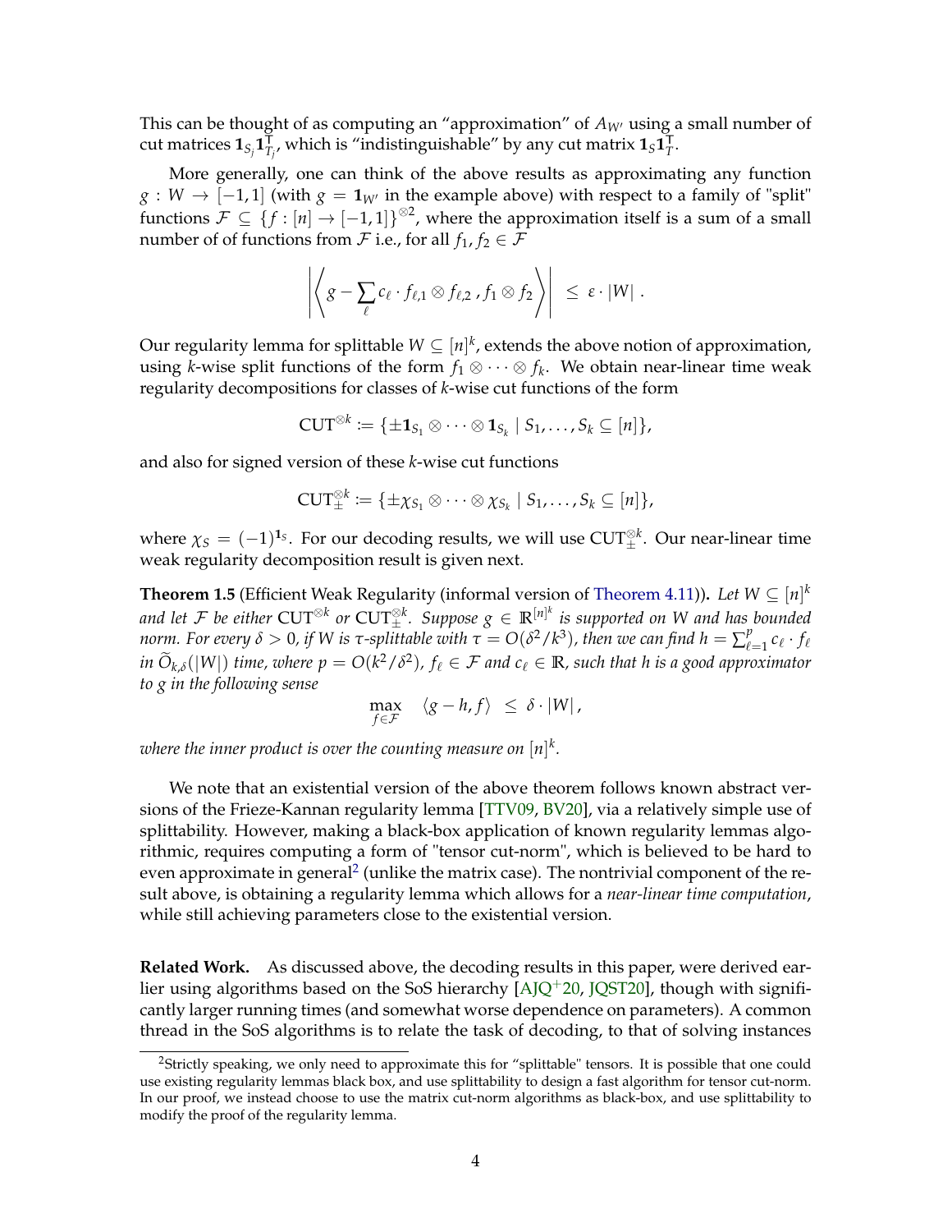This can be thought of as computing an "approximation" of $A_{W'}$ using a small number of cut matrices $\mathbf{1}_{S_j}\mathbf{1}_{T_j}^{\mathsf{T}}$, which is "indistinguishable" by any cut matrix $\mathbf{1}_S\mathbf{1}_T^{\mathsf{T}}$.

More generally, one can think of the above results as approximating any function $g : W \to [-1,1]$ (with $g = \mathbf{1}_{W'}$ in the example above) with respect to a family of "split" functions $\mathcal{F} \subseteq \{f : [n] \to [-1,1]\}^{\otimes 2}$, where the approximation itself is a sum of a small number of of functions from $\mathcal{F}$ i.e., for all $f_1, f_2 \in \mathcal{F}$

$$\left| \left\langle g - \sum_{\ell} c_\ell \cdot f_{\ell,1} \otimes f_{\ell,2} \, , f_1 \otimes f_2 \right\rangle \right| \;\leq\; \varepsilon \cdot |W| \; .$$

Our regularity lemma for splittable $W \subseteq [n]^k$, extends the above notion of approximation, using $k$-wise split functions of the form $f_1 \otimes \cdots \otimes f_k$. We obtain near-linear time weak regularity decompositions for classes of $k$-wise cut functions of the form

$$\mathrm{CUT}^{\otimes k} \coloneqq \{\pm \mathbf{1}_{S_1} \otimes \cdots \otimes \mathbf{1}_{S_k} \mid S_1, \ldots, S_k \subseteq [n]\},$$

and also for signed version of these $k$-wise cut functions

$$\mathrm{CUT}_{\pm}^{\otimes k} \coloneqq \{\pm \chi_{S_1} \otimes \cdots \otimes \chi_{S_k} \mid S_1, \ldots, S_k \subseteq [n]\},$$

where $\chi_S = (-1)^{\mathbf{1}_S}$. For our decoding results, we will use $\mathrm{CUT}_{\pm}^{\otimes k}$. Our near-linear time weak regularity decomposition result is given next.

**Theorem 1.5** (Efficient Weak Regularity (informal version of Theorem 4.11)). *Let $W \subseteq [n]^k$ and let $\mathcal{F}$ be either $\mathrm{CUT}^{\otimes k}$ or $\mathrm{CUT}_{\pm}^{\otimes k}$. Suppose $g \in \mathbb{R}^{[n]^k}$ is supported on $W$ and has bounded norm. For every $\delta > 0$, if $W$ is $\tau$-splittable with $\tau = O(\delta^2/k^3)$, then we can find $h = \sum_{\ell=1}^{p} c_\ell \cdot f_\ell$ in $\widetilde{O}_{k,\delta}(|W|)$ time, where $p = O(k^2/\delta^2)$, $f_\ell \in \mathcal{F}$ and $c_\ell \in \mathbb{R}$, such that $h$ is a good approximator to $g$ in the following sense*

$$\max_{f \in \mathcal{F}} \quad \langle g - h, f \rangle \;\leq\; \delta \cdot |W| \, ,$$

*where the inner product is over the counting measure on $[n]^k$.*

We note that an existential version of the above theorem follows known abstract versions of the Frieze-Kannan regularity lemma [TTV09, BV20], via a relatively simple use of splittability. However, making a black-box application of known regularity lemmas algorithmic, requires computing a form of "tensor cut-norm", which is believed to be hard to even approximate in general[2] (unlike the matrix case). The nontrivial component of the result above, is obtaining a regularity lemma which allows for a *near-linear time computation*, while still achieving parameters close to the existential version.

**Related Work.** As discussed above, the decoding results in this paper, were derived earlier using algorithms based on the SoS hierarchy [AJQ+20, JQST20], though with significantly larger running times (and somewhat worse dependence on parameters). A common thread in the SoS algorithms is to relate the task of decoding, to that of solving instances

[2] Strictly speaking, we only need to approximate this for "splittable" tensors. It is possible that one could use existing regularity lemmas black box, and use splittability to design a fast algorithm for tensor cut-norm. In our proof, we instead choose to use the matrix cut-norm algorithms as black-box, and use splittability to modify the proof of the regularity lemma.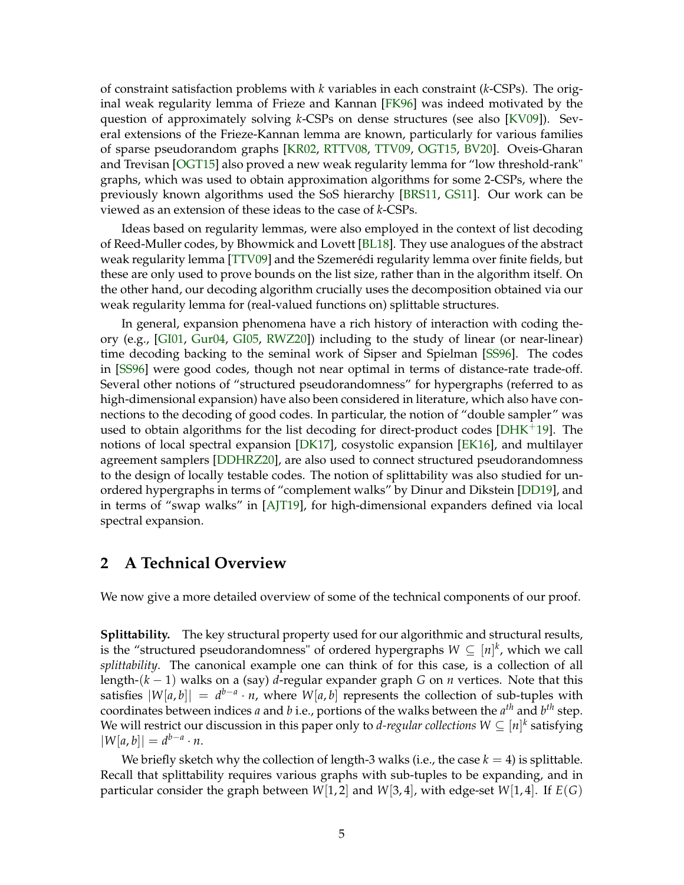of constraint satisfaction problems with $k$ variables in each constraint ($k$-CSPs). The original weak regularity lemma of Frieze and Kannan [FK96] was indeed motivated by the question of approximately solving $k$-CSPs on dense structures (see also [KV09]). Several extensions of the Frieze-Kannan lemma are known, particularly for various families of sparse pseudorandom graphs [KR02, RTTV08, TTV09, OGT15, BV20]. Oveis-Gharan and Trevisan [OGT15] also proved a new weak regularity lemma for "low threshold-rank" graphs, which was used to obtain approximation algorithms for some 2-CSPs, where the previously known algorithms used the SoS hierarchy [BRS11, GS11]. Our work can be viewed as an extension of these ideas to the case of $k$-CSPs.

Ideas based on regularity lemmas, were also employed in the context of list decoding of Reed-Muller codes, by Bhowmick and Lovett [BL18]. They use analogues of the abstract weak regularity lemma [TTV09] and the Szemerédi regularity lemma over finite fields, but these are only used to prove bounds on the list size, rather than in the algorithm itself. On the other hand, our decoding algorithm crucially uses the decomposition obtained via our weak regularity lemma for (real-valued functions on) splittable structures.

In general, expansion phenomena have a rich history of interaction with coding theory (e.g., [GI01, Gur04, GI05, RWZ20]) including to the study of linear (or near-linear) time decoding backing to the seminal work of Sipser and Spielman [SS96]. The codes in [SS96] were good codes, though not near optimal in terms of distance-rate trade-off. Several other notions of "structured pseudorandomness" for hypergraphs (referred to as high-dimensional expansion) have also been considered in literature, which also have connections to the decoding of good codes. In particular, the notion of "double sampler" was used to obtain algorithms for the list decoding for direct-product codes [DHK+19]. The notions of local spectral expansion [DK17], cosystolic expansion [EK16], and multilayer agreement samplers [DDHRZ20], are also used to connect structured pseudorandomness to the design of locally testable codes. The notion of splittability was also studied for unordered hypergraphs in terms of "complement walks" by Dinur and Dikstein [DD19], and in terms of "swap walks" in [AJT19], for high-dimensional expanders defined via local spectral expansion.

## 2 A Technical Overview

We now give a more detailed overview of some of the technical components of our proof.

**Splittability.** The key structural property used for our algorithmic and structural results, is the "structured pseudorandomness" of ordered hypergraphs $W \subseteq [n]^k$, which we call *splittability*. The canonical example one can think of for this case, is a collection of all length-$(k-1)$ walks on a (say) $d$-regular expander graph $G$ on $n$ vertices. Note that this satisfies $|W[a,b]| = d^{b-a} \cdot n$, where $W[a,b]$ represents the collection of sub-tuples with coordinates between indices $a$ and $b$ i.e., portions of the walks between the $a^{th}$ and $b^{th}$ step. We will restrict our discussion in this paper only to *$d$-regular collections* $W \subseteq [n]^k$ satisfying $|W[a,b]| = d^{b-a} \cdot n$.

We briefly sketch why the collection of length-3 walks (i.e., the case $k = 4$) is splittable. Recall that splittability requires various graphs with sub-tuples to be expanding, and in particular consider the graph between $W[1,2]$ and $W[3,4]$, with edge-set $W[1,4]$. If $E(G)$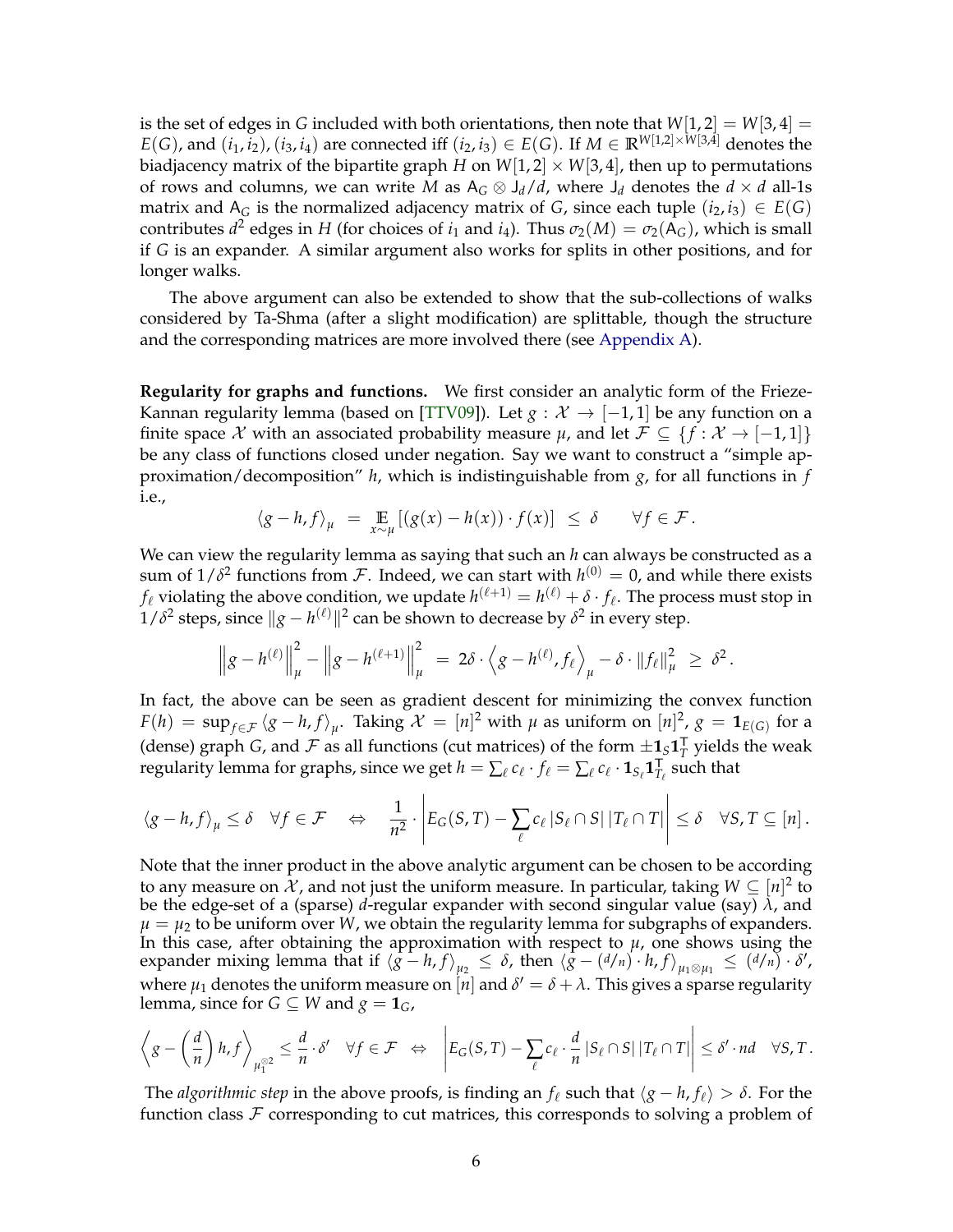is the set of edges in $G$ included with both orientations, then note that $W[1,2] = W[3,4] = E(G)$, and $(i_1, i_2), (i_3, i_4)$ are connected iff $(i_2, i_3) \in E(G)$. If $M \in \mathbb{R}^{W[1,2] \times W[3,4]}$ denotes the biadjacency matrix of the bipartite graph $H$ on $W[1,2] \times W[3,4]$, then up to permutations of rows and columns, we can write $M$ as $\mathsf{A}_G \otimes \mathsf{J}_d / d$, where $\mathsf{J}_d$ denotes the $d \times d$ all-1s matrix and $\mathsf{A}_G$ is the normalized adjacency matrix of $G$, since each tuple $(i_2, i_3) \in E(G)$ contributes $d^2$ edges in $H$ (for choices of $i_1$ and $i_4$). Thus $\sigma_2(M) = \sigma_2(\mathsf{A}_G)$, which is small if $G$ is an expander. A similar argument also works for splits in other positions, and for longer walks.

The above argument can also be extended to show that the sub-collections of walks considered by Ta-Shma (after a slight modification) are splittable, though the structure and the corresponding matrices are more involved there (see Appendix A).

**Regularity for graphs and functions.** We first consider an analytic form of the Frieze-Kannan regularity lemma (based on [TTV09]). Let $g : \mathcal{X} \to [-1, 1]$ be any function on a finite space $\mathcal{X}$ with an associated probability measure $\mu$, and let $\mathcal{F} \subseteq \{f : \mathcal{X} \to [-1, 1]\}$ be any class of functions closed under negation. Say we want to construct a "simple approximation/decomposition" $h$, which is indistinguishable from $g$, for all functions in $f$ i.e.,

$$\langle g - h, f \rangle_\mu \;=\; \mathop{\mathbb{E}}_{x \sim \mu} [(g(x) - h(x)) \cdot f(x)] \;\le\; \delta \qquad \forall f \in \mathcal{F}\,.$$

We can view the regularity lemma as saying that such an $h$ can always be constructed as a sum of $1/\delta^2$ functions from $\mathcal{F}$. Indeed, we can start with $h^{(0)} = 0$, and while there exists $f_\ell$ violating the above condition, we update $h^{(\ell+1)} = h^{(\ell)} + \delta \cdot f_\ell$. The process must stop in $1/\delta^2$ steps, since $\|g - h^{(\ell)}\|^2$ can be shown to decrease by $\delta^2$ in every step.

$$\left\| g - h^{(\ell)} \right\|_\mu^2 - \left\| g - h^{(\ell+1)} \right\|_\mu^2 \;=\; 2\delta \cdot \left\langle g - h^{(\ell)}, f_\ell \right\rangle_\mu - \delta \cdot \|f_\ell\|_\mu^2 \;\ge\; \delta^2\,.$$

In fact, the above can be seen as gradient descent for minimizing the convex function $F(h) = \sup_{f \in \mathcal{F}} \langle g - h, f \rangle_\mu$. Taking $\mathcal{X} = [n]^2$ with $\mu$ as uniform on $[n]^2$, $g = \mathbf{1}_{E(G)}$ for a (dense) graph $G$, and $\mathcal{F}$ as all functions (cut matrices) of the form $\pm \mathbf{1}_S \mathbf{1}_T^{\mathsf{T}}$ yields the weak regularity lemma for graphs, since we get $h = \sum_\ell c_\ell \cdot f_\ell = \sum_\ell c_\ell \cdot \mathbf{1}_{S_\ell} \mathbf{1}_{T_\ell}^{\mathsf{T}}$ such that

$$\langle g - h, f \rangle_\mu \le \delta \quad \forall f \in \mathcal{F} \quad \Leftrightarrow \quad \frac{1}{n^2} \cdot \left| E_G(S, T) - \sum_\ell c_\ell \, |S_\ell \cap S| \, |T_\ell \cap T| \right| \le \delta \quad \forall S, T \subseteq [n]\,.$$

Note that the inner product in the above analytic argument can be chosen to be according to any measure on $\mathcal{X}$, and not just the uniform measure. In particular, taking $W \subseteq [n]^2$ to be the edge-set of a (sparse) $d$-regular expander with second singular value (say) $\lambda$, and $\mu = \mu_2$ to be uniform over $W$, we obtain the regularity lemma for subgraphs of expanders. In this case, after obtaining the approximation with respect to $\mu$, one shows using the expander mixing lemma that if $\langle g - h, f \rangle_{\mu_2} \le \delta$, then $\langle g - (d/n) \cdot h, f \rangle_{\mu_1 \otimes \mu_1} \le (d/n) \cdot \delta'$, where $\mu_1$ denotes the uniform measure on $[n]$ and $\delta' = \delta + \lambda$. This gives a sparse regularity lemma, since for $G \subseteq W$ and $g = \mathbf{1}_G$,

$$\left\langle g - \left(\frac{d}{n}\right) h, f \right\rangle_{\mu_1^{\otimes 2}} \le \frac{d}{n} \cdot \delta' \quad \forall f \in \mathcal{F} \quad \Leftrightarrow \quad \left| E_G(S, T) - \sum_\ell c_\ell \cdot \frac{d}{n} \, |S_\ell \cap S| \, |T_\ell \cap T| \right| \le \delta' \cdot nd \quad \forall S, T\,.$$

The *algorithmic step* in the above proofs, is finding an $f_\ell$ such that $\langle g - h, f_\ell \rangle > \delta$. For the function class $\mathcal{F}$ corresponding to cut matrices, this corresponds to solving a problem of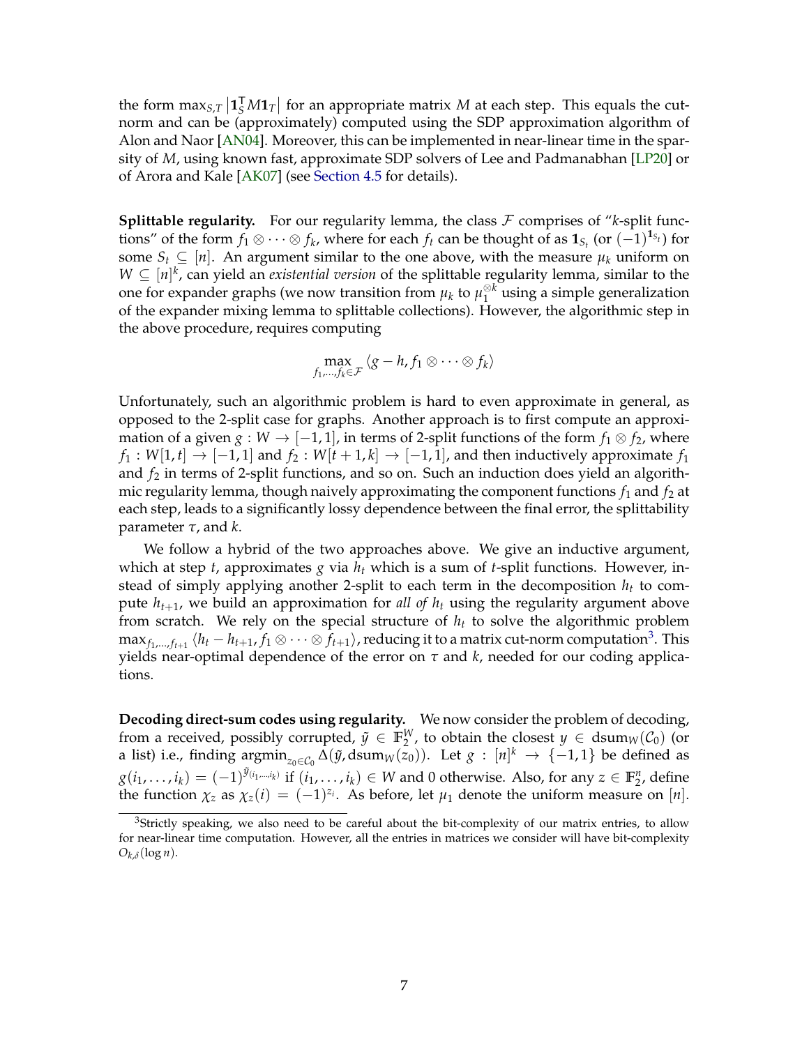the form $\max_{S,T} \left|\mathbf{1}_S^{\mathsf{T}} M \mathbf{1}_T\right|$ for an appropriate matrix $M$ at each step. This equals the cut-norm and can be (approximately) computed using the SDP approximation algorithm of Alon and Naor [AN04]. Moreover, this can be implemented in near-linear time in the sparsity of $M$, using known fast, approximate SDP solvers of Lee and Padmanabhan [LP20] or of Arora and Kale [AK07] (see Section 4.5 for details).

**Splittable regularity.** For our regularity lemma, the class $\mathcal{F}$ comprises of "$k$-split functions" of the form $f_1 \otimes \cdots \otimes f_k$, where for each $f_t$ can be thought of as $\mathbf{1}_{S_t}$ (or $(-1)^{\mathbf{1}_{S_t}}$) for some $S_t \subseteq [n]$. An argument similar to the one above, with the measure $\mu_k$ uniform on $W \subseteq [n]^k$, can yield an *existential version* of the splittable regularity lemma, similar to the one for expander graphs (we now transition from $\mu_k$ to $\mu_1^{\otimes k}$ using a simple generalization of the expander mixing lemma to splittable collections). However, the algorithmic step in the above procedure, requires computing

$$\max_{f_1,\ldots,f_k \in \mathcal{F}} \langle g - h, f_1 \otimes \cdots \otimes f_k \rangle$$

Unfortunately, such an algorithmic problem is hard to even approximate in general, as opposed to the 2-split case for graphs. Another approach is to first compute an approximation of a given $g : W \to [-1,1]$, in terms of 2-split functions of the form $f_1 \otimes f_2$, where $f_1 : W[1,t] \to [-1,1]$ and $f_2 : W[t+1,k] \to [-1,1]$, and then inductively approximate $f_1$ and $f_2$ in terms of 2-split functions, and so on. Such an induction does yield an algorithmic regularity lemma, though naively approximating the component functions $f_1$ and $f_2$ at each step, leads to a significantly lossy dependence between the final error, the splittability parameter $\tau$, and $k$.

We follow a hybrid of the two approaches above. We give an inductive argument, which at step $t$, approximates $g$ via $h_t$ which is a sum of $t$-split functions. However, instead of simply applying another 2-split to each term in the decomposition $h_t$ to compute $h_{t+1}$, we build an approximation for *all of* $h_t$ using the regularity argument above from scratch. We rely on the special structure of $h_t$ to solve the algorithmic problem $\max_{f_1,\ldots,f_{t+1}} \langle h_t - h_{t+1}, f_1 \otimes \cdots \otimes f_{t+1} \rangle$, reducing it to a matrix cut-norm computation[3]. This yields near-optimal dependence of the error on $\tau$ and $k$, needed for our coding applications.

**Decoding direct-sum codes using regularity.** We now consider the problem of decoding, from a received, possibly corrupted, $\tilde{y} \in \mathbb{F}_2^W$, to obtain the closest $y \in \operatorname{dsum}_W(\mathcal{C}_0)$ (or a list) i.e., finding $\operatorname{argmin}_{z_0 \in \mathcal{C}_0} \Delta(\tilde{y}, \operatorname{dsum}_W(z_0))$. Let $g : [n]^k \to \{-1, 1\}$ be defined as $g(i_1, \ldots, i_k) = (-1)^{\tilde{y}_{(i_1,\ldots,i_k)}}$ if $(i_1, \ldots, i_k) \in W$ and 0 otherwise. Also, for any $z \in \mathbb{F}_2^n$, define the function $\chi_z$ as $\chi_z(i) = (-1)^{z_i}$. As before, let $\mu_1$ denote the uniform measure on $[n]$.

[3] Strictly speaking, we also need to be careful about the bit-complexity of our matrix entries, to allow for near-linear time computation. However, all the entries in matrices we consider will have bit-complexity $O_{k,\delta}(\log n)$.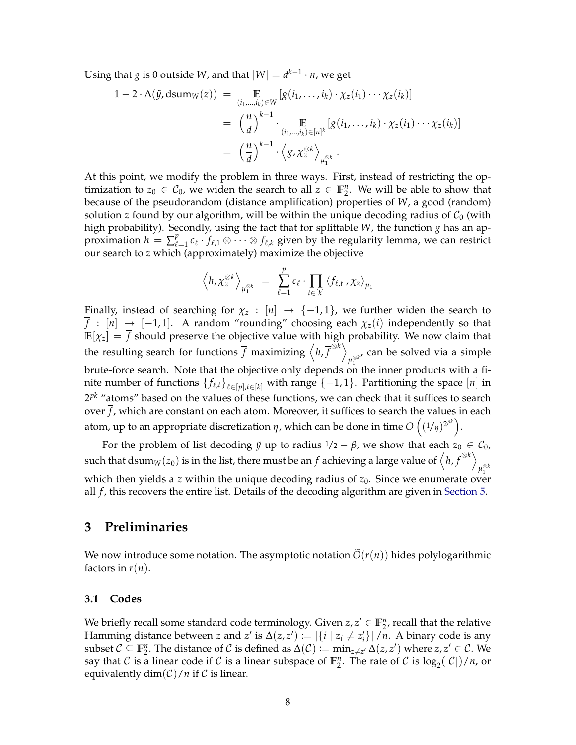Using that $g$ is 0 outside $W$, and that $|W| = d^{k-1} \cdot n$, we get

$$
\begin{aligned}
1 - 2 \cdot \Delta(\tilde{y}, \mathrm{dsum}_W(z)) &= \mathop{\mathbb{E}}_{(i_1,\ldots,i_k)\in W} \left[ g(i_1, \ldots, i_k) \cdot \chi_z(i_1) \cdots \chi_z(i_k) \right] \\
&= \left(\frac{n}{d}\right)^{k-1} \cdot \mathop{\mathbb{E}}_{(i_1,\ldots,i_k)\in [n]^k} \left[ g(i_1, \ldots, i_k) \cdot \chi_z(i_1) \cdots \chi_z(i_k) \right] \\
&= \left(\frac{n}{d}\right)^{k-1} \cdot \left\langle g, \chi_z^{\otimes k} \right\rangle_{\mu_1^{\otimes k}} .
\end{aligned}
$$

At this point, we modify the problem in three ways. First, instead of restricting the optimization to $z_0 \in \mathcal{C}_0$, we widen the search to all $z \in \mathbb{F}_2^n$. We will be able to show that because of the pseudorandom (distance amplification) properties of $W$, a good (random) solution $z$ found by our algorithm, will be within the unique decoding radius of $\mathcal{C}_0$ (with high probability). Secondly, using the fact that for splittable $W$, the function $g$ has an approximation $h = \sum_{\ell=1}^{p} c_\ell \cdot f_{\ell,1} \otimes \cdots \otimes f_{\ell,k}$ given by the regularity lemma, we can restrict our search to $z$ which (approximately) maximize the objective

$$
\left\langle h, \chi_z^{\otimes k} \right\rangle_{\mu_1^{\otimes k}} = \sum_{\ell=1}^{p} c_\ell \cdot \prod_{t \in [k]} \langle f_{\ell,t}, \chi_z \rangle_{\mu_1}
$$

Finally, instead of searching for $\chi_z : [n] \to \{-1, 1\}$, we further widen the search to $\overline{f} : [n] \to [-1, 1]$. A random "rounding" choosing each $\chi_z(i)$ independently so that $\mathbb{E}[\chi_z] = \overline{f}$ should preserve the objective value with high probability. We now claim that the resulting search for functions $\overline{f}$ maximizing $\left\langle h, \overline{f}^{\otimes k} \right\rangle_{\mu_1^{\otimes k}}$, can be solved via a simple brute-force search. Note that the objective only depends on the inner products with a finite number of functions $\{f_{\ell,t}\}_{\ell \in [p], t \in [k]}$ with range $\{-1, 1\}$. Partitioning the space $[n]$ in $2^{pk}$ "atoms" based on the values of these functions, we can check that it suffices to search over $\overline{f}$, which are constant on each atom. Moreover, it suffices to search the values in each atom, up to an appropriate discretization $\eta$, which can be done in time $O\left( (1/\eta)^{2^{pk}} \right)$.

For the problem of list decoding $\tilde{y}$ up to radius $1/2 - \beta$, we show that each $z_0 \in \mathcal{C}_0$, such that $\mathrm{dsum}_W(z_0)$ is in the list, there must be an $\overline{f}$ achieving a large value of $\left\langle h, \overline{f}^{\otimes k} \right\rangle_{\mu_1^{\otimes k}}$ which then yields a $z$ within the unique decoding radius of $z_0$. Since we enumerate over all $\overline{f}$, this recovers the entire list. Details of the decoding algorithm are given in Section 5.

# 3 Preliminaries

We now introduce some notation. The asymptotic notation $\widetilde{O}(r(n))$ hides polylogarithmic factors in $r(n)$.

## 3.1 Codes

We briefly recall some standard code terminology. Given $z, z' \in \mathbb{F}_2^n$, recall that the relative Hamming distance between $z$ and $z'$ is $\Delta(z, z') := |\{i \mid z_i \neq z'_i\}| / n$. A binary code is any subset $\mathcal{C} \subseteq \mathbb{F}_2^n$. The distance of $\mathcal{C}$ is defined as $\Delta(\mathcal{C}) := \min_{z \neq z'} \Delta(z, z')$ where $z, z' \in \mathcal{C}$. We say that $\mathcal{C}$ is a linear code if $\mathcal{C}$ is a linear subspace of $\mathbb{F}_2^n$. The rate of $\mathcal{C}$ is $\log_2(|\mathcal{C}|)/n$, or equivalently $\dim(\mathcal{C})/n$ if $\mathcal{C}$ is linear.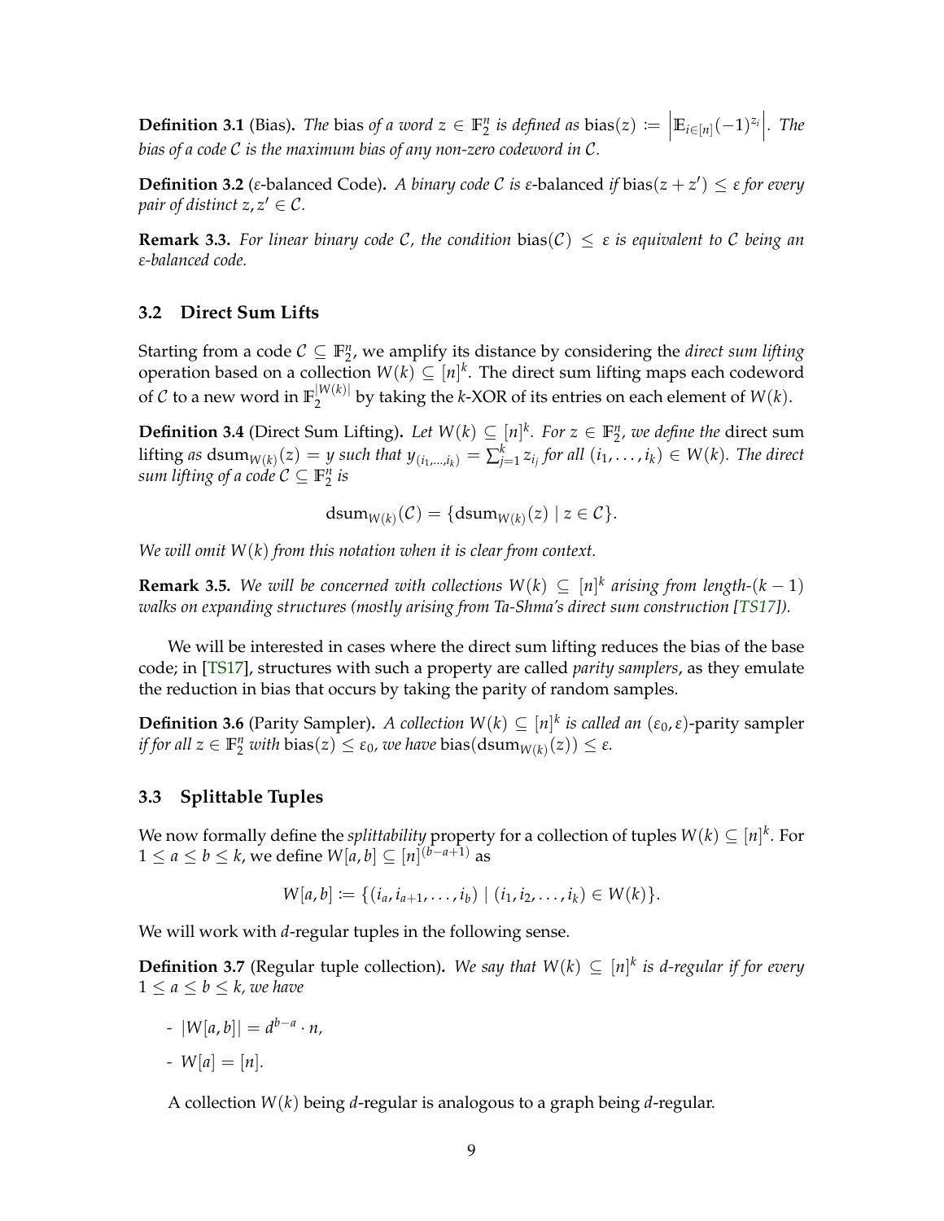**Definition 3.1** (Bias)**.** *The* bias *of a word $z \in \mathbb{F}_2^n$ is defined as* $\text{bias}(z) := \left|\mathbb{E}_{i\in[n]}(-1)^{z_i}\right|$*. The bias of a code $\mathcal{C}$ is the maximum bias of any non-zero codeword in $\mathcal{C}$.*

**Definition 3.2** ($\varepsilon$-balanced Code)**.** *A binary code $\mathcal{C}$ is $\varepsilon$-*balanced *if* $\text{bias}(z + z') \leq \varepsilon$ *for every pair of distinct $z, z' \in \mathcal{C}$.*

**Remark 3.3.** *For linear binary code $\mathcal{C}$, the condition* $\text{bias}(\mathcal{C}) \leq \varepsilon$ *is equivalent to $\mathcal{C}$ being an $\varepsilon$-balanced code.*

### 3.2 Direct Sum Lifts

Starting from a code $\mathcal{C} \subseteq \mathbb{F}_2^n$, we amplify its distance by considering the *direct sum lifting* operation based on a collection $W(k) \subseteq [n]^k$. The direct sum lifting maps each codeword of $\mathcal{C}$ to a new word in $\mathbb{F}_2^{|W(k)|}$ by taking the $k$-XOR of its entries on each element of $W(k)$.

**Definition 3.4** (Direct Sum Lifting)**.** *Let $W(k) \subseteq [n]^k$. For $z \in \mathbb{F}_2^n$, we define the* direct sum lifting *as* $\text{dsum}_{W(k)}(z) = y$ *such that* $y_{(i_1,\ldots,i_k)} = \sum_{j=1}^{k} z_{i_j}$ *for all $(i_1, \ldots, i_k) \in W(k)$. The direct sum lifting of a code $\mathcal{C} \subseteq \mathbb{F}_2^n$ is*

$$\text{dsum}_{W(k)}(\mathcal{C}) = \{\text{dsum}_{W(k)}(z) \mid z \in \mathcal{C}\}.$$

*We will omit $W(k)$ from this notation when it is clear from context.*

**Remark 3.5.** *We will be concerned with collections $W(k) \subseteq [n]^k$ arising from length-$(k-1)$ walks on expanding structures (mostly arising from Ta-Shma's direct sum construction [TS17]).*

We will be interested in cases where the direct sum lifting reduces the bias of the base code; in [TS17], structures with such a property are called *parity samplers*, as they emulate the reduction in bias that occurs by taking the parity of random samples.

**Definition 3.6** (Parity Sampler)**.** *A collection $W(k) \subseteq [n]^k$ is called an $(\varepsilon_0, \varepsilon)$-*parity sampler *if for all $z \in \mathbb{F}_2^n$ with* $\text{bias}(z) \leq \varepsilon_0$*, we have* $\text{bias}(\text{dsum}_{W(k)}(z)) \leq \varepsilon$*.*

### 3.3 Splittable Tuples

We now formally define the *splittability* property for a collection of tuples $W(k) \subseteq [n]^k$. For $1 \leq a \leq b \leq k$, we define $W[a,b] \subseteq [n]^{(b-a+1)}$ as

$$W[a,b] := \{(i_a, i_{a+1}, \ldots, i_b) \mid (i_1, i_2, \ldots, i_k) \in W(k)\}.$$

We will work with $d$-regular tuples in the following sense.

**Definition 3.7** (Regular tuple collection)**.** *We say that $W(k) \subseteq [n]^k$ is $d$-regular if for every $1 \leq a \leq b \leq k$, we have*

- $|W[a,b]| = d^{b-a} \cdot n$,
- $W[a] = [n]$.

A collection $W(k)$ being $d$-regular is analogous to a graph being $d$-regular.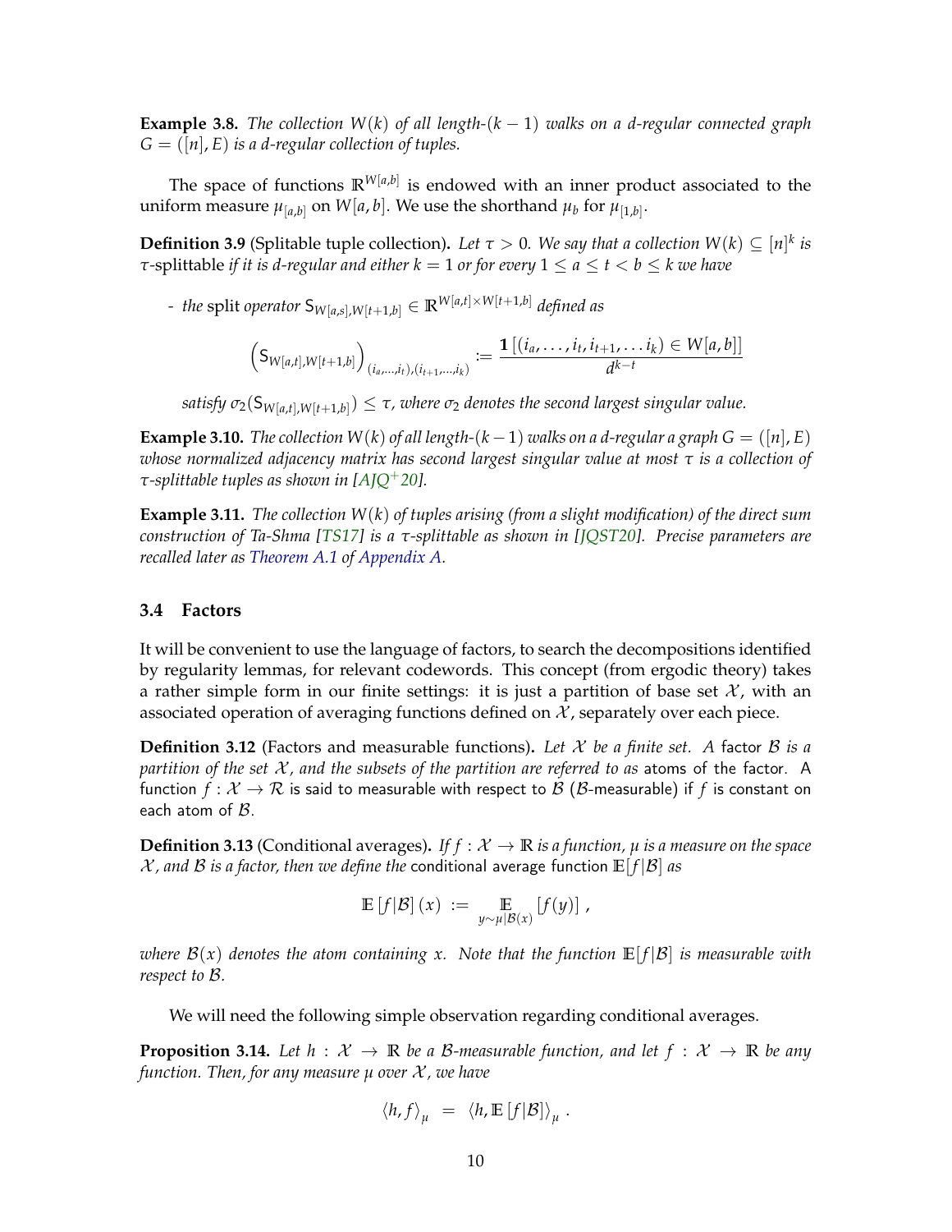**Example 3.8.** *The collection $W(k)$ of all length-$(k-1)$ walks on a $d$-regular connected graph $G = ([n], E)$ is a $d$-regular collection of tuples.*

The space of functions $\mathbb{R}^{W[a,b]}$ is endowed with an inner product associated to the uniform measure $\mu_{[a,b]}$ on $W[a,b]$. We use the shorthand $\mu_b$ for $\mu_{[1,b]}$.

**Definition 3.9** (Splitable tuple collection)**.** *Let $\tau > 0$. We say that a collection $W(k) \subseteq [n]^k$ is* $\tau$-splittable *if it is $d$-regular and either $k = 1$ or for every $1 \leq a \leq t < b \leq k$ we have*

- *the* split *operator $\mathsf{S}_{W[a,s],W[t+1,b]} \in \mathbb{R}^{W[a,t] \times W[t+1,b]}$ defined as*

$$\left(\mathsf{S}_{W[a,t],W[t+1,b]}\right)_{(i_a,\ldots,i_t),(i_{t+1},\ldots,i_k)} := \frac{\mathbf{1}\left[(i_a,\ldots,i_t,i_{t+1},\ldots i_k) \in W[a,b]\right]}{d^{k-t}}$$

*satisfy $\sigma_2(\mathsf{S}_{W[a,t],W[t+1,b]}) \leq \tau$, where $\sigma_2$ denotes the second largest singular value.*

**Example 3.10.** *The collection $W(k)$ of all length-$(k-1)$ walks on a $d$-regular a graph $G = ([n], E)$ whose normalized adjacency matrix has second largest singular value at most $\tau$ is a collection of $\tau$-splittable tuples as shown in [AJQ+20].*

**Example 3.11.** *The collection $W(k)$ of tuples arising (from a slight modification) of the direct sum construction of Ta-Shma [TS17] is a $\tau$-splittable as shown in [JQST20]. Precise parameters are recalled later as Theorem A.1 of Appendix A.*

### 3.4 Factors

It will be convenient to use the language of factors, to search the decompositions identified by regularity lemmas, for relevant codewords. This concept (from ergodic theory) takes a rather simple form in our finite settings: it is just a partition of base set $\mathcal{X}$, with an associated operation of averaging functions defined on $\mathcal{X}$, separately over each piece.

**Definition 3.12** (Factors and measurable functions)**.** *Let $\mathcal{X}$ be a finite set. A* factor *$\mathcal{B}$ is a partition of the set $\mathcal{X}$, and the subsets of the partition are referred to as* atoms *of the factor.* A function $f : \mathcal{X} \to \mathcal{R}$ is said to measurable with respect to $\mathcal{B}$ ($\mathcal{B}$-measurable) if $f$ is constant on each atom of $\mathcal{B}$.

**Definition 3.13** (Conditional averages)**.** *If $f : \mathcal{X} \to \mathbb{R}$ is a function, $\mu$ is a measure on the space $\mathcal{X}$, and $\mathcal{B}$ is a factor, then we define the* conditional average function *$\mathbb{E}[f|\mathcal{B}]$ as*

$$\mathbb{E}\left[f|\mathcal{B}\right](x) := \mathop{\mathbb{E}}_{y \sim \mu|\mathcal{B}(x)}\left[f(y)\right],$$

*where $\mathcal{B}(x)$ denotes the atom containing $x$. Note that the function $\mathbb{E}[f|\mathcal{B}]$ is measurable with respect to $\mathcal{B}$.*

We will need the following simple observation regarding conditional averages.

**Proposition 3.14.** *Let $h : \mathcal{X} \to \mathbb{R}$ be a $\mathcal{B}$-measurable function, and let $f : \mathcal{X} \to \mathbb{R}$ be any function. Then, for any measure $\mu$ over $\mathcal{X}$, we have*

$$\langle h, f \rangle_\mu = \langle h, \mathbb{E}\left[f|\mathcal{B}\right] \rangle_\mu .$$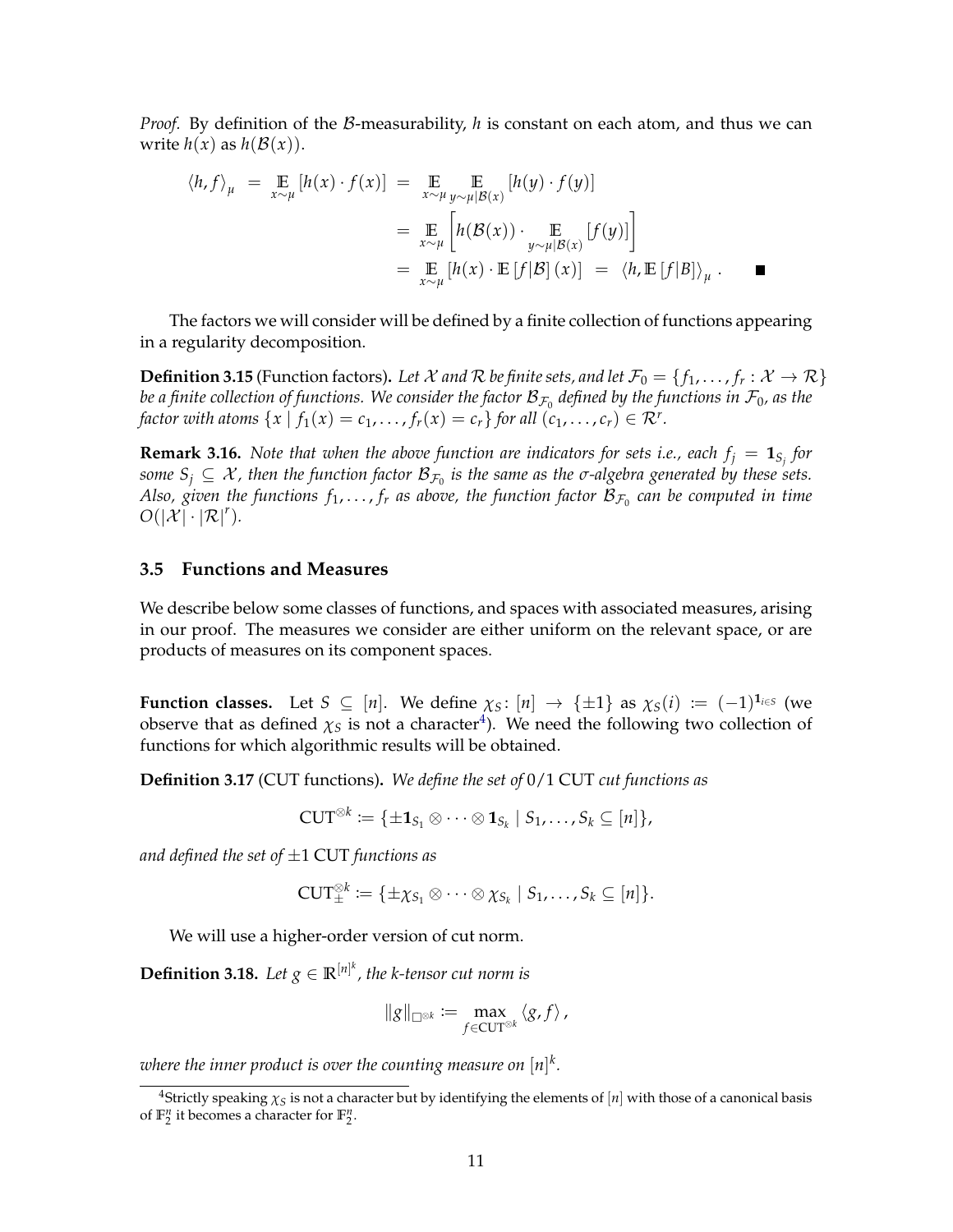*Proof.* By definition of the $\mathcal{B}$-measurability, $h$ is constant on each atom, and thus we can write $h(x)$ as $h(\mathcal{B}(x))$.

$$
\begin{aligned}
\langle h, f \rangle_\mu &= \mathop{\mathbb{E}}_{x \sim \mu} [h(x) \cdot f(x)] = \mathop{\mathbb{E}}_{x \sim \mu} \mathop{\mathbb{E}}_{y \sim \mu | \mathcal{B}(x)} [h(y) \cdot f(y)] \\
&= \mathop{\mathbb{E}}_{x \sim \mu} \left[ h(\mathcal{B}(x)) \cdot \mathop{\mathbb{E}}_{y \sim \mu | \mathcal{B}(x)} [f(y)] \right] \\
&= \mathop{\mathbb{E}}_{x \sim \mu} [h(x) \cdot \mathbb{E}[f | \mathcal{B}](x)] = \langle h, \mathbb{E}[f|B] \rangle_\mu . \qquad \blacksquare
\end{aligned}
$$

The factors we will consider will be defined by a finite collection of functions appearing in a regularity decomposition.

**Definition 3.15** (Function factors)**.** *Let $\mathcal{X}$ and $\mathcal{R}$ be finite sets, and let $\mathcal{F}_0 = \{f_1, \ldots, f_r : \mathcal{X} \to \mathcal{R}\}$ be a finite collection of functions. We consider the factor $\mathcal{B}_{\mathcal{F}_0}$ defined by the functions in $\mathcal{F}_0$, as the factor with atoms $\{x \mid f_1(x) = c_1, \ldots, f_r(x) = c_r\}$ for all $(c_1, \ldots, c_r) \in \mathcal{R}^r$.*

**Remark 3.16.** *Note that when the above function are indicators for sets i.e., each $f_j = \mathbf{1}_{S_j}$ for some $S_j \subseteq \mathcal{X}$, then the function factor $\mathcal{B}_{\mathcal{F}_0}$ is the same as the $\sigma$-algebra generated by these sets. Also, given the functions $f_1, \ldots, f_r$ as above, the function factor $\mathcal{B}_{\mathcal{F}_0}$ can be computed in time $O(|\mathcal{X}| \cdot |\mathcal{R}|^r)$.*

### 3.5 Functions and Measures

We describe below some classes of functions, and spaces with associated measures, arising in our proof. The measures we consider are either uniform on the relevant space, or are products of measures on its component spaces.

**Function classes.** Let $S \subseteq [n]$. We define $\chi_S \colon [n] \to \{\pm 1\}$ as $\chi_S(i) := (-1)^{\mathbf{1}_{i \in S}}$ (we observe that as defined $\chi_S$ is not a character[4]). We need the following two collection of functions for which algorithmic results will be obtained.

**Definition 3.17** (CUT functions)**.** *We define the set of* $0/1$ CUT *cut functions as*

$$
\mathrm{CUT}^{\otimes k} := \{\pm \mathbf{1}_{S_1} \otimes \cdots \otimes \mathbf{1}_{S_k} \mid S_1, \ldots, S_k \subseteq [n]\},
$$

*and defined the set of* $\pm 1$ CUT *functions as*

$$
\mathrm{CUT}_{\pm}^{\otimes k} := \{\pm \chi_{S_1} \otimes \cdots \otimes \chi_{S_k} \mid S_1, \ldots, S_k \subseteq [n]\}.
$$

We will use a higher-order version of cut norm.

**Definition 3.18.** *Let $g \in \mathbb{R}^{[n]^k}$, the k-tensor cut norm is*

$$
\|g\|_{\square^{\otimes k}} := \max_{f \in \mathrm{CUT}^{\otimes k}} \langle g, f \rangle ,
$$

*where the inner product is over the counting measure on $[n]^k$.*

---

[4] Strictly speaking $\chi_S$ is not a character but by identifying the elements of $[n]$ with those of a canonical basis of $\mathbb{F}_2^n$ it becomes a character for $\mathbb{F}_2^n$.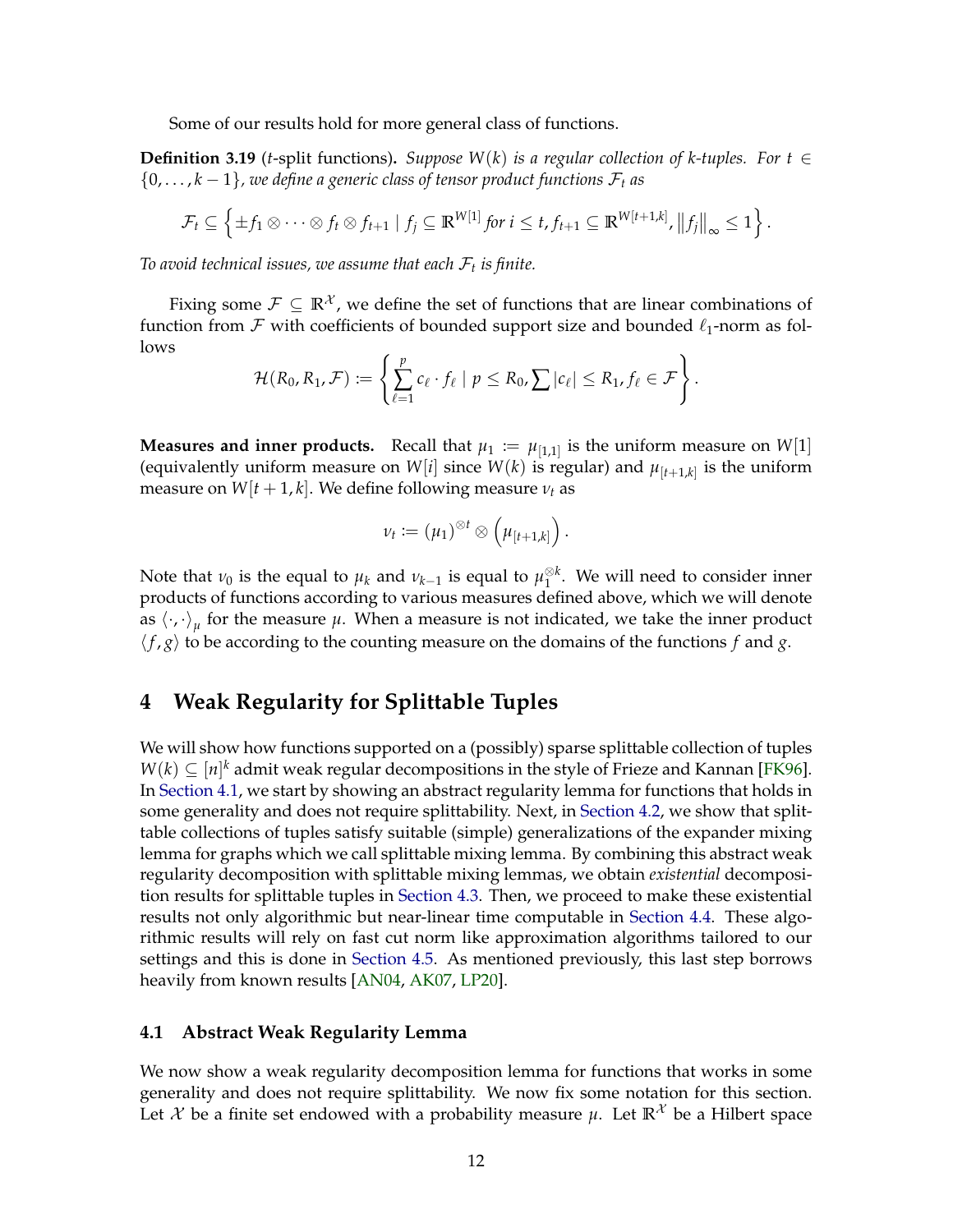Some of our results hold for more general class of functions.

**Definition 3.19** (*t*-split functions)**.** *Suppose $W(k)$ is a regular collection of $k$-tuples. For $t \in \{0, \dots, k-1\}$, we define a generic class of tensor product functions $\mathcal{F}_t$ as*

$$\mathcal{F}_t \subseteq \left\{ \pm f_1 \otimes \cdots \otimes f_t \otimes f_{t+1} \mid f_j \subseteq \mathbb{R}^{W[1]} \text{ for } i \leq t, f_{t+1} \subseteq \mathbb{R}^{W[t+1,k]}, \left\|f_j\right\|_\infty \leq 1 \right\}.$$

*To avoid technical issues, we assume that each $\mathcal{F}_t$ is finite.*

Fixing some $\mathcal{F} \subseteq \mathbb{R}^{\mathcal{X}}$, we define the set of functions that are linear combinations of function from $\mathcal{F}$ with coefficients of bounded support size and bounded $\ell_1$-norm as follows

$$\mathcal{H}(R_0, R_1, \mathcal{F}) := \left\{ \sum_{\ell=1}^{p} c_\ell \cdot f_\ell \mid p \leq R_0, \sum |c_\ell| \leq R_1, f_\ell \in \mathcal{F} \right\}.$$

**Measures and inner products.** Recall that $\mu_1 := \mu_{[1,1]}$ is the uniform measure on $W[1]$ (equivalently uniform measure on $W[i]$ since $W(k)$ is regular) and $\mu_{[t+1,k]}$ is the uniform measure on $W[t+1,k]$. We define following measure $\nu_t$ as

$$\nu_t := (\mu_1)^{\otimes t} \otimes \left(\mu_{[t+1,k]}\right).$$

Note that $\nu_0$ is the equal to $\mu_k$ and $\nu_{k-1}$ is equal to $\mu_1^{\otimes k}$. We will need to consider inner products of functions according to various measures defined above, which we will denote as $\langle \cdot, \cdot \rangle_\mu$ for the measure $\mu$. When a measure is not indicated, we take the inner product $\langle f, g \rangle$ to be according to the counting measure on the domains of the functions $f$ and $g$.

# 4 Weak Regularity for Splittable Tuples

We will show how functions supported on a (possibly) sparse splittable collection of tuples $W(k) \subseteq [n]^k$ admit weak regular decompositions in the style of Frieze and Kannan [FK96]. In Section 4.1, we start by showing an abstract regularity lemma for functions that holds in some generality and does not require splittability. Next, in Section 4.2, we show that splittable collections of tuples satisfy suitable (simple) generalizations of the expander mixing lemma for graphs which we call splittable mixing lemma. By combining this abstract weak regularity decomposition with splittable mixing lemmas, we obtain *existential* decomposition results for splittable tuples in Section 4.3. Then, we proceed to make these existential results not only algorithmic but near-linear time computable in Section 4.4. These algorithmic results will rely on fast cut norm like approximation algorithms tailored to our settings and this is done in Section 4.5. As mentioned previously, this last step borrows heavily from known results [AN04, AK07, LP20].

## 4.1 Abstract Weak Regularity Lemma

We now show a weak regularity decomposition lemma for functions that works in some generality and does not require splittability. We now fix some notation for this section. Let $\mathcal{X}$ be a finite set endowed with a probability measure $\mu$. Let $\mathbb{R}^{\mathcal{X}}$ be a Hilbert space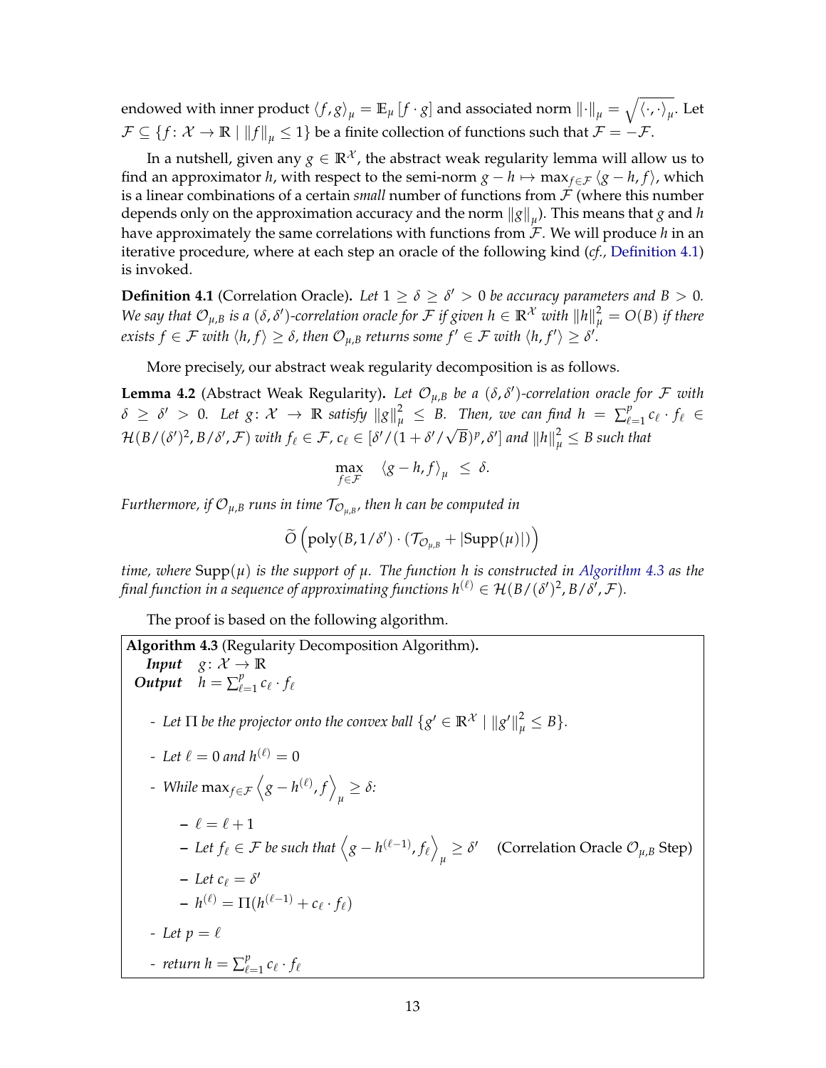endowed with inner product $\langle f, g \rangle_\mu = \mathbb{E}_\mu [f \cdot g]$ and associated norm $\|\cdot\|_\mu = \sqrt{\langle \cdot, \cdot \rangle_\mu}$. Let $\mathcal{F} \subseteq \{f : \mathcal{X} \to \mathbb{R} \mid \|f\|_\mu \le 1\}$ be a finite collection of functions such that $\mathcal{F} = -\mathcal{F}$.

In a nutshell, given any $g \in \mathbb{R}^{\mathcal{X}}$, the abstract weak regularity lemma will allow us to find an approximator $h$, with respect to the semi-norm $g - h \mapsto \max_{f \in \mathcal{F}} \langle g - h, f \rangle$, which is a linear combinations of a certain *small* number of functions from $\mathcal{F}$ (where this number depends only on the approximation accuracy and the norm $\|g\|_\mu$). This means that $g$ and $h$ have approximately the same correlations with functions from $\mathcal{F}$. We will produce $h$ in an iterative procedure, where at each step an oracle of the following kind (*cf.*, Definition 4.1) is invoked.

**Definition 4.1** (Correlation Oracle). *Let $1 \ge \delta \ge \delta' > 0$ be accuracy parameters and $B > 0$. We say that $\mathcal{O}_{\mu,B}$ is a $(\delta, \delta')$-correlation oracle for $\mathcal{F}$ if given $h \in \mathbb{R}^{\mathcal{X}}$ with $\|h\|_\mu^2 = O(B)$ if there exists $f \in \mathcal{F}$ with $\langle h, f \rangle \ge \delta$, then $\mathcal{O}_{\mu,B}$ returns some $f' \in \mathcal{F}$ with $\langle h, f' \rangle \ge \delta'$.*

More precisely, our abstract weak regularity decomposition is as follows.

**Lemma 4.2** (Abstract Weak Regularity). *Let $\mathcal{O}_{\mu,B}$ be a $(\delta, \delta')$-correlation oracle for $\mathcal{F}$ with $\delta \ge \delta' > 0$. Let $g : \mathcal{X} \to \mathbb{R}$ satisfy $\|g\|_\mu^2 \le B$. Then, we can find $h = \sum_{\ell=1}^{p} c_\ell \cdot f_\ell \in \mathcal{H}(B/(\delta')^2, B/\delta', \mathcal{F})$ with $f_\ell \in \mathcal{F}$, $c_\ell \in [\delta'/(1 + \delta'/\sqrt{B})^p, \delta']$ and $\|h\|_\mu^2 \le B$ such that*

$$\max_{f \in \mathcal{F}} \quad \langle g - h, f \rangle_\mu \ \le \ \delta.$$

*Furthermore, if $\mathcal{O}_{\mu,B}$ runs in time $\mathcal{T}_{\mathcal{O}_{\mu,B}}$, then $h$ can be computed in*

$$\widetilde{O}\left(\mathrm{poly}(B, 1/\delta') \cdot (\mathcal{T}_{\mathcal{O}_{\mu,B}} + |\mathrm{Supp}(\mu)|)\right)$$

*time, where $\mathrm{Supp}(\mu)$ is the support of $\mu$. The function $h$ is constructed in Algorithm 4.3 as the final function in a sequence of approximating functions $h^{(\ell)} \in \mathcal{H}(B/(\delta')^2, B/\delta', \mathcal{F})$.*

The proof is based on the following algorithm.

**Algorithm 4.3** (Regularity Decomposition Algorithm).

***Input*** $g : \mathcal{X} \to \mathbb{R}$

***Output*** $h = \sum_{\ell=1}^{p} c_\ell \cdot f_\ell$

- *Let $\Pi$ be the projector onto the convex ball $\{g' \in \mathbb{R}^{\mathcal{X}} \mid \|g'\|_\mu^2 \le B\}$.*
- *Let $\ell = 0$ and $h^{(\ell)} = 0$*
- *While $\max_{f \in \mathcal{F}} \left\langle g - h^{(\ell)}, f \right\rangle_\mu \ge \delta$:*
  - *$\ell = \ell + 1$*
  - *Let $f_\ell \in \mathcal{F}$ be such that $\left\langle g - h^{(\ell-1)}, f_\ell \right\rangle_\mu \ge \delta'$* (Correlation Oracle $\mathcal{O}_{\mu,B}$ Step)
  - *Let $c_\ell = \delta'$*
  - *$h^{(\ell)} = \Pi(h^{(\ell-1)} + c_\ell \cdot f_\ell)$*
- *Let $p = \ell$*
- *return $h = \sum_{\ell=1}^{p} c_\ell \cdot f_\ell$*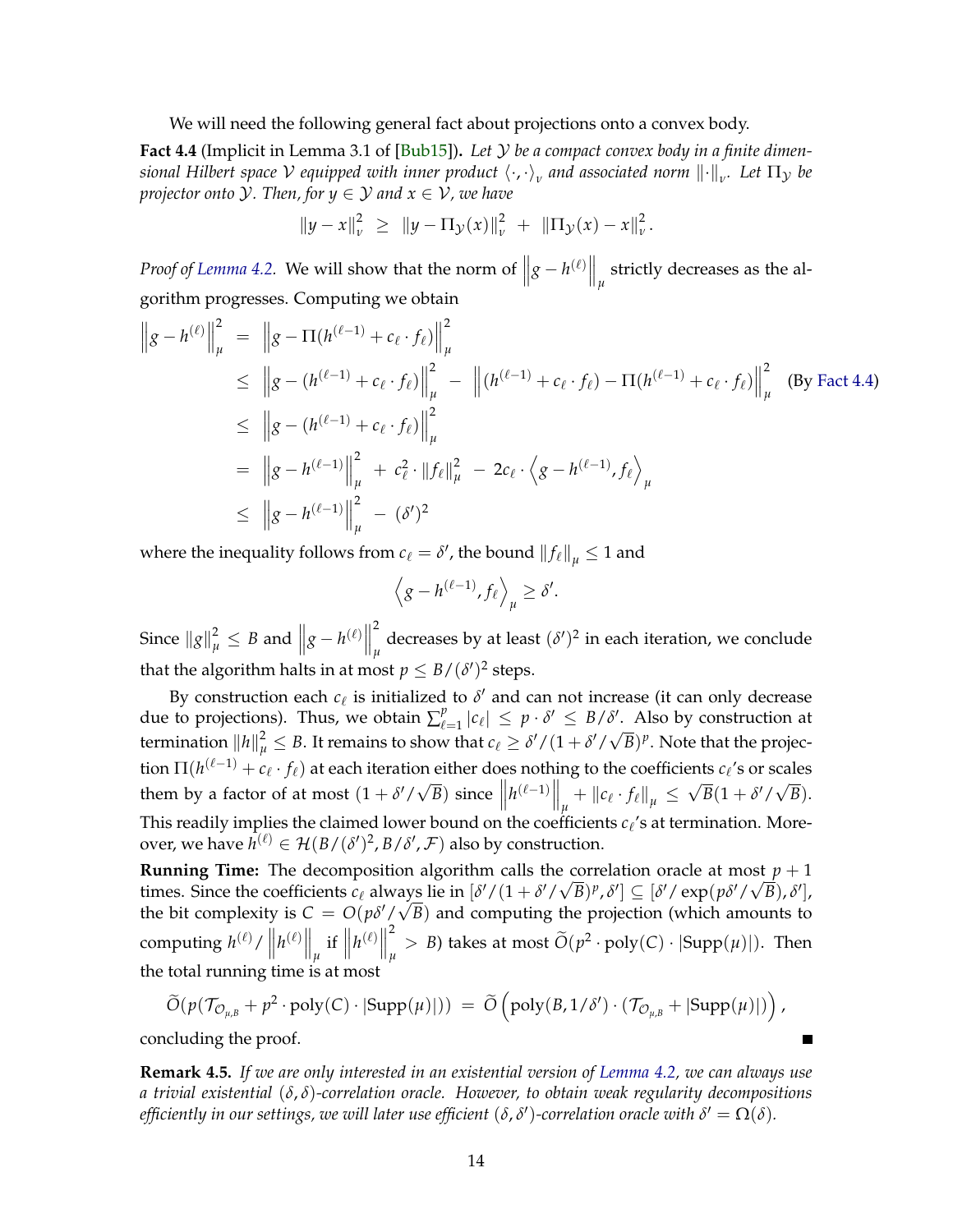We will need the following general fact about projections onto a convex body.

**Fact 4.4** (Implicit in Lemma 3.1 of [Bub15])**.** *Let $\mathcal{Y}$ be a compact convex body in a finite dimensional Hilbert space $\mathcal{V}$ equipped with inner product $\langle \cdot, \cdot \rangle_\nu$ and associated norm $\|\cdot\|_\nu$. Let $\Pi_\mathcal{Y}$ be projector onto $\mathcal{Y}$. Then, for $y \in \mathcal{Y}$ and $x \in \mathcal{V}$, we have*

$$\|y - x\|_\nu^2 \;\geq\; \|y - \Pi_\mathcal{Y}(x)\|_\nu^2 \;+\; \|\Pi_\mathcal{Y}(x) - x\|_\nu^2 .$$

*Proof of Lemma 4.2.* We will show that the norm of $\left\|g - h^{(\ell)}\right\|_\mu$ strictly decreases as the algorithm progresses. Computing we obtain

$$\begin{aligned}
\left\|g - h^{(\ell)}\right\|_\mu^2 &= \left\|g - \Pi(h^{(\ell-1)} + c_\ell \cdot f_\ell)\right\|_\mu^2 \\
&\leq \left\|g - (h^{(\ell-1)} + c_\ell \cdot f_\ell)\right\|_\mu^2 - \left\|(h^{(\ell-1)} + c_\ell \cdot f_\ell) - \Pi(h^{(\ell-1)} + c_\ell \cdot f_\ell)\right\|_\mu^2 \quad \text{(By Fact 4.4)} \\
&\leq \left\|g - (h^{(\ell-1)} + c_\ell \cdot f_\ell)\right\|_\mu^2 \\
&= \left\|g - h^{(\ell-1)}\right\|_\mu^2 + c_\ell^2 \cdot \|f_\ell\|_\mu^2 - 2c_\ell \cdot \left\langle g - h^{(\ell-1)}, f_\ell \right\rangle_\mu \\
&\leq \left\|g - h^{(\ell-1)}\right\|_\mu^2 - (\delta')^2
\end{aligned}$$

where the inequality follows from $c_\ell = \delta'$, the bound $\|f_\ell\|_\mu \leq 1$ and

$$\left\langle g - h^{(\ell-1)}, f_\ell \right\rangle_\mu \geq \delta'.$$

Since $\|g\|_\mu^2 \leq B$ and $\left\|g - h^{(\ell)}\right\|_\mu^2$ decreases by at least $(\delta')^2$ in each iteration, we conclude that the algorithm halts in at most $p \leq B/(\delta')^2$ steps.

By construction each $c_\ell$ is initialized to $\delta'$ and can not increase (it can only decrease due to projections). Thus, we obtain $\sum_{\ell=1}^p |c_\ell| \leq p \cdot \delta' \leq B/\delta'$. Also by construction at termination $\|h\|_\mu^2 \leq B$. It remains to show that $c_\ell \geq \delta'/(1 + \delta'/\sqrt{B})^p$. Note that the projection $\Pi(h^{(\ell-1)} + c_\ell \cdot f_\ell)$ at each iteration either does nothing to the coefficients $c_\ell$'s or scales them by a factor of at most $(1 + \delta'/\sqrt{B})$ since $\left\|h^{(\ell-1)}\right\|_\mu + \|c_\ell \cdot f_\ell\|_\mu \leq \sqrt{B}(1 + \delta'/\sqrt{B})$. This readily implies the claimed lower bound on the coefficients $c_\ell$'s at termination. Moreover, we have $h^{(\ell)} \in \mathcal{H}(B/(\delta')^2, B/\delta', \mathcal{F})$ also by construction.

**Running Time:** The decomposition algorithm calls the correlation oracle at most $p + 1$ times. Since the coefficients $c_\ell$ always lie in $[\delta'/(1 + \delta'/\sqrt{B})^p, \delta'] \subseteq [\delta'/\exp(p\delta'/\sqrt{B}), \delta']$, the bit complexity is $C = O(p\delta'/\sqrt{B})$ and computing the projection (which amounts to computing $h^{(\ell)}/\left\|h^{(\ell)}\right\|_\mu$ if $\left\|h^{(\ell)}\right\|_\mu^2 > B$) takes at most $\widetilde{O}(p^2 \cdot \mathrm{poly}(C) \cdot |\mathrm{Supp}(\mu)|)$. Then the total running time is at most

$$\widetilde{O}(p(\mathcal{T}_{\mathcal{O}_{\mu,B}} + p^2 \cdot \mathrm{poly}(C) \cdot |\mathrm{Supp}(\mu)|)) \;=\; \widetilde{O}\left(\mathrm{poly}(B, 1/\delta') \cdot (\mathcal{T}_{\mathcal{O}_{\mu,B}} + |\mathrm{Supp}(\mu)|)\right),$$

concluding the proof. ■

**Remark 4.5.** *If we are only interested in an existential version of Lemma 4.2, we can always use a trivial existential $(\delta, \delta)$-correlation oracle. However, to obtain weak regularity decompositions efficiently in our settings, we will later use efficient $(\delta, \delta')$-correlation oracle with $\delta' = \Omega(\delta)$.*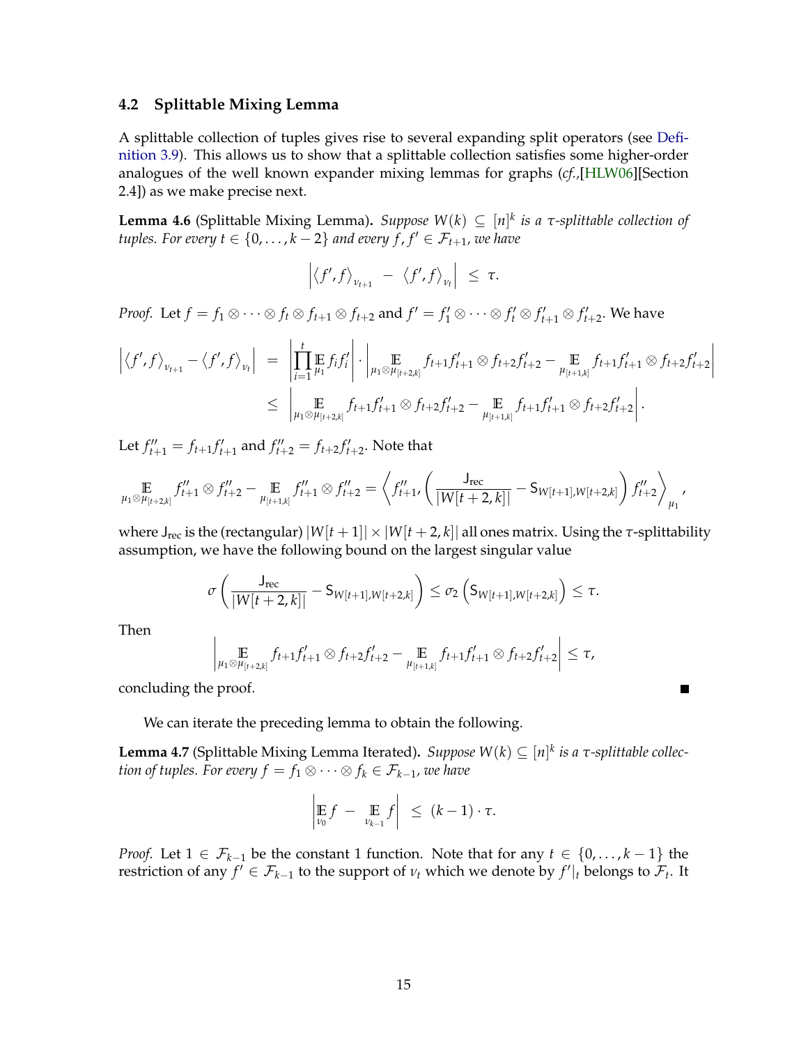### 4.2 Splittable Mixing Lemma

A splittable collection of tuples gives rise to several expanding split operators (see Definition 3.9). This allows us to show that a splittable collection satisfies some higher-order analogues of the well known expander mixing lemmas for graphs (*cf.*,[HLW06][Section 2.4]) as we make precise next.

**Lemma 4.6** (Splittable Mixing Lemma). *Suppose $W(k) \subseteq [n]^k$ is a $\tau$-splittable collection of tuples. For every $t \in \{0, \ldots, k-2\}$ and every $f, f' \in \mathcal{F}_{t+1}$, we have*

$$\left| \left\langle f', f \right\rangle_{\nu_{t+1}} \; - \; \left\langle f', f \right\rangle_{\nu_t} \right| \;\leq\; \tau.$$

*Proof.* Let $f = f_1 \otimes \cdots \otimes f_t \otimes f_{t+1} \otimes f_{t+2}$ and $f' = f'_1 \otimes \cdots \otimes f'_t \otimes f'_{t+1} \otimes f'_{t+2}$. We have

$$\begin{aligned}
\left| \left\langle f', f \right\rangle_{\nu_{t+1}} - \left\langle f', f \right\rangle_{\nu_t} \right| \;&=\; \left| \prod_{i=1}^{t} \mathop{\mathbb{E}}_{\mu_1} f_i f'_i \right| \cdot \left| \mathop{\mathbb{E}}_{\mu_1 \otimes \mu_{[t+2,k]}} f_{t+1} f'_{t+1} \otimes f_{t+2} f'_{t+2} - \mathop{\mathbb{E}}_{\mu_{[t+1,k]}} f_{t+1} f'_{t+1} \otimes f_{t+2} f'_{t+2} \right| \\
&\leq\; \left| \mathop{\mathbb{E}}_{\mu_1 \otimes \mu_{[t+2,k]}} f_{t+1} f'_{t+1} \otimes f_{t+2} f'_{t+2} - \mathop{\mathbb{E}}_{\mu_{[t+1,k]}} f_{t+1} f'_{t+1} \otimes f_{t+2} f'_{t+2} \right|.
\end{aligned}$$

Let $f''_{t+1} = f_{t+1} f'_{t+1}$ and $f''_{t+2} = f_{t+2} f'_{t+2}$. Note that

$$\mathop{\mathbb{E}}_{\mu_1 \otimes \mu_{[t+2,k]}} f''_{t+1} \otimes f''_{t+2} - \mathop{\mathbb{E}}_{\mu_{[t+1,k]}} f''_{t+1} \otimes f''_{t+2} = \left\langle f''_{t+1}, \left( \frac{\mathsf{J}_{\text{rec}}}{|W[t+2,k]|} - \mathsf{S}_{W[t+1],W[t+2,k]} \right) f''_{t+2} \right\rangle_{\mu_1},$$

where $\mathsf{J}_{\text{rec}}$ is the (rectangular) $|W[t+1]| \times |W[t+2,k]|$ all ones matrix. Using the $\tau$-splittability assumption, we have the following bound on the largest singular value

$$\sigma\left( \frac{\mathsf{J}_{\text{rec}}}{|W[t+2,k]|} - \mathsf{S}_{W[t+1],W[t+2,k]} \right) \leq \sigma_2\left( \mathsf{S}_{W[t+1],W[t+2,k]} \right) \leq \tau.$$

Then

$$\left| \mathop{\mathbb{E}}_{\mu_1 \otimes \mu_{[t+2,k]}} f_{t+1} f'_{t+1} \otimes f_{t+2} f'_{t+2} - \mathop{\mathbb{E}}_{\mu_{[t+1,k]}} f_{t+1} f'_{t+1} \otimes f_{t+2} f'_{t+2} \right| \leq \tau,$$

concluding the proof. ∎

We can iterate the preceding lemma to obtain the following.

**Lemma 4.7** (Splittable Mixing Lemma Iterated). *Suppose $W(k) \subseteq [n]^k$ is a $\tau$-splittable collection of tuples. For every $f = f_1 \otimes \cdots \otimes f_k \in \mathcal{F}_{k-1}$, we have*

$$\left| \mathop{\mathbb{E}}_{\nu_0} f \; - \; \mathop{\mathbb{E}}_{\nu_{k-1}} f \right| \;\leq\; (k-1) \cdot \tau.$$

*Proof.* Let $1 \in \mathcal{F}_{k-1}$ be the constant 1 function. Note that for any $t \in \{0, \ldots, k-1\}$ the restriction of any $f' \in \mathcal{F}_{k-1}$ to the support of $\nu_t$ which we denote by $f'|_t$ belongs to $\mathcal{F}_t$. It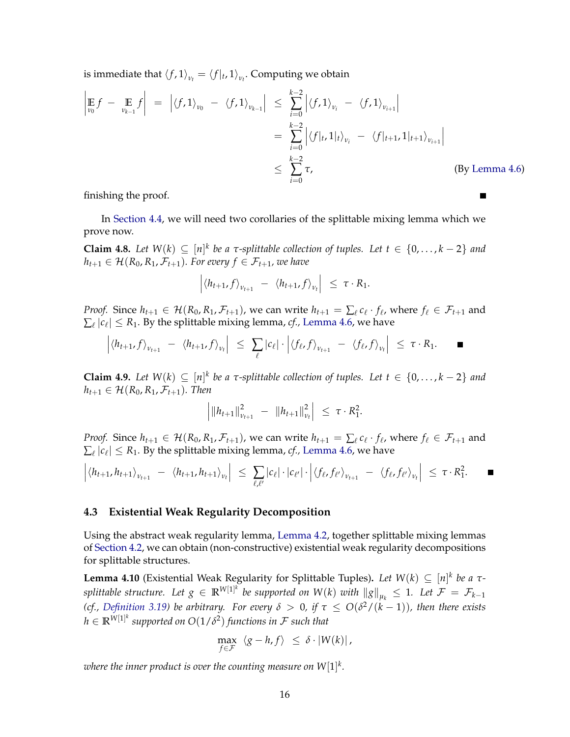is immediate that $\langle f, 1 \rangle_{\nu_t} = \langle f|_t, 1 \rangle_{\nu_t}$. Computing we obtain

$$
\begin{aligned}
\left| \mathop{\mathbb{E}}_{\nu_0} f - \mathop{\mathbb{E}}_{\nu_{k-1}} f \right| &= \left| \langle f, 1 \rangle_{\nu_0} - \langle f, 1 \rangle_{\nu_{k-1}} \right| \leq \sum_{i=0}^{k-2} \left| \langle f, 1 \rangle_{\nu_i} - \langle f, 1 \rangle_{\nu_{i+1}} \right| \\
&= \sum_{i=0}^{k-2} \left| \langle f|_t, 1|_t \rangle_{\nu_i} - \langle f|_{t+1}, 1|_{t+1} \rangle_{\nu_{i+1}} \right| \\
&\leq \sum_{i=0}^{k-2} \tau, \qquad \text{(By Lemma 4.6)}
\end{aligned}
$$

finishing the proof. ∎

In Section 4.4, we will need two corollaries of the splittable mixing lemma which we prove now.

**Claim 4.8.** *Let $W(k) \subseteq [n]^k$ be a $\tau$-splittable collection of tuples. Let $t \in \{0, \dots, k-2\}$ and $h_{t+1} \in \mathcal{H}(R_0, R_1, \mathcal{F}_{t+1})$. For every $f \in \mathcal{F}_{t+1}$, we have*

$$
\left| \langle h_{t+1}, f \rangle_{\nu_{t+1}} - \langle h_{t+1}, f \rangle_{\nu_t} \right| \leq \tau \cdot R_1.
$$

*Proof.* Since $h_{t+1} \in \mathcal{H}(R_0, R_1, \mathcal{F}_{t+1})$, we can write $h_{t+1} = \sum_\ell c_\ell \cdot f_\ell$, where $f_\ell \in \mathcal{F}_{t+1}$ and $\sum_\ell |c_\ell| \leq R_1$. By the splittable mixing lemma, *cf.,* Lemma 4.6, we have

$$
\left| \langle h_{t+1}, f \rangle_{\nu_{t+1}} - \langle h_{t+1}, f \rangle_{\nu_t} \right| \leq \sum_\ell |c_\ell| \cdot \left| \langle f_\ell, f \rangle_{\nu_{t+1}} - \langle f_\ell, f \rangle_{\nu_t} \right| \leq \tau \cdot R_1. \quad ∎
$$

**Claim 4.9.** *Let $W(k) \subseteq [n]^k$ be a $\tau$-splittable collection of tuples. Let $t \in \{0, \dots, k-2\}$ and $h_{t+1} \in \mathcal{H}(R_0, R_1, \mathcal{F}_{t+1})$. Then*

$$
\left| \|h_{t+1}\|_{\nu_{t+1}}^2 - \|h_{t+1}\|_{\nu_t}^2 \right| \leq \tau \cdot R_1^2.
$$

*Proof.* Since $h_{t+1} \in \mathcal{H}(R_0, R_1, \mathcal{F}_{t+1})$, we can write $h_{t+1} = \sum_\ell c_\ell \cdot f_\ell$, where $f_\ell \in \mathcal{F}_{t+1}$ and $\sum_\ell |c_\ell| \leq R_1$. By the splittable mixing lemma, *cf.,* Lemma 4.6, we have

$$
\left| \langle h_{t+1}, h_{t+1} \rangle_{\nu_{t+1}} - \langle h_{t+1}, h_{t+1} \rangle_{\nu_t} \right| \leq \sum_{\ell, \ell'} |c_\ell| \cdot |c_{\ell'}| \cdot \left| \langle f_\ell, f_{\ell'} \rangle_{\nu_{t+1}} - \langle f_\ell, f_{\ell'} \rangle_{\nu_t} \right| \leq \tau \cdot R_1^2. \quad ∎
$$

### 4.3 Existential Weak Regularity Decomposition

Using the abstract weak regularity lemma, Lemma 4.2, together splittable mixing lemmas of Section 4.2, we can obtain (non-constructive) existential weak regularity decompositions for splittable structures.

**Lemma 4.10** (Existential Weak Regularity for Splittable Tuples)**.** *Let $W(k) \subseteq [n]^k$ be a $\tau$-splittable structure. Let $g \in \mathbb{R}^{W[1]^k}$ be supported on $W(k)$ with $\|g\|_{\mu_k} \leq 1$. Let $\mathcal{F} = \mathcal{F}_{k-1}$ (cf., Definition 3.19) be arbitrary. For every $\delta > 0$, if $\tau \leq O(\delta^2/(k-1))$, then there exists $h \in \mathbb{R}^{W[1]^k}$ supported on $O(1/\delta^2)$ functions in $\mathcal{F}$ such that*

$$
\max_{f \in \mathcal{F}} \langle g - h, f \rangle \leq \delta \cdot |W(k)|,
$$

*where the inner product is over the counting measure on $W[1]^k$.*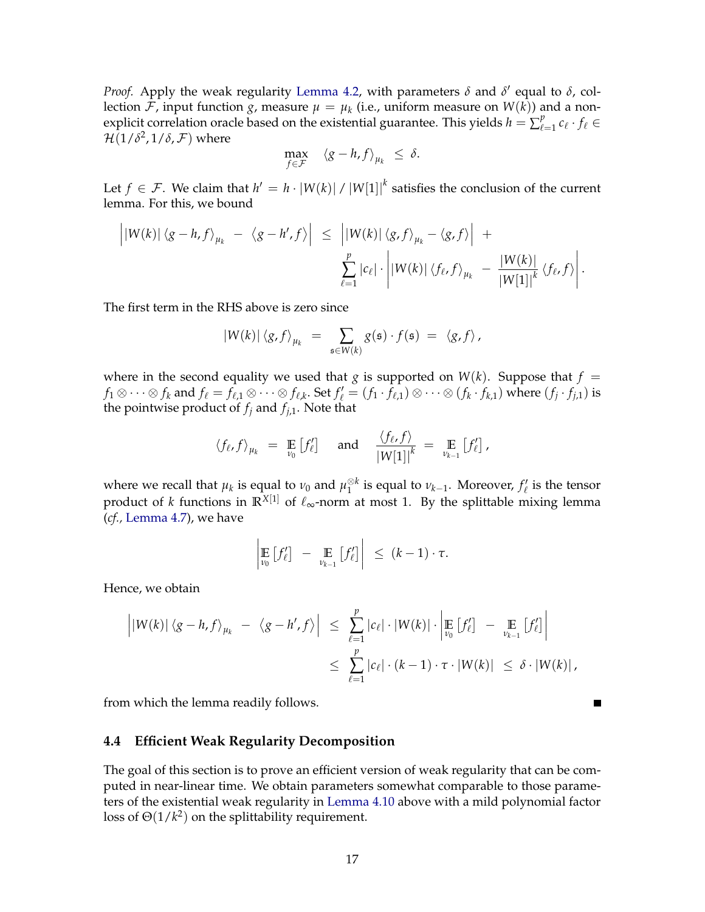*Proof.* Apply the weak regularity Lemma 4.2, with parameters $\delta$ and $\delta'$ equal to $\delta$, collection $\mathcal{F}$, input function $g$, measure $\mu = \mu_k$ (i.e., uniform measure on $W(k)$) and a non-explicit correlation oracle based on the existential guarantee. This yields $h = \sum_{\ell=1}^{p} c_\ell \cdot f_\ell \in \mathcal{H}(1/\delta^2, 1/\delta, \mathcal{F})$ where

$$\max_{f \in \mathcal{F}} \quad \langle g - h, f \rangle_{\mu_k} \;\leq\; \delta.$$

Let $f \in \mathcal{F}$. We claim that $h' = h \cdot |W(k)| \,/\, |W[1]|^k$ satisfies the conclusion of the current lemma. For this, we bound

$$\left| |W(k)| \left\langle g - h, f \right\rangle_{\mu_k} \;-\; \left\langle g - h', f \right\rangle \right| \;\leq\; \left| |W(k)| \left\langle g, f \right\rangle_{\mu_k} - \left\langle g, f \right\rangle \right| \;+\; \sum_{\ell=1}^{p} |c_\ell| \cdot \left| |W(k)| \left\langle f_\ell, f \right\rangle_{\mu_k} \;-\; \frac{|W(k)|}{|W[1]|^k} \left\langle f_\ell, f \right\rangle \right|.$$

The first term in the RHS above is zero since

$$|W(k)| \left\langle g, f \right\rangle_{\mu_k} \;=\; \sum_{\mathfrak{s} \in W(k)} g(\mathfrak{s}) \cdot f(\mathfrak{s}) \;=\; \left\langle g, f \right\rangle,$$

where in the second equality we used that $g$ is supported on $W(k)$. Suppose that $f = f_1 \otimes \cdots \otimes f_k$ and $f_\ell = f_{\ell,1} \otimes \cdots \otimes f_{\ell,k}$. Set $f'_\ell = (f_1 \cdot f_{\ell,1}) \otimes \cdots \otimes (f_k \cdot f_{k,1})$ where $(f_j \cdot f_{j,1})$ is the pointwise product of $f_j$ and $f_{j,1}$. Note that

$$\left\langle f_\ell, f \right\rangle_{\mu_k} \;=\; \mathop{\mathbb{E}}_{\nu_0}\left[f'_\ell\right] \quad \text{ and } \quad \frac{\left\langle f_\ell, f \right\rangle}{|W[1]|^k} \;=\; \mathop{\mathbb{E}}_{\nu_{k-1}}\left[f'_\ell\right],$$

where we recall that $\mu_k$ is equal to $\nu_0$ and $\mu_1^{\otimes k}$ is equal to $\nu_{k-1}$. Moreover, $f'_\ell$ is the tensor product of $k$ functions in $\mathbb{R}^{X[1]}$ of $\ell_\infty$-norm at most 1. By the splittable mixing lemma (*cf.,* Lemma 4.7), we have

$$\left| \mathop{\mathbb{E}}_{\nu_0}\left[f'_\ell\right] \;-\; \mathop{\mathbb{E}}_{\nu_{k-1}}\left[f'_\ell\right] \right| \;\leq\; (k-1) \cdot \tau.$$

Hence, we obtain

$$\begin{aligned}
\left| |W(k)| \left\langle g - h, f \right\rangle_{\mu_k} \;-\; \left\langle g - h', f \right\rangle \right| \;&\leq\; \sum_{\ell=1}^{p} |c_\ell| \cdot |W(k)| \cdot \left| \mathop{\mathbb{E}}_{\nu_0}\left[f'_\ell\right] \;-\; \mathop{\mathbb{E}}_{\nu_{k-1}}\left[f'_\ell\right] \right| \\
&\leq\; \sum_{\ell=1}^{p} |c_\ell| \cdot (k-1) \cdot \tau \cdot |W(k)| \;\leq\; \delta \cdot |W(k)|,
\end{aligned}$$

from which the lemma readily follows. ∎

### 4.4 Efficient Weak Regularity Decomposition

The goal of this section is to prove an efficient version of weak regularity that can be computed in near-linear time. We obtain parameters somewhat comparable to those parameters of the existential weak regularity in Lemma 4.10 above with a mild polynomial factor loss of $\Theta(1/k^2)$ on the splittability requirement.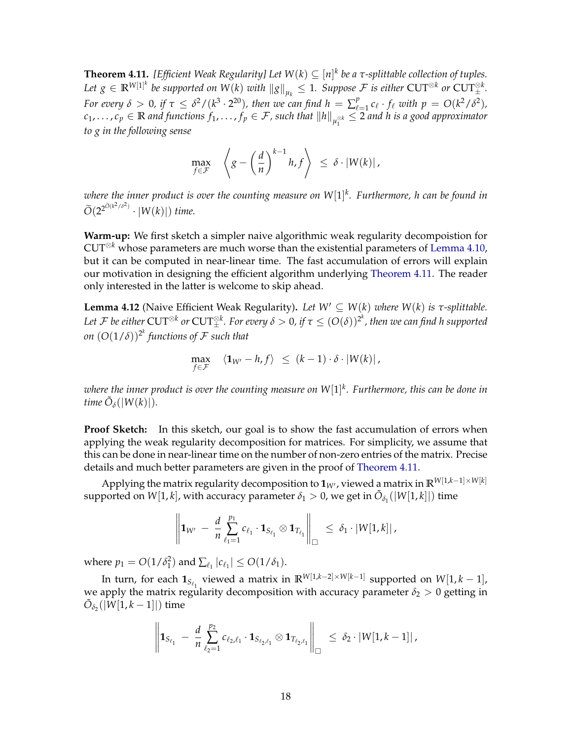**Theorem 4.11.** *[Efficient Weak Regularity] Let $W(k) \subseteq [n]^k$ be a $\tau$-splittable collection of tuples. Let $g \in \mathbb{R}^{W[1]^k}$ be supported on $W(k)$ with $\|g\|_{\mu_k} \leq 1$. Suppose $\mathcal{F}$ is either $\mathrm{CUT}^{\otimes k}$ or $\mathrm{CUT}_{\pm}^{\otimes k}$. For every $\delta > 0$, if $\tau \leq \delta^2/(k^3 \cdot 2^{20})$, then we can find $h = \sum_{\ell=1}^{p} c_\ell \cdot f_\ell$ with $p = O(k^2/\delta^2)$, $c_1, \ldots, c_p \in \mathbb{R}$ and functions $f_1, \ldots, f_p \in \mathcal{F}$, such that $\|h\|_{\mu_1^{\otimes k}} \leq 2$ and $h$ is a good approximator to $g$ in the following sense*

$$\max_{f \in \mathcal{F}} \quad \left\langle g - \left(\frac{d}{n}\right)^{k-1} h, f \right\rangle \;\leq\; \delta \cdot |W(k)|\,,$$

*where the inner product is over the counting measure on $W[1]^k$. Furthermore, $h$ can be found in $\widetilde{O}(2^{2^{\widetilde{O}(k^2/\delta^2)}} \cdot |W(k)|)$ time.*

**Warm-up:** We first sketch a simpler naive algorithmic weak regularity decompoistion for $\mathrm{CUT}^{\otimes k}$ whose parameters are much worse than the existential parameters of Lemma 4.10, but it can be computed in near-linear time. The fast accumulation of errors will explain our motivation in designing the efficient algorithm underlying Theorem 4.11. The reader only interested in the latter is welcome to skip ahead.

**Lemma 4.12** (Naive Efficient Weak Regularity)**.** *Let $W' \subseteq W(k)$ where $W(k)$ is $\tau$-splittable. Let $\mathcal{F}$ be either $\mathrm{CUT}^{\otimes k}$ or $\mathrm{CUT}_{\pm}^{\otimes k}$. For every $\delta > 0$, if $\tau \leq (O(\delta))^{2^k}$, then we can find $h$ supported on $(O(1/\delta))^{2^k}$ functions of $\mathcal{F}$ such that*

$$\max_{f \in \mathcal{F}} \quad \langle \mathbf{1}_{W'} - h, f \rangle \;\leq\; (k-1) \cdot \delta \cdot |W(k)|\,,$$

*where the inner product is over the counting measure on $W[1]^k$. Furthermore, this can be done in time $\tilde{O}_\delta(|W(k)|)$.*

**Proof Sketch:** In this sketch, our goal is to show the fast accumulation of errors when applying the weak regularity decomposition for matrices. For simplicity, we assume that this can be done in near-linear time on the number of non-zero entries of the matrix. Precise details and much better parameters are given in the proof of Theorem 4.11.

Applying the matrix regularity decomposition to $\mathbf{1}_{W'}$, viewed a matrix in $\mathbb{R}^{W[1,k-1] \times W[k]}$ supported on $W[1,k]$, with accuracy parameter $\delta_1 > 0$, we get in $\tilde{O}_{\delta_1}(|W[1,k]|)$ time

$$\left\| \mathbf{1}_{W'} \;-\; \frac{d}{n} \sum_{\ell_1=1}^{p_1} c_{\ell_1} \cdot \mathbf{1}_{S_{\ell_1}} \otimes \mathbf{1}_{T_{\ell_1}} \right\|_{\square} \;\leq\; \delta_1 \cdot |W[1,k]|\,,$$

where $p_1 = O(1/\delta_1^2)$ and $\sum_{\ell_1} |c_{\ell_1}| \leq O(1/\delta_1)$.

In turn, for each $\mathbf{1}_{S_{\ell_1}}$ viewed a matrix in $\mathbb{R}^{W[1,k-2] \times W[k-1]}$ supported on $W[1,k-1]$, we apply the matrix regularity decomposition with accuracy parameter $\delta_2 > 0$ getting in $\tilde{O}_{\delta_2}(|W[1,k-1]|)$ time

$$\left\| \mathbf{1}_{S_{\ell_1}} \;-\; \frac{d}{n} \sum_{\ell_2=1}^{p_2} c_{\ell_2,\ell_1} \cdot \mathbf{1}_{S_{\ell_2,\ell_1}} \otimes \mathbf{1}_{T_{\ell_2,\ell_1}} \right\|_{\square} \;\leq\; \delta_2 \cdot |W[1,k-1]|\,,$$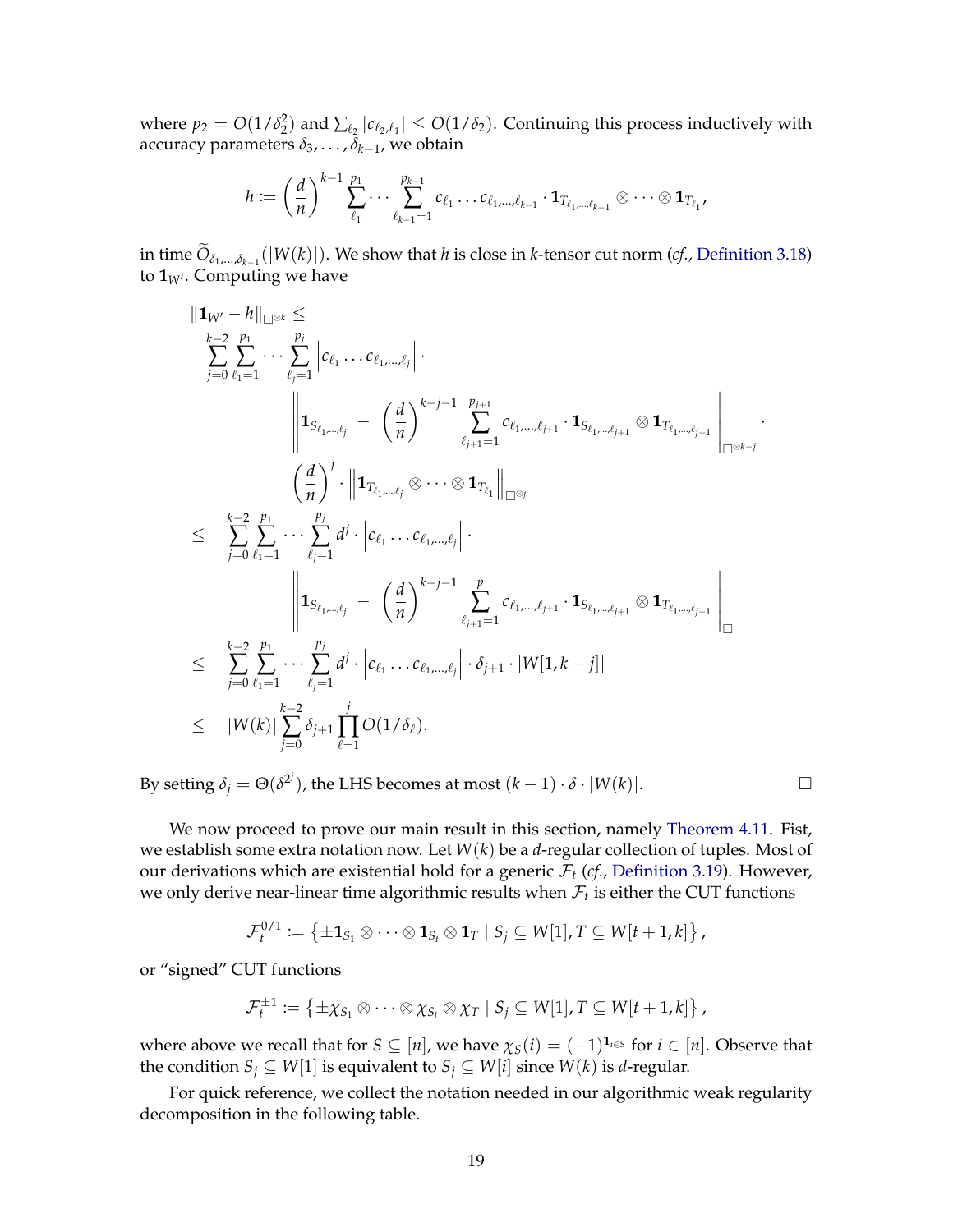where $p_2 = O(1/\delta_2^2)$ and $\sum_{\ell_2} |c_{\ell_2,\ell_1}| \le O(1/\delta_2)$. Continuing this process inductively with accuracy parameters $\delta_3, \dots, \delta_{k-1}$, we obtain

$$h := \left(\frac{d}{n}\right)^{k-1} \sum_{\ell_1}^{p_1} \cdots \sum_{\ell_{k-1}=1}^{p_{k-1}} c_{\ell_1} \dots c_{\ell_1,\dots,\ell_{k-1}} \cdot \mathbf{1}_{T_{\ell_1,\dots,\ell_{k-1}}} \otimes \cdots \otimes \mathbf{1}_{T_{\ell_1}},$$

in time $\widetilde{O}_{\delta_1,\dots,\delta_{k-1}}(|W(k)|)$. We show that $h$ is close in $k$-tensor cut norm (*cf.*, Definition 3.18) to $\mathbf{1}_{W'}$. Computing we have

$$\begin{aligned}
&\|\mathbf{1}_{W'} - h\|_{\square^{\otimes k}} \le \\
&\quad \sum_{j=0}^{k-2} \sum_{\ell_1=1}^{p_1} \cdots \sum_{\ell_j=1}^{p_j} \left| c_{\ell_1} \dots c_{\ell_1,\dots,\ell_j} \right| \cdot \\
&\qquad \left\| \mathbf{1}_{S_{\ell_1,\dots,\ell_j}} - \left(\frac{d}{n}\right)^{k-j-1} \sum_{\ell_{j+1}=1}^{p_{j+1}} c_{\ell_1,\dots,\ell_{j+1}} \cdot \mathbf{1}_{S_{\ell_1,\dots,\ell_{j+1}}} \otimes \mathbf{1}_{T_{\ell_1,\dots,\ell_{j+1}}} \right\|_{\square^{\otimes k-j}} \cdot \\
&\qquad \left(\frac{d}{n}\right)^{j} \cdot \left\| \mathbf{1}_{T_{\ell_1,\dots,\ell_j}} \otimes \cdots \otimes \mathbf{1}_{T_{\ell_1}} \right\|_{\square^{\otimes j}} \\
&\le \sum_{j=0}^{k-2} \sum_{\ell_1=1}^{p_1} \cdots \sum_{\ell_j=1}^{p_j} d^j \cdot \left| c_{\ell_1} \dots c_{\ell_1,\dots,\ell_j} \right| \cdot \\
&\qquad \left\| \mathbf{1}_{S_{\ell_1,\dots,\ell_j}} - \left(\frac{d}{n}\right)^{k-j-1} \sum_{\ell_{j+1}=1}^{p} c_{\ell_1,\dots,\ell_{j+1}} \cdot \mathbf{1}_{S_{\ell_1,\dots,\ell_{j+1}}} \otimes \mathbf{1}_{T_{\ell_1,\dots,\ell_{j+1}}} \right\|_{\square} \\
&\le \sum_{j=0}^{k-2} \sum_{\ell_1=1}^{p_1} \cdots \sum_{\ell_j=1}^{p_j} d^j \cdot \left| c_{\ell_1} \dots c_{\ell_1,\dots,\ell_j} \right| \cdot \delta_{j+1} \cdot |W[1, k-j]| \\
&\le |W(k)| \sum_{j=0}^{k-2} \delta_{j+1} \prod_{\ell=1}^{j} O(1/\delta_\ell).
\end{aligned}$$

By setting $\delta_j = \Theta(\delta^{2^j})$, the LHS becomes at most $(k-1) \cdot \delta \cdot |W(k)|$. $\square$

We now proceed to prove our main result in this section, namely Theorem 4.11. Fist, we establish some extra notation now. Let $W(k)$ be a $d$-regular collection of tuples. Most of our derivations which are existential hold for a generic $\mathcal{F}_t$ (*cf.*, Definition 3.19). However, we only derive near-linear time algorithmic results when $\mathcal{F}_t$ is either the CUT functions

$$\mathcal{F}_t^{0/1} := \left\{ \pm \mathbf{1}_{S_1} \otimes \cdots \otimes \mathbf{1}_{S_t} \otimes \mathbf{1}_T \mid S_j \subseteq W[1], T \subseteq W[t+1, k] \right\},$$

or "signed" CUT functions

$$\mathcal{F}_t^{\pm 1} := \left\{ \pm \chi_{S_1} \otimes \cdots \otimes \chi_{S_t} \otimes \chi_T \mid S_j \subseteq W[1], T \subseteq W[t+1, k] \right\},$$

where above we recall that for $S \subseteq [n]$, we have $\chi_S(i) = (-1)^{\mathbf{1}_{i \in S}}$ for $i \in [n]$. Observe that the condition $S_j \subseteq W[1]$ is equivalent to $S_j \subseteq W[i]$ since $W(k)$ is $d$-regular.

For quick reference, we collect the notation needed in our algorithmic weak regularity decomposition in the following table.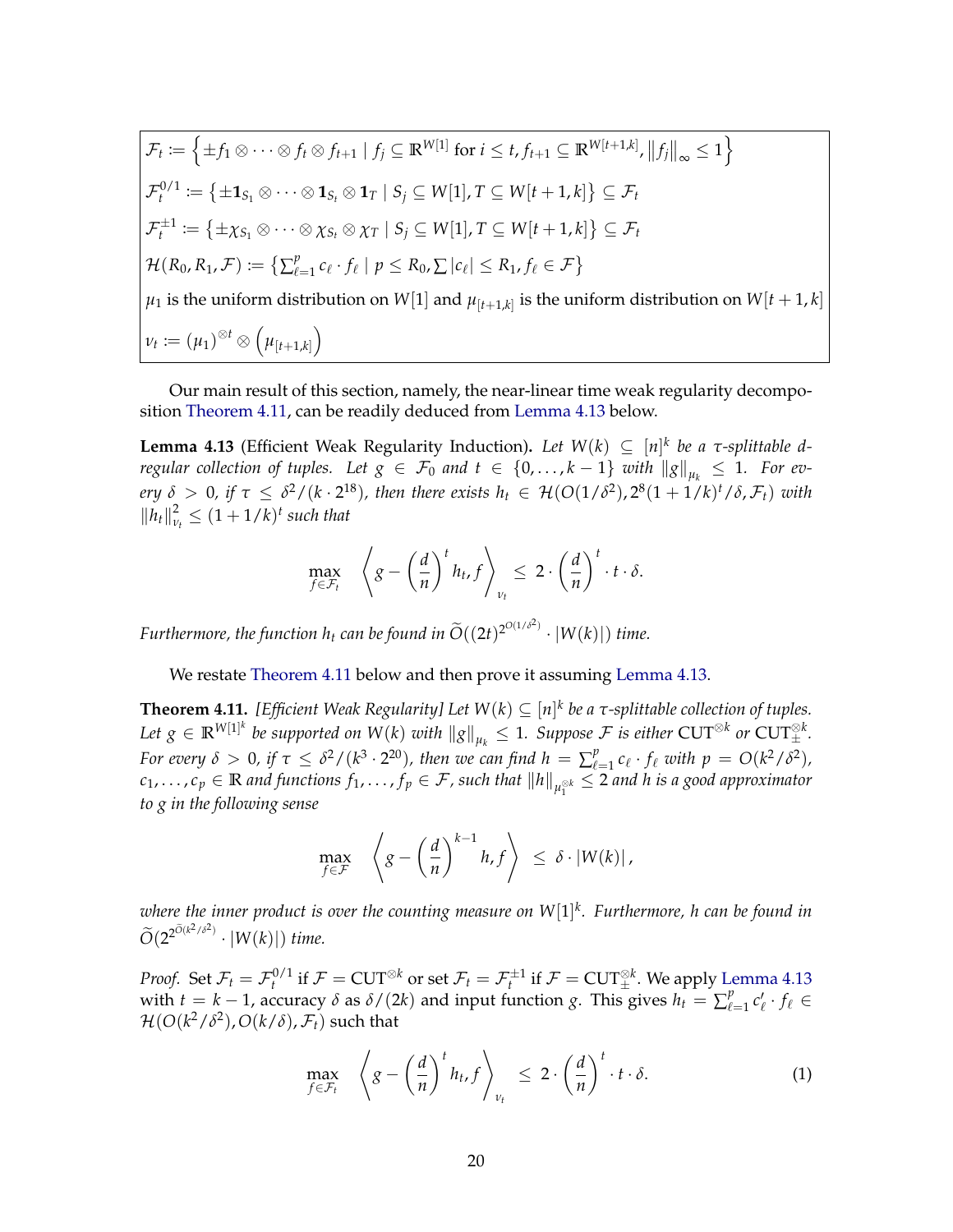$$
\begin{aligned}
&\mathcal{F}_t := \left\{ \pm f_1 \otimes \cdots \otimes f_t \otimes f_{t+1} \mid f_j \subseteq \mathbb{R}^{W[1]} \text{ for } i \le t, f_{t+1} \subseteq \mathbb{R}^{W[t+1,k]}, \left\|f_j\right\|_\infty \le 1 \right\} \\
&\mathcal{F}_t^{0/1} := \left\{ \pm \mathbf{1}_{S_1} \otimes \cdots \otimes \mathbf{1}_{S_t} \otimes \mathbf{1}_T \mid S_j \subseteq W[1], T \subseteq W[t+1,k] \right\} \subseteq \mathcal{F}_t \\
&\mathcal{F}_t^{\pm 1} := \left\{ \pm \chi_{S_1} \otimes \cdots \otimes \chi_{S_t} \otimes \chi_T \mid S_j \subseteq W[1], T \subseteq W[t+1,k] \right\} \subseteq \mathcal{F}_t \\
&\mathcal{H}(R_0, R_1, \mathcal{F}) := \left\{ \textstyle\sum_{\ell=1}^p c_\ell \cdot f_\ell \mid p \le R_0, \sum |c_\ell| \le R_1, f_\ell \in \mathcal{F} \right\} \\
&\mu_1 \text{ is the uniform distribution on } W[1] \text{ and } \mu_{[t+1,k]} \text{ is the uniform distribution on } W[t+1,k] \\
&\nu_t := (\mu_1)^{\otimes t} \otimes \left(\mu_{[t+1,k]}\right)
\end{aligned}
$$

Our main result of this section, namely, the near-linear time weak regularity decomposition Theorem 4.11, can be readily deduced from Lemma 4.13 below.

**Lemma 4.13** (Efficient Weak Regularity Induction). *Let $W(k) \subseteq [n]^k$ be a $\tau$-splittable $d$-regular collection of tuples. Let $g \in \mathcal{F}_0$ and $t \in \{0, \ldots, k-1\}$ with $\|g\|_{\mu_k} \le 1$. For every $\delta > 0$, if $\tau \le \delta^2/(k \cdot 2^{18})$, then there exists $h_t \in \mathcal{H}(O(1/\delta^2), 2^8(1+1/k)^t/\delta, \mathcal{F}_t)$ with $\|h_t\|_{\nu_t}^2 \le (1+1/k)^t$ such that*

$$
\max_{f \in \mathcal{F}_t} \quad \left\langle g - \left(\frac{d}{n}\right)^t h_t, f \right\rangle_{\nu_t} \le 2 \cdot \left(\frac{d}{n}\right)^t \cdot t \cdot \delta.
$$

*Furthermore, the function $h_t$ can be found in $\widetilde{O}((2t)^{2^{O(1/\delta^2)}} \cdot |W(k)|)$ time.*

We restate Theorem 4.11 below and then prove it assuming Lemma 4.13.

**Theorem 4.11.** *[Efficient Weak Regularity] Let $W(k) \subseteq [n]^k$ be a $\tau$-splittable collection of tuples. Let $g \in \mathbb{R}^{W[1]^k}$ be supported on $W(k)$ with $\|g\|_{\mu_k} \le 1$. Suppose $\mathcal{F}$ is either $\mathrm{CUT}^{\otimes k}$ or $\mathrm{CUT}_{\pm}^{\otimes k}$. For every $\delta > 0$, if $\tau \le \delta^2/(k^3 \cdot 2^{20})$, then we can find $h = \sum_{\ell=1}^p c_\ell \cdot f_\ell$ with $p = O(k^2/\delta^2)$, $c_1, \ldots, c_p \in \mathbb{R}$ and functions $f_1, \ldots, f_p \in \mathcal{F}$, such that $\|h\|_{\mu_1^{\otimes k}} \le 2$ and $h$ is a good approximator to $g$ in the following sense*

$$
\max_{f \in \mathcal{F}} \quad \left\langle g - \left(\frac{d}{n}\right)^{k-1} h, f \right\rangle \le \delta \cdot |W(k)|,
$$

*where the inner product is over the counting measure on $W[1]^k$. Furthermore, $h$ can be found in $\widetilde{O}(2^{2^{\widetilde{O}(k^2/\delta^2)}} \cdot |W(k)|)$ time.*

*Proof.* Set $\mathcal{F}_t = \mathcal{F}_t^{0/1}$ if $\mathcal{F} = \mathrm{CUT}^{\otimes k}$ or set $\mathcal{F}_t = \mathcal{F}_t^{\pm 1}$ if $\mathcal{F} = \mathrm{CUT}_{\pm}^{\otimes k}$. We apply Lemma 4.13 with $t = k-1$, accuracy $\delta$ as $\delta/(2k)$ and input function $g$. This gives $h_t = \sum_{\ell=1}^p c'_\ell \cdot f_\ell \in \mathcal{H}(O(k^2/\delta^2), O(k/\delta), \mathcal{F}_t)$ such that

$$
\max_{f \in \mathcal{F}_t} \quad \left\langle g - \left(\frac{d}{n}\right)^t h_t, f \right\rangle_{\nu_t} \le 2 \cdot \left(\frac{d}{n}\right)^t \cdot t \cdot \delta. \tag{1}
$$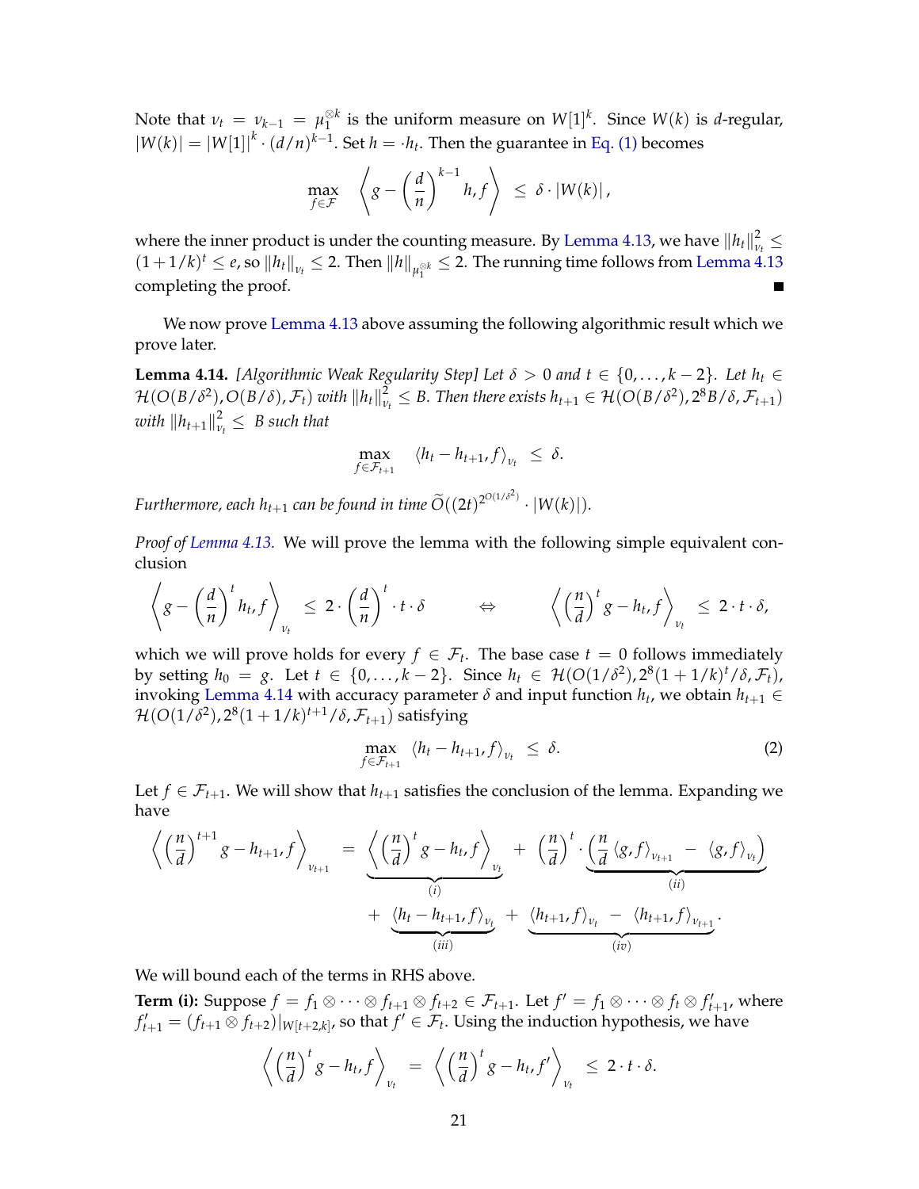Note that $\nu_t = \nu_{k-1} = \mu_1^{\otimes k}$ is the uniform measure on $W[1]^k$. Since $W(k)$ is $d$-regular, $|W(k)| = |W[1]|^k \cdot (d/n)^{k-1}$. Set $h = \cdot h_t$. Then the guarantee in Eq. (1) becomes

$$\max_{f \in \mathcal{F}} \quad \left\langle g - \left(\frac{d}{n}\right)^{k-1} h, f \right\rangle \;\leq\; \delta \cdot |W(k)|\,,$$

where the inner product is under the counting measure. By Lemma 4.13, we have $\|h_t\|_{\nu_t}^2 \leq (1+1/k)^t \leq e$, so $\|h_t\|_{\nu_t} \leq 2$. Then $\|h\|_{\mu_1^{\otimes k}} \leq 2$. The running time follows from Lemma 4.13 completing the proof. ■

We now prove Lemma 4.13 above assuming the following algorithmic result which we prove later.

**Lemma 4.14.** *[Algorithmic Weak Regularity Step] Let $\delta > 0$ and $t \in \{0, \dots, k-2\}$. Let $h_t \in \mathcal{H}(O(B/\delta^2), O(B/\delta), \mathcal{F}_t)$ with $\|h_t\|_{\nu_t}^2 \leq B$. Then there exists $h_{t+1} \in \mathcal{H}(O(B/\delta^2), 2^8 B/\delta, \mathcal{F}_{t+1})$ with $\|h_{t+1}\|_{\nu_t}^2 \leq\ B$ such that*

$$\max_{f \in \mathcal{F}_{t+1}} \quad \langle h_t - h_{t+1}, f \rangle_{\nu_t} \;\leq\; \delta.$$

*Furthermore, each $h_{t+1}$ can be found in time $\widetilde{O}((2t)^{2^{O(1/\delta^2)}} \cdot |W(k)|)$.*

*Proof of Lemma 4.13.* We will prove the lemma with the following simple equivalent conclusion

$$\left\langle g - \left(\frac{d}{n}\right)^t h_t, f \right\rangle_{\nu_t} \;\leq\; 2 \cdot \left(\frac{d}{n}\right)^t \cdot t \cdot \delta \qquad \Leftrightarrow \qquad \left\langle \left(\frac{n}{d}\right)^t g - h_t, f \right\rangle_{\nu_t} \;\leq\; 2 \cdot t \cdot \delta,$$

which we will prove holds for every $f \in \mathcal{F}_t$. The base case $t = 0$ follows immediately by setting $h_0 = g$. Let $t \in \{0, \dots, k-2\}$. Since $h_t \in \mathcal{H}(O(1/\delta^2), 2^8(1+1/k)^t/\delta, \mathcal{F}_t)$, invoking Lemma 4.14 with accuracy parameter $\delta$ and input function $h_t$, we obtain $h_{t+1} \in \mathcal{H}(O(1/\delta^2), 2^8(1+1/k)^{t+1}/\delta, \mathcal{F}_{t+1})$ satisfying

$$\max_{f \in \mathcal{F}_{t+1}} \; \langle h_t - h_{t+1}, f \rangle_{\nu_t} \;\leq\; \delta. \tag{2}$$

Let $f \in \mathcal{F}_{t+1}$. We will show that $h_{t+1}$ satisfies the conclusion of the lemma. Expanding we have

$$\left\langle \left(\frac{n}{d}\right)^{t+1} g - h_{t+1}, f \right\rangle_{\nu_{t+1}} \;=\; \underbrace{\left\langle \left(\frac{n}{d}\right)^t g - h_t, f \right\rangle_{\nu_t}}_{(i)} \;+\; \left(\frac{n}{d}\right)^t \cdot \underbrace{\left(\frac{n}{d} \langle g, f \rangle_{\nu_{t+1}} \;-\; \langle g, f \rangle_{\nu_t}\right)}_{(ii)}$$
$$+\; \underbrace{\langle h_t - h_{t+1}, f \rangle_{\nu_t}}_{(iii)} \;+\; \underbrace{\langle h_{t+1}, f \rangle_{\nu_t} \;-\; \langle h_{t+1}, f \rangle_{\nu_{t+1}}}_{(iv)}.$$

We will bound each of the terms in RHS above.

**Term (i):** Suppose $f = f_1 \otimes \cdots \otimes f_{t+1} \otimes f_{t+2} \in \mathcal{F}_{t+1}$. Let $f' = f_1 \otimes \cdots \otimes f_t \otimes f'_{t+1}$, where $f'_{t+1} = (f_{t+1} \otimes f_{t+2})|_{W[t+2,k]}$, so that $f' \in \mathcal{F}_t$. Using the induction hypothesis, we have

$$\left\langle \left(\frac{n}{d}\right)^t g - h_t, f \right\rangle_{\nu_t} \;=\; \left\langle \left(\frac{n}{d}\right)^t g - h_t, f' \right\rangle_{\nu_t} \;\leq\; 2 \cdot t \cdot \delta.$$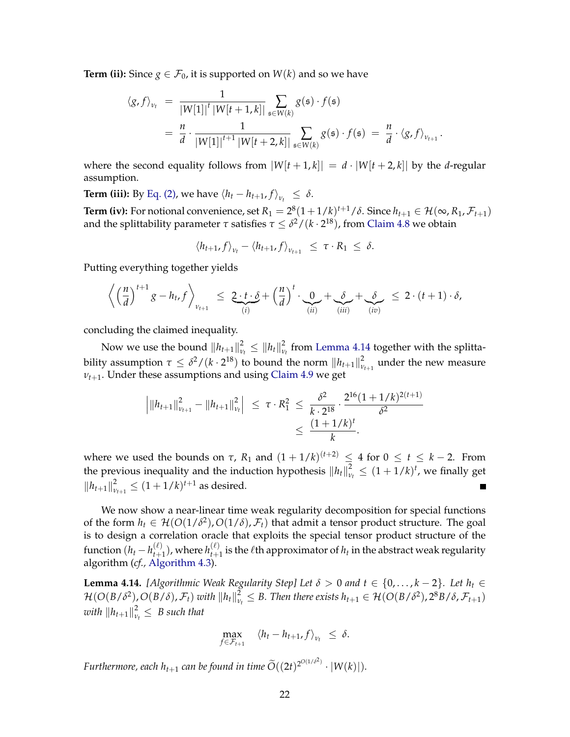**Term (ii):** Since $g \in \mathcal{F}_0$, it is supported on $W(k)$ and so we have

$$
\begin{aligned}
\langle g, f \rangle_{\nu_t} &= \frac{1}{|W[1]|^t \, |W[t+1,k]|} \sum_{\mathfrak{s} \in W(k)} g(\mathfrak{s}) \cdot f(\mathfrak{s}) \\
&= \frac{n}{d} \cdot \frac{1}{|W[1]|^{t+1} \, |W[t+2,k]|} \sum_{\mathfrak{s} \in W(k)} g(\mathfrak{s}) \cdot f(\mathfrak{s}) \;=\; \frac{n}{d} \cdot \langle g, f \rangle_{\nu_{t+1}}.
\end{aligned}
$$

where the second equality follows from $|W[t+1,k]| = d \cdot |W[t+2,k]|$ by the $d$-regular assumption.

**Term (iii):** By Eq. (2), we have $\langle h_t - h_{t+1}, f \rangle_{\nu_t} \leq \delta$.

**Term (iv):** For notional convenience, set $R_1 = 2^8(1+1/k)^{t+1}/\delta$. Since $h_{t+1} \in \mathcal{H}(\infty, R_1, \mathcal{F}_{t+1})$ and the splittability parameter $\tau$ satisfies $\tau \leq \delta^2/(k \cdot 2^{18})$, from Claim 4.8 we obtain

$$
\langle h_{t+1}, f \rangle_{\nu_t} - \langle h_{t+1}, f \rangle_{\nu_{t+1}} \;\leq\; \tau \cdot R_1 \;\leq\; \delta.
$$

Putting everything together yields

$$
\left\langle \left(\frac{n}{d}\right)^{t+1} g - h_t, f \right\rangle_{\nu_{t+1}} \;\leq\; \underbrace{2 \cdot t \cdot \delta}_{(i)} + \left(\frac{n}{d}\right)^t \cdot \underbrace{0}_{(ii)} + \underbrace{\delta}_{(iii)} + \underbrace{\delta}_{(iv)} \;\leq\; 2 \cdot (t+1) \cdot \delta,
$$

concluding the claimed inequality.

Now we use the bound $\|h_{t+1}\|_{\nu_t}^2 \leq \|h_t\|_{\nu_t}^2$ from Lemma 4.14 together with the splittability assumption $\tau \leq \delta^2/(k \cdot 2^{18})$ to bound the norm $\|h_{t+1}\|_{\nu_{t+1}}^2$ under the new measure $\nu_{t+1}$. Under these assumptions and using Claim 4.9 we get

$$
\begin{aligned}
\left| \|h_{t+1}\|_{\nu_{t+1}}^2 - \|h_{t+1}\|_{\nu_t}^2 \right| \;&\leq\; \tau \cdot R_1^2 \;\leq\; \frac{\delta^2}{k \cdot 2^{18}} \cdot \frac{2^{16}(1+1/k)^{2(t+1)}}{\delta^2} \\
&\leq\; \frac{(1+1/k)^t}{k}.
\end{aligned}
$$

where we used the bounds on $\tau$, $R_1$ and $(1+1/k)^{(t+2)} \leq 4$ for $0 \leq t \leq k-2$. From the previous inequality and the induction hypothesis $\|h_t\|_{\nu_t}^2 \leq (1+1/k)^t$, we finally get $\|h_{t+1}\|_{\nu_{t+1}}^2 \leq (1+1/k)^{t+1}$ as desired. ∎

We now show a near-linear time weak regularity decomposition for special functions of the form $h_t \in \mathcal{H}(O(1/\delta^2), O(1/\delta), \mathcal{F}_t)$ that admit a tensor product structure. The goal is to design a correlation oracle that exploits the special tensor product structure of the function $(h_t - h_{t+1}^{(\ell)})$, where $h_{t+1}^{(\ell)}$ is the $\ell$th approximator of $h_t$ in the abstract weak regularity algorithm (*cf.*, Algorithm 4.3).

**Lemma 4.14.** *[Algorithmic Weak Regularity Step] Let $\delta > 0$ and $t \in \{0, \dots, k-2\}$. Let $h_t \in \mathcal{H}(O(B/\delta^2), O(B/\delta), \mathcal{F}_t)$ with $\|h_t\|_{\nu_t}^2 \leq B$. Then there exists $h_{t+1} \in \mathcal{H}(O(B/\delta^2), 2^8 B/\delta, \mathcal{F}_{t+1})$ with $\|h_{t+1}\|_{\nu_t}^2 \leq B$ such that*

$$
\max_{f \in \mathcal{F}_{t+1}} \quad \langle h_t - h_{t+1}, f \rangle_{\nu_t} \;\leq\; \delta.
$$

*Furthermore, each $h_{t+1}$ can be found in time $\widetilde{O}((2t)^{2^{O(1/\delta^2)}} \cdot |W(k)|)$.*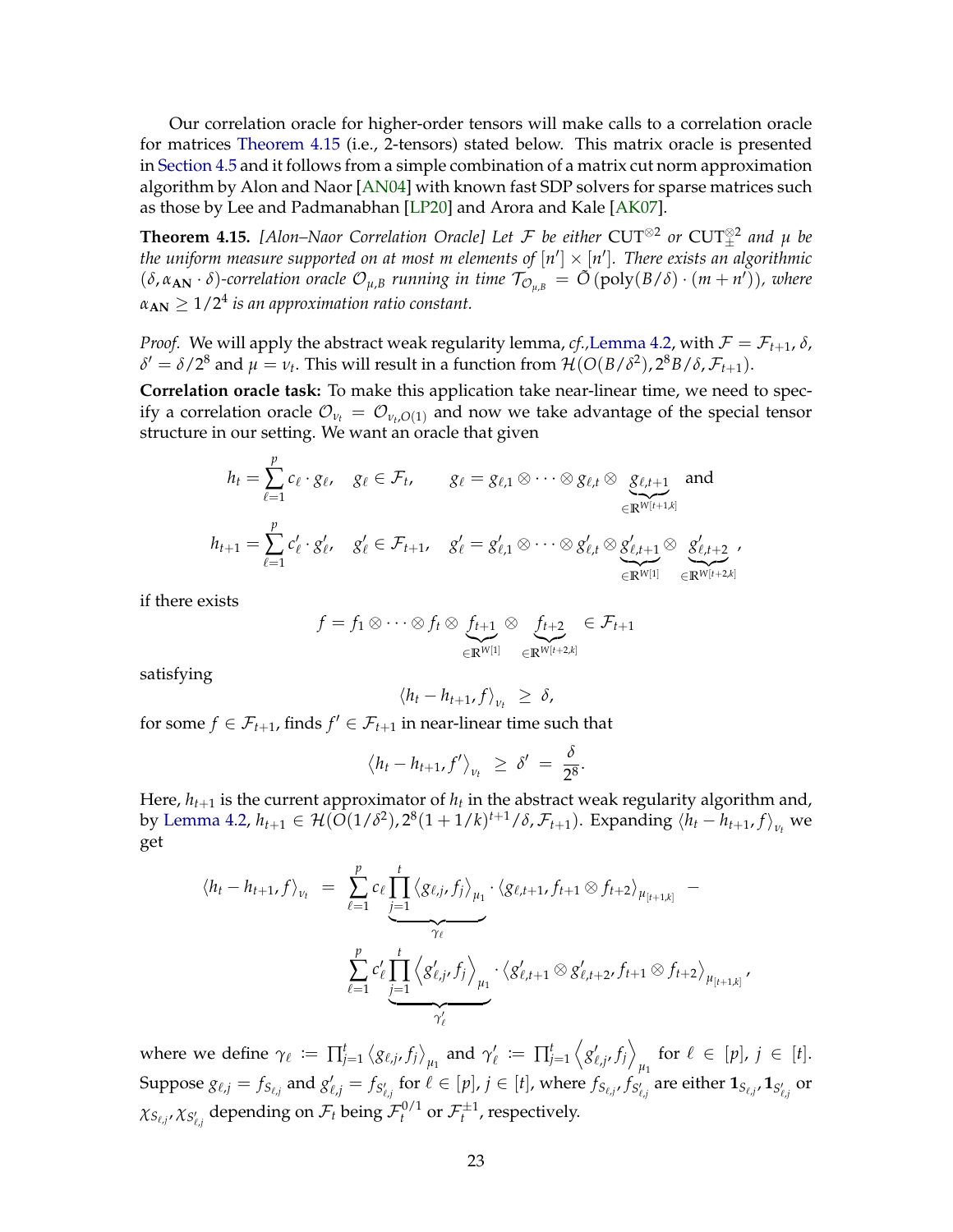Our correlation oracle for higher-order tensors will make calls to a correlation oracle for matrices Theorem 4.15 (i.e., 2-tensors) stated below. This matrix oracle is presented in Section 4.5 and it follows from a simple combination of a matrix cut norm approximation algorithm by Alon and Naor [AN04] with known fast SDP solvers for sparse matrices such as those by Lee and Padmanabhan [LP20] and Arora and Kale [AK07].

**Theorem 4.15.** *[Alon–Naor Correlation Oracle] Let $\mathcal{F}$ be either $\mathrm{CUT}^{\otimes 2}$ or $\mathrm{CUT}_{\pm}^{\otimes 2}$ and $\mu$ be the uniform measure supported on at most $m$ elements of $[n'] \times [n']$. There exists an algorithmic $(\delta, \alpha_{\mathbf{AN}} \cdot \delta)$-correlation oracle $\mathcal{O}_{\mu,B}$ running in time $\mathcal{T}_{\mathcal{O}_{\mu,B}} = \tilde{O}\left(\mathrm{poly}(B/\delta) \cdot (m + n')\right)$, where $\alpha_{\mathbf{AN}} \geq 1/2^4$ is an approximation ratio constant.*

*Proof.* We will apply the abstract weak regularity lemma, *cf.*,Lemma 4.2, with $\mathcal{F} = \mathcal{F}_{t+1}$, $\delta$, $\delta' = \delta/2^8$ and $\mu = \nu_t$. This will result in a function from $\mathcal{H}(O(B/\delta^2), 2^8 B/\delta, \mathcal{F}_{t+1})$.

**Correlation oracle task:** To make this application take near-linear time, we need to specify a correlation oracle $\mathcal{O}_{\nu_t} = \mathcal{O}_{\nu_t, O(1)}$ and now we take advantage of the special tensor structure in our setting. We want an oracle that given

$$h_t = \sum_{\ell=1}^{p} c_\ell \cdot g_\ell, \quad g_\ell \in \mathcal{F}_t, \qquad g_\ell = g_{\ell,1} \otimes \cdots \otimes g_{\ell,t} \otimes \underbrace{g_{\ell,t+1}}_{\in \mathbb{R}^{W[t+1,k]}} \text{ and}$$

$$h_{t+1} = \sum_{\ell=1}^{p} c'_\ell \cdot g'_\ell, \quad g'_\ell \in \mathcal{F}_{t+1}, \quad g'_\ell = g'_{\ell,1} \otimes \cdots \otimes g'_{\ell,t} \otimes \underbrace{g'_{\ell,t+1}}_{\in \mathbb{R}^{W[1]}} \otimes \underbrace{g'_{\ell,t+2}}_{\in \mathbb{R}^{W[t+2,k]}},$$

if there exists

$$f = f_1 \otimes \cdots \otimes f_t \otimes \underbrace{f_{t+1}}_{\in \mathbb{R}^{W[1]}} \otimes \underbrace{f_{t+2}}_{\in \mathbb{R}^{W[t+2,k]}} \in \mathcal{F}_{t+1}$$

satisfying

$$\langle h_t - h_{t+1}, f \rangle_{\nu_t} \;\geq\; \delta,$$

for some $f \in \mathcal{F}_{t+1}$, finds $f' \in \mathcal{F}_{t+1}$ in near-linear time such that

$$\langle h_t - h_{t+1}, f' \rangle_{\nu_t} \;\geq\; \delta' \;=\; \frac{\delta}{2^8}.$$

Here, $h_{t+1}$ is the current approximator of $h_t$ in the abstract weak regularity algorithm and, by Lemma 4.2, $h_{t+1} \in \mathcal{H}(O(1/\delta^2), 2^8(1+1/k)^{t+1}/\delta, \mathcal{F}_{t+1})$. Expanding $\langle h_t - h_{t+1}, f \rangle_{\nu_t}$ we get

$$\langle h_t - h_{t+1}, f \rangle_{\nu_t} \;=\; \sum_{\ell=1}^{p} c_\ell \underbrace{\prod_{j=1}^{t} \langle g_{\ell,j}, f_j \rangle_{\mu_1}}_{\gamma_\ell} \cdot \langle g_{\ell,t+1}, f_{t+1} \otimes f_{t+2} \rangle_{\mu_{[t+1,k]}} \;-$$

$$\sum_{\ell=1}^{p} c'_\ell \underbrace{\prod_{j=1}^{t} \left\langle g'_{\ell,j}, f_j \right\rangle_{\mu_1}}_{\gamma'_\ell} \cdot \langle g'_{\ell,t+1} \otimes g'_{\ell,t+2}, f_{t+1} \otimes f_{t+2} \rangle_{\mu_{[t+1,k]}},$$

where we define $\gamma_\ell := \prod_{j=1}^{t} \langle g_{\ell,j}, f_j \rangle_{\mu_1}$ and $\gamma'_\ell := \prod_{j=1}^{t} \left\langle g'_{\ell,j}, f_j \right\rangle_{\mu_1}$ for $\ell \in [p]$, $j \in [t]$. Suppose $g_{\ell,j} = f_{S_{\ell,j}}$ and $g'_{\ell,j} = f_{S'_{\ell,j}}$ for $\ell \in [p]$, $j \in [t]$, where $f_{S_{\ell,j}}, f_{S'_{\ell,j}}$ are either $\mathbf{1}_{S_{\ell,j}}, \mathbf{1}_{S'_{\ell,j}}$ or $\chi_{S_{\ell,j}}, \chi_{S'_{\ell,j}}$ depending on $\mathcal{F}_t$ being $\mathcal{F}_t^{0/1}$ or $\mathcal{F}_t^{\pm 1}$, respectively.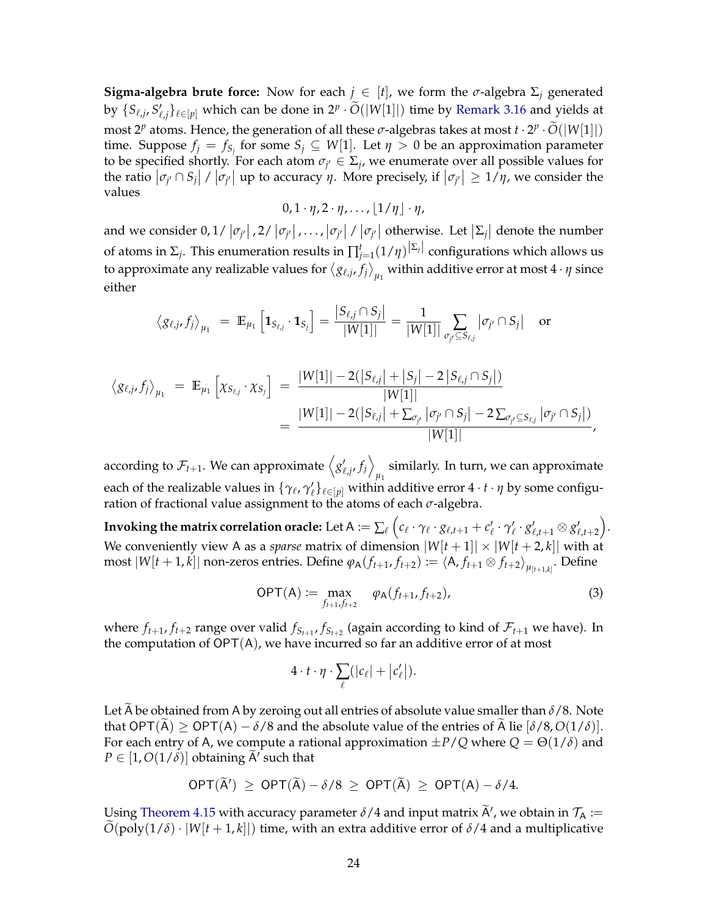**Sigma-algebra brute force:** Now for each $j \in [t]$, we form the $\sigma$-algebra $\Sigma_j$ generated by $\{S_{\ell,j}, S'_{\ell,j}\}_{\ell \in [p]}$ which can be done in $2^p \cdot \widetilde{O}(|W[1]|)$ time by Remark 3.16 and yields at most $2^p$ atoms. Hence, the generation of all these $\sigma$-algebras takes at most $t \cdot 2^p \cdot \widetilde{O}(|W[1]|)$ time. Suppose $f_j = f_{S_j}$ for some $S_j \subseteq W[1]$. Let $\eta > 0$ be an approximation parameter to be specified shortly. For each atom $\sigma_{j'} \in \Sigma_j$, we enumerate over all possible values for the ratio $|\sigma_{j'} \cap S_j| / |\sigma_{j'}|$ up to accuracy $\eta$. More precisely, if $|\sigma_{j'}| \geq 1/\eta$, we consider the values

$$0, 1 \cdot \eta, 2 \cdot \eta, \ldots, \lfloor 1/\eta \rfloor \cdot \eta,$$

and we consider $0, 1/|\sigma_{j'}|, 2/|\sigma_{j'}|, \ldots, |\sigma_{j'}| / |\sigma_{j'}|$ otherwise. Let $|\Sigma_j|$ denote the number of atoms in $\Sigma_j$. This enumeration results in $\prod_{j=1}^{t} (1/\eta)^{|\Sigma_j|}$ configurations which allows us to approximate any realizable values for $\langle g_{\ell,j}, f_j \rangle_{\mu_1}$ within additive error at most $4 \cdot \eta$ since either

$$\langle g_{\ell,j}, f_j \rangle_{\mu_1} \;=\; \mathbb{E}_{\mu_1}\left[\mathbf{1}_{S_{\ell,j}} \cdot \mathbf{1}_{S_j}\right] = \frac{|S_{\ell,j} \cap S_j|}{|W[1]|} = \frac{1}{|W[1]|} \sum_{\sigma_{j'} \subseteq S_{\ell,j}} |\sigma_{j'} \cap S_j| \quad \text{or}$$

$$\begin{aligned}
\langle g_{\ell,j}, f_j \rangle_{\mu_1} \;=\; \mathbb{E}_{\mu_1}\left[\chi_{S_{\ell,j}} \cdot \chi_{S_j}\right] \;&=\; \frac{|W[1]| - 2(|S_{\ell,j}| + |S_j| - 2\,|S_{\ell,j} \cap S_j|)}{|W[1]|} \\
&=\; \frac{|W[1]| - 2(|S_{\ell,j}| + \sum_{\sigma_{j'}} |\sigma_{j'} \cap S_j| - 2\sum_{\sigma_{j'} \subseteq S_{\ell,j}} |\sigma_{j'} \cap S_j|)}{|W[1]|},
\end{aligned}$$

according to $\mathcal{F}_{t+1}$. We can approximate $\left\langle g'_{\ell,j}, f_j \right\rangle_{\mu_1}$ similarly. In turn, we can approximate each of the realizable values in $\{\gamma_\ell, \gamma'_\ell\}_{\ell \in [p]}$ within additive error $4 \cdot t \cdot \eta$ by some configuration of fractional value assignment to the atoms of each $\sigma$-algebra.

**Invoking the matrix correlation oracle:** Let $\mathsf{A} := \sum_\ell \left(c_\ell \cdot \gamma_\ell \cdot g_{\ell,t+1} + c'_\ell \cdot \gamma'_\ell \cdot g'_{\ell,t+1} \otimes g'_{\ell,t+2}\right)$. We conveniently view $\mathsf{A}$ as a *sparse* matrix of dimension $|W[t+1]| \times |W[t+2,k]|$ with at most $|W[t+1,k]|$ non-zeros entries. Define $\varphi_{\mathsf{A}}(f_{t+1}, f_{t+2}) := \langle \mathsf{A}, f_{t+1} \otimes f_{t+2} \rangle_{\mu_{[t+1,k]}}$. Define

$$\mathsf{OPT}(\mathsf{A}) := \max_{f_{t+1}, f_{t+2}} \quad \varphi_{\mathsf{A}}(f_{t+1}, f_{t+2}), \tag{3}$$

where $f_{t+1}, f_{t+2}$ range over valid $f_{S_{t+1}}, f_{S_{t+2}}$ (again according to kind of $\mathcal{F}_{t+1}$ we have). In the computation of $\mathsf{OPT}(\mathsf{A})$, we have incurred so far an additive error of at most

$$4 \cdot t \cdot \eta \cdot \sum_\ell (|c_\ell| + |c'_\ell|).$$

Let $\widetilde{\mathsf{A}}$ be obtained from $\mathsf{A}$ by zeroing out all entries of absolute value smaller than $\delta/8$. Note that $\mathsf{OPT}(\widetilde{\mathsf{A}}) \geq \mathsf{OPT}(\mathsf{A}) - \delta/8$ and the absolute value of the entries of $\widetilde{\mathsf{A}}$ lie $[\delta/8, O(1/\delta)]$. For each entry of $\mathsf{A}$, we compute a rational approximation $\pm P/Q$ where $Q = \Theta(1/\delta)$ and $P \in [1, O(1/\delta)]$ obtaining $\widetilde{\mathsf{A}}'$ such that

$$\mathsf{OPT}(\widetilde{\mathsf{A}}') \;\geq\; \mathsf{OPT}(\widetilde{\mathsf{A}}) - \delta/8 \;\geq\; \mathsf{OPT}(\widetilde{\mathsf{A}}) \;\geq\; \mathsf{OPT}(\mathsf{A}) - \delta/4.$$

Using Theorem 4.15 with accuracy parameter $\delta/4$ and input matrix $\widetilde{\mathsf{A}}'$, we obtain in $\mathcal{T}_{\mathsf{A}} := \widetilde{O}(\text{poly}(1/\delta) \cdot |W[t+1,k]|)$ time, with an extra additive error of $\delta/4$ and a multiplicative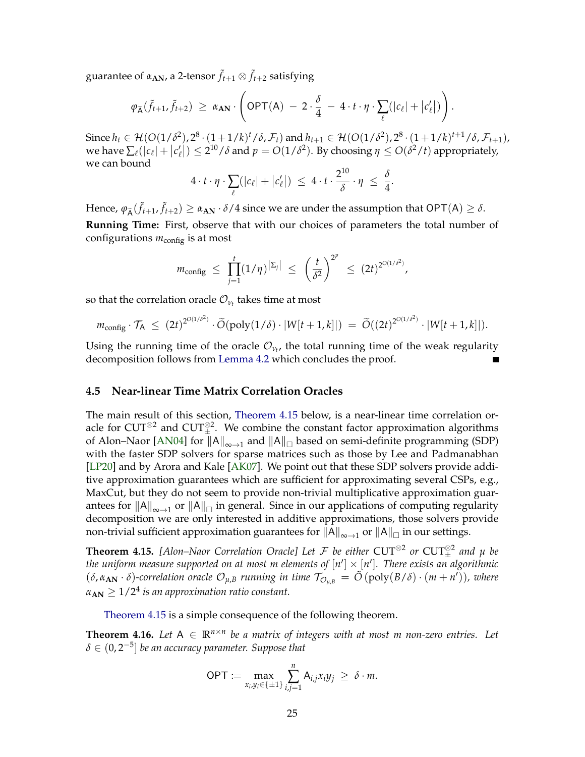guarantee of $\alpha_{\mathbf{AN}}$, a 2-tensor $\tilde{f}_{t+1} \otimes \tilde{f}_{t+2}$ satisfying

$$\varphi_{\widetilde{\mathsf{A}}}(\tilde{f}_{t+1}, \tilde{f}_{t+2}) \;\geq\; \alpha_{\mathbf{AN}} \cdot \left( \mathsf{OPT}(\mathsf{A}) \;-\; 2 \cdot \frac{\delta}{4} \;-\; 4 \cdot t \cdot \eta \cdot \sum_{\ell} (|c_\ell| + |c'_\ell|) \right).$$

Since $h_t \in \mathcal{H}(O(1/\delta^2), 2^8 \cdot (1+1/k)^t/\delta, \mathcal{F}_t)$ and $h_{t+1} \in \mathcal{H}(O(1/\delta^2), 2^8 \cdot (1+1/k)^{t+1}/\delta, \mathcal{F}_{t+1})$, we have $\sum_\ell (|c_\ell| + |c'_\ell|) \leq 2^{10}/\delta$ and $p = O(1/\delta^2)$. By choosing $\eta \leq O(\delta^2/t)$ appropriately, we can bound

$$4 \cdot t \cdot \eta \cdot \sum_{\ell} (|c_\ell| + |c'_\ell|) \;\leq\; 4 \cdot t \cdot \frac{2^{10}}{\delta} \cdot \eta \;\leq\; \frac{\delta}{4}.$$

Hence, $\varphi_{\widetilde{\mathsf{A}}}(\tilde{f}_{t+1}, \tilde{f}_{t+2}) \geq \alpha_{\mathbf{AN}} \cdot \delta/4$ since we are under the assumption that $\mathsf{OPT}(\mathsf{A}) \geq \delta$.

**Running Time:** First, observe that with our choices of parameters the total number of configurations $m_{\text{config}}$ is at most

$$m_{\text{config}} \;\leq\; \prod_{j=1}^{t} (1/\eta)^{|\Sigma_j|} \;\leq\; \left(\frac{t}{\delta^2}\right)^{2^p} \;\leq\; (2t)^{2^{O(1/\delta^2)}},$$

so that the correlation oracle $\mathcal{O}_{\nu_t}$ takes time at most

$$m_{\text{config}} \cdot \mathcal{T}_{\mathsf{A}} \;\leq\; (2t)^{2^{O(1/\delta^2)}} \cdot \widetilde{O}(\text{poly}(1/\delta) \cdot |W[t+1,k]|) \;=\; \widetilde{O}((2t)^{2^{O(1/\delta^2)}} \cdot |W[t+1,k]|).$$

Using the running time of the oracle $\mathcal{O}_{\nu_t}$, the total running time of the weak regularity decomposition follows from Lemma 4.2 which concludes the proof. ∎

### 4.5 Near-linear Time Matrix Correlation Oracles

The main result of this section, Theorem 4.15 below, is a near-linear time correlation oracle for $\text{CUT}^{\otimes 2}$ and $\text{CUT}_{\pm}^{\otimes 2}$. We combine the constant factor approximation algorithms of Alon–Naor [AN04] for $\|\mathsf{A}\|_{\infty \to 1}$ and $\|\mathsf{A}\|_{\square}$ based on semi-definite programming (SDP) with the faster SDP solvers for sparse matrices such as those by Lee and Padmanabhan [LP20] and by Arora and Kale [AK07]. We point out that these SDP solvers provide additive approximation guarantees which are sufficient for approximating several CSPs, e.g., MaxCut, but they do not seem to provide non-trivial multiplicative approximation guarantees for $\|\mathsf{A}\|_{\infty \to 1}$ or $\|\mathsf{A}\|_{\square}$ in general. Since in our applications of computing regularity decomposition we are only interested in additive approximations, those solvers provide non-trivial sufficient approximation guarantees for $\|\mathsf{A}\|_{\infty \to 1}$ or $\|\mathsf{A}\|_{\square}$ in our settings.

**Theorem 4.15.** *[Alon–Naor Correlation Oracle] Let $\mathcal{F}$ be either $\text{CUT}^{\otimes 2}$ or $\text{CUT}_{\pm}^{\otimes 2}$ and $\mu$ be the uniform measure supported on at most $m$ elements of $[n'] \times [n']$. There exists an algorithmic $(\delta, \alpha_{\mathbf{AN}} \cdot \delta)$-correlation oracle $\mathcal{O}_{\mu,B}$ running in time $\mathcal{T}_{\mathcal{O}_{\mu,B}} = \tilde{O}(\text{poly}(B/\delta) \cdot (m + n'))$, where $\alpha_{\mathbf{AN}} \geq 1/2^4$ is an approximation ratio constant.*

Theorem 4.15 is a simple consequence of the following theorem.

**Theorem 4.16.** *Let $\mathsf{A} \in \mathbb{R}^{n \times n}$ be a matrix of integers with at most $m$ non-zero entries. Let $\delta \in (0, 2^{-5}]$ be an accuracy parameter. Suppose that*

$$\mathsf{OPT} := \max_{x_i, y_i \in \{\pm 1\}} \sum_{i,j=1}^{n} \mathsf{A}_{i,j} x_i y_j \;\geq\; \delta \cdot m.$$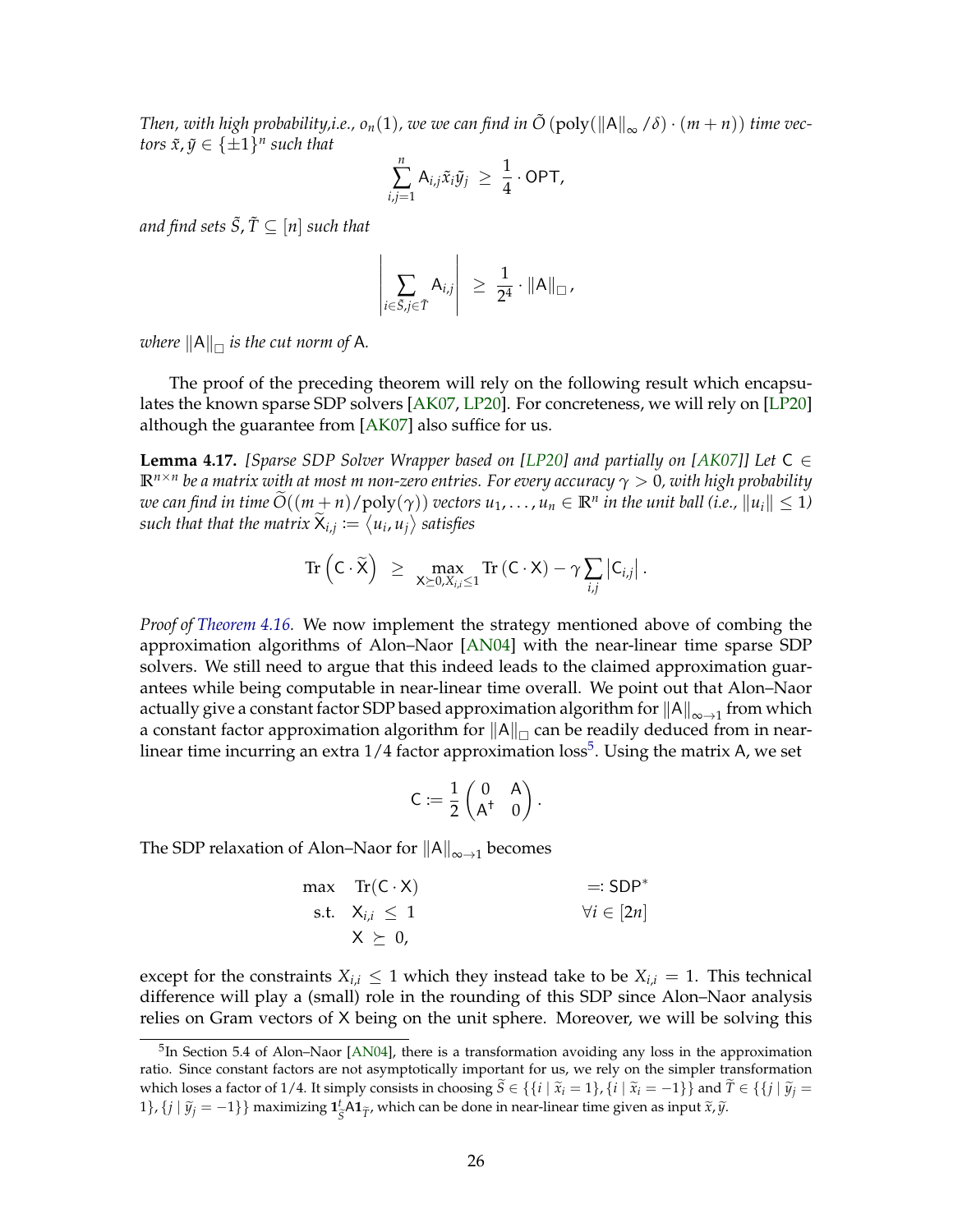*Then, with high probability,i.e., $o_n(1)$, we we can find in $\tilde{O}\left(\text{poly}(\|\mathsf{A}\|_\infty/\delta)\cdot(m+n)\right)$ time vectors $\tilde{x}, \tilde{y} \in \{\pm 1\}^n$ such that*

$$\sum_{i,j=1}^{n} \mathsf{A}_{i,j}\tilde{x}_i\tilde{y}_j \;\geq\; \frac{1}{4}\cdot \mathsf{OPT},$$

*and find sets $\tilde{S}, \tilde{T} \subseteq [n]$ such that*

$$\left|\sum_{i\in\tilde{S}, j\in\tilde{T}} \mathsf{A}_{i,j}\right| \;\geq\; \frac{1}{2^4}\cdot\|\mathsf{A}\|_\square,$$

*where $\|\mathsf{A}\|_\square$ is the cut norm of $\mathsf{A}$.*

The proof of the preceding theorem will rely on the following result which encapsulates the known sparse SDP solvers [AK07, LP20]. For concreteness, we will rely on [LP20] although the guarantee from [AK07] also suffice for us.

**Lemma 4.17.** *[Sparse SDP Solver Wrapper based on [LP20] and partially on [AK07]] Let $\mathsf{C} \in \mathbb{R}^{n\times n}$ be a matrix with at most $m$ non-zero entries. For every accuracy $\gamma > 0$, with high probability we can find in time $\widetilde{O}((m+n)/\text{poly}(\gamma))$ vectors $u_1,\ldots,u_n \in \mathbb{R}^n$ in the unit ball (i.e., $\|u_i\| \leq 1$) such that that the matrix $\widetilde{\mathsf{X}}_{i,j} := \langle u_i, u_j\rangle$ satisfies*

$$\text{Tr}\left(\mathsf{C}\cdot\widetilde{\mathsf{X}}\right) \;\geq\; \max_{\mathsf{X}\succeq 0, X_{i,i}\leq 1}\text{Tr}\left(\mathsf{C}\cdot\mathsf{X}\right) - \gamma\sum_{i,j}\left|\mathsf{C}_{i,j}\right|.$$

*Proof of Theorem 4.16.* We now implement the strategy mentioned above of combing the approximation algorithms of Alon–Naor [AN04] with the near-linear time sparse SDP solvers. We still need to argue that this indeed leads to the claimed approximation guarantees while being computable in near-linear time overall. We point out that Alon–Naor actually give a constant factor SDP based approximation algorithm for $\|\mathsf{A}\|_{\infty\to 1}$ from which a constant factor approximation algorithm for $\|\mathsf{A}\|_\square$ can be readily deduced from in near-linear time incurring an extra $1/4$ factor approximation loss[5]. Using the matrix $\mathsf{A}$, we set

$$\mathsf{C} := \frac{1}{2}\begin{pmatrix} 0 & \mathsf{A} \\ \mathsf{A}^\dagger & 0\end{pmatrix}.$$

The SDP relaxation of Alon–Naor for $\|\mathsf{A}\|_{\infty\to 1}$ becomes

$$\begin{array}{lll} \max & \text{Tr}(\mathsf{C}\cdot\mathsf{X}) & =: \mathsf{SDP}^* \\ \text{s.t.} & \mathsf{X}_{i,i} \;\leq\; 1 & \forall i \in [2n] \\ & \mathsf{X} \;\succeq\; 0, & \end{array}$$

except for the constraints $X_{i,i} \leq 1$ which they instead take to be $X_{i,i} = 1$. This technical difference will play a (small) role in the rounding of this SDP since Alon–Naor analysis relies on Gram vectors of $\mathsf{X}$ being on the unit sphere. Moreover, we will be solving this

[5] In Section 5.4 of Alon–Naor [AN04], there is a transformation avoiding any loss in the approximation ratio. Since constant factors are not asymptotically important for us, we rely on the simpler transformation which loses a factor of 1/4. It simply consists in choosing $\widetilde{S} \in \{\{i \mid \widetilde{x}_i = 1\}, \{i \mid \widetilde{x}_i = -1\}\}$ and $\widetilde{T} \in \{\{j \mid \widetilde{y}_j = 1\}, \{j \mid \widetilde{y}_j = -1\}\}$ maximizing $\mathbf{1}_{\widetilde{S}}^t\mathsf{A}\mathbf{1}_{\widetilde{T}}$, which can be done in near-linear time given as input $\widetilde{x}, \widetilde{y}$.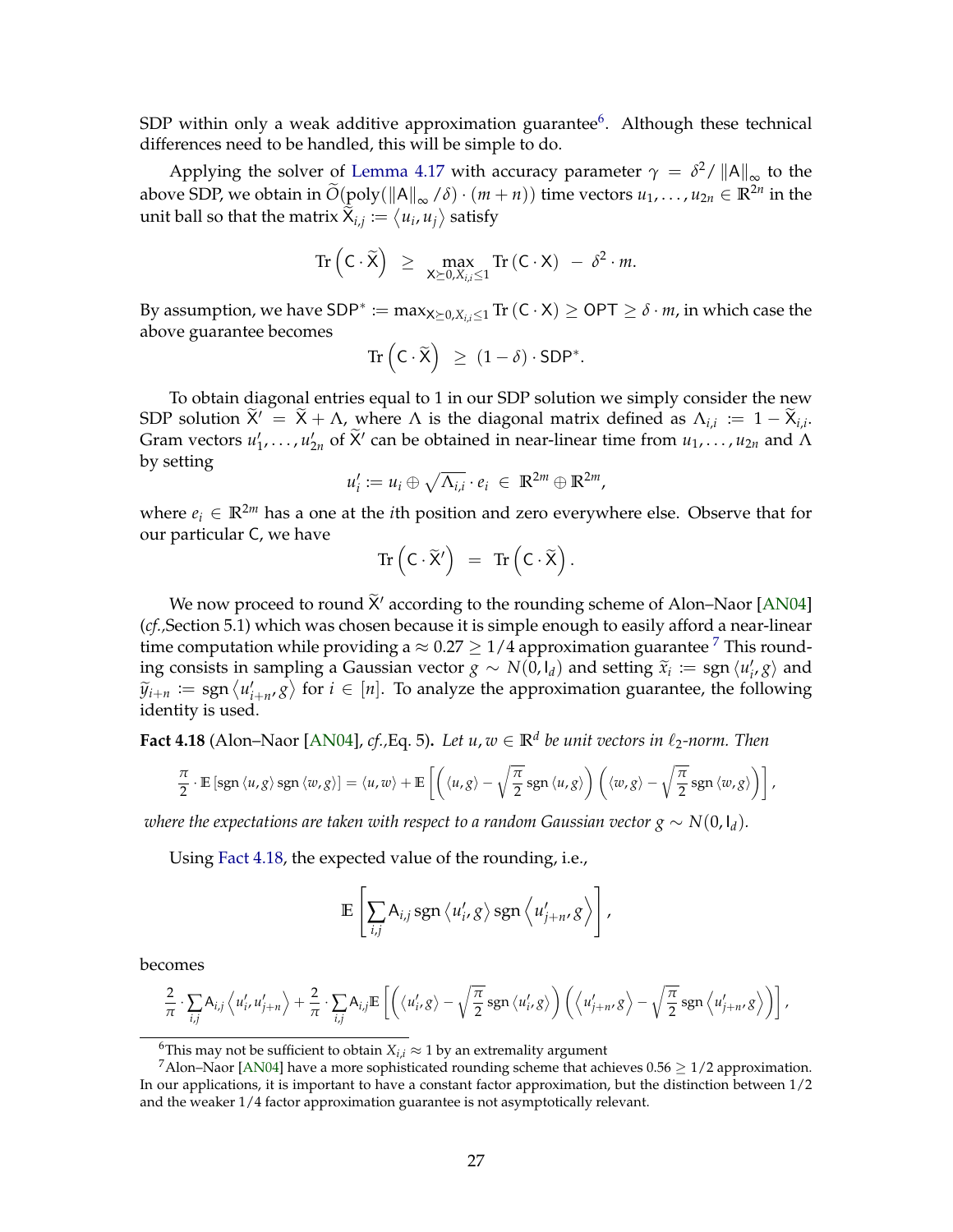SDP within only a weak additive approximation guarantee[6]. Although these technical differences need to be handled, this will be simple to do.

Applying the solver of Lemma 4.17 with accuracy parameter $\gamma = \delta^2 / \|\mathsf{A}\|_\infty$ to the above SDP, we obtain in $\widetilde{O}(\mathrm{poly}(\|\mathsf{A}\|_\infty / \delta) \cdot (m+n))$ time vectors $u_1, \ldots, u_{2n} \in \mathbb{R}^{2n}$ in the unit ball so that the matrix $\widetilde{\mathsf{X}}_{i,j} := \langle u_i, u_j \rangle$ satisfy

$$\operatorname{Tr}\left(\mathsf{C} \cdot \widetilde{\mathsf{X}}\right) \;\geq\; \max_{\mathsf{X} \succeq 0, X_{i,i} \leq 1} \operatorname{Tr}\left(\mathsf{C} \cdot \mathsf{X}\right) \;-\; \delta^2 \cdot m.$$

By assumption, we have $\mathsf{SDP}^* := \max_{\mathsf{X} \succeq 0, X_{i,i} \leq 1} \operatorname{Tr}\left(\mathsf{C} \cdot \mathsf{X}\right) \geq \mathsf{OPT} \geq \delta \cdot m$, in which case the above guarantee becomes

$$\operatorname{Tr}\left(\mathsf{C} \cdot \widetilde{\mathsf{X}}\right) \;\geq\; (1-\delta) \cdot \mathsf{SDP}^*.$$

To obtain diagonal entries equal to 1 in our SDP solution we simply consider the new SDP solution $\widetilde{\mathsf{X}}' = \widetilde{\mathsf{X}} + \Lambda$, where $\Lambda$ is the diagonal matrix defined as $\Lambda_{i,i} := 1 - \widetilde{\mathsf{X}}_{i,i}$. Gram vectors $u_1', \ldots, u_{2n}'$ of $\widetilde{\mathsf{X}}'$ can be obtained in near-linear time from $u_1, \ldots, u_{2n}$ and $\Lambda$ by setting

$$u_i' := u_i \oplus \sqrt{\Lambda_{i,i}} \cdot e_i \;\in\; \mathbb{R}^{2m} \oplus \mathbb{R}^{2m},$$

where $e_i \in \mathbb{R}^{2m}$ has a one at the $i$th position and zero everywhere else. Observe that for our particular $\mathsf{C}$, we have

$$\operatorname{Tr}\left(\mathsf{C} \cdot \widetilde{\mathsf{X}}'\right) \;=\; \operatorname{Tr}\left(\mathsf{C} \cdot \widetilde{\mathsf{X}}\right).$$

We now proceed to round $\widetilde{\mathsf{X}}'$ according to the rounding scheme of Alon–Naor [AN04] (*cf.,*Section 5.1) which was chosen because it is simple enough to easily afford a near-linear time computation while providing a $\approx 0.27 \geq 1/4$ approximation guarantee [7] This rounding consists in sampling a Gaussian vector $g \sim N(0, \mathsf{I}_d)$ and setting $\widetilde{x}_i := \operatorname{sgn}\langle u_i', g\rangle$ and $\widetilde{y}_{i+n} := \operatorname{sgn}\langle u_{i+n}', g\rangle$ for $i \in [n]$. To analyze the approximation guarantee, the following identity is used.

**Fact 4.18** (Alon–Naor [AN04], *cf.,*Eq. 5)**.** *Let $u, w \in \mathbb{R}^d$ be unit vectors in $\ell_2$-norm. Then*

$$\frac{\pi}{2} \cdot \mathbb{E}\left[\operatorname{sgn}\langle u, g\rangle \operatorname{sgn}\langle w, g\rangle\right] = \langle u, w\rangle + \mathbb{E}\left[\left(\langle u, g\rangle - \sqrt{\frac{\pi}{2}} \operatorname{sgn}\langle u, g\rangle\right)\left(\langle w, g\rangle - \sqrt{\frac{\pi}{2}} \operatorname{sgn}\langle w, g\rangle\right)\right],$$

*where the expectations are taken with respect to a random Gaussian vector $g \sim N(0, \mathsf{I}_d)$.*

Using Fact 4.18, the expected value of the rounding, i.e.,

$$\mathbb{E}\left[\sum_{i,j} \mathsf{A}_{i,j} \operatorname{sgn}\langle u_i', g\rangle \operatorname{sgn}\left\langle u_{j+n}', g\right\rangle\right],$$

becomes

$$\frac{2}{\pi} \cdot \sum_{i,j} \mathsf{A}_{i,j} \left\langle u_i', u_{j+n}' \right\rangle + \frac{2}{\pi} \cdot \sum_{i,j} \mathsf{A}_{i,j} \mathbb{E}\left[\left(\langle u_i', g\rangle - \sqrt{\frac{\pi}{2}} \operatorname{sgn}\langle u_i', g\rangle\right)\left(\left\langle u_{j+n}', g\right\rangle - \sqrt{\frac{\pi}{2}} \operatorname{sgn}\left\langle u_{j+n}', g\right\rangle\right)\right],$$

[6] This may not be sufficient to obtain $X_{i,i} \approx 1$ by an extremality argument

[7] Alon–Naor [AN04] have a more sophisticated rounding scheme that achieves $0.56 \geq 1/2$ approximation. In our applications, it is important to have a constant factor approximation, but the distinction between $1/2$ and the weaker $1/4$ factor approximation guarantee is not asymptotically relevant.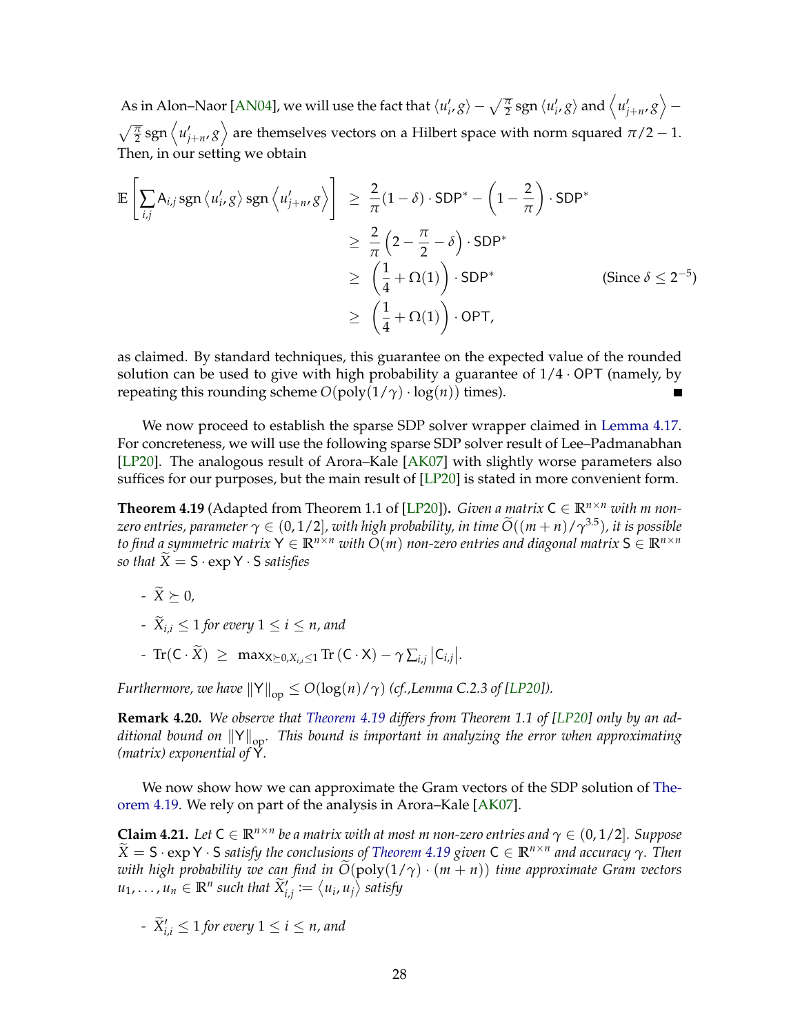As in Alon–Naor [AN04], we will use the fact that $\langle u_i', g\rangle - \sqrt{\frac{\pi}{2}}\,\mathrm{sgn}\,\langle u_i', g\rangle$ and $\left\langle u_{j+n}', g\right\rangle - \sqrt{\frac{\pi}{2}}\,\mathrm{sgn}\left\langle u_{j+n}', g\right\rangle$ are themselves vectors on a Hilbert space with norm squared $\pi/2 - 1$. Then, in our setting we obtain

$$
\begin{aligned}
\mathbb{E}\left[\sum_{i,j} \mathsf{A}_{i,j}\,\mathrm{sgn}\,\langle u_i', g\rangle\,\mathrm{sgn}\left\langle u_{j+n}', g\right\rangle\right] &\geq \frac{2}{\pi}(1-\delta)\cdot \mathsf{SDP}^* - \left(1 - \frac{2}{\pi}\right)\cdot \mathsf{SDP}^* \\
&\geq \frac{2}{\pi}\left(2 - \frac{\pi}{2} - \delta\right)\cdot \mathsf{SDP}^* \\
&\geq \left(\frac{1}{4} + \Omega(1)\right)\cdot \mathsf{SDP}^* \qquad \text{(Since } \delta \leq 2^{-5}\text{)} \\
&\geq \left(\frac{1}{4} + \Omega(1)\right)\cdot \mathsf{OPT},
\end{aligned}
$$

as claimed. By standard techniques, this guarantee on the expected value of the rounded solution can be used to give with high probability a guarantee of $1/4 \cdot \mathsf{OPT}$ (namely, by repeating this rounding scheme $O(\mathrm{poly}(1/\gamma)\cdot\log(n))$ times). ∎

We now proceed to establish the sparse SDP solver wrapper claimed in Lemma 4.17. For concreteness, we will use the following sparse SDP solver result of Lee–Padmanabhan [LP20]. The analogous result of Arora–Kale [AK07] with slightly worse parameters also suffices for our purposes, but the main result of [LP20] is stated in more convenient form.

**Theorem 4.19** (Adapted from Theorem 1.1 of [LP20]). *Given a matrix $\mathsf{C} \in \mathbb{R}^{n\times n}$ with $m$ non-zero entries, parameter $\gamma \in (0, 1/2]$, with high probability, in time $\widetilde{O}((m+n)/\gamma^{3.5})$, it is possible to find a symmetric matrix $\mathsf{Y} \in \mathbb{R}^{n\times n}$ with $O(m)$ non-zero entries and diagonal matrix $\mathsf{S} \in \mathbb{R}^{n\times n}$ so that $\widetilde{X} = \mathsf{S}\cdot\exp\mathsf{Y}\cdot\mathsf{S}$ satisfies*

- *$\widetilde{X} \succeq 0$,*
- *$\widetilde{X}_{i,i} \leq 1$ for every $1 \leq i \leq n$, and*
- *$\mathrm{Tr}(\mathsf{C}\cdot\widetilde{X}) \;\geq\; \max_{\mathsf{X}\succeq 0, X_{i,i}\leq 1} \mathrm{Tr}\left(\mathsf{C}\cdot\mathsf{X}\right) - \gamma\sum_{i,j}\left|\mathsf{C}_{i,j}\right|$.*

*Furthermore, we have $\|\mathsf{Y}\|_{\mathrm{op}} \leq O(\log(n)/\gamma)$ (cf.,Lemma C.2.3 of [LP20]).*

**Remark 4.20.** *We observe that Theorem 4.19 differs from Theorem 1.1 of [LP20] only by an additional bound on $\|\mathsf{Y}\|_{\mathrm{op}}$. This bound is important in analyzing the error when approximating (matrix) exponential of $\mathsf{Y}$.*

We now show how we can approximate the Gram vectors of the SDP solution of Theorem 4.19. We rely on part of the analysis in Arora–Kale [AK07].

**Claim 4.21.** *Let $\mathsf{C} \in \mathbb{R}^{n\times n}$ be a matrix with at most $m$ non-zero entries and $\gamma \in (0, 1/2]$. Suppose $\widetilde{X} = \mathsf{S}\cdot\exp\mathsf{Y}\cdot\mathsf{S}$ satisfy the conclusions of Theorem 4.19 given $\mathsf{C} \in \mathbb{R}^{n\times n}$ and accuracy $\gamma$. Then with high probability we can find in $\widetilde{O}(\mathrm{poly}(1/\gamma)\cdot(m+n))$ time approximate Gram vectors $u_1,\ldots,u_n \in \mathbb{R}^n$ such that $\widetilde{X}'_{i,j} := \langle u_i, u_j\rangle$ satisfy*

- *$\widetilde{X}'_{i,i} \leq 1$ for every $1 \leq i \leq n$, and*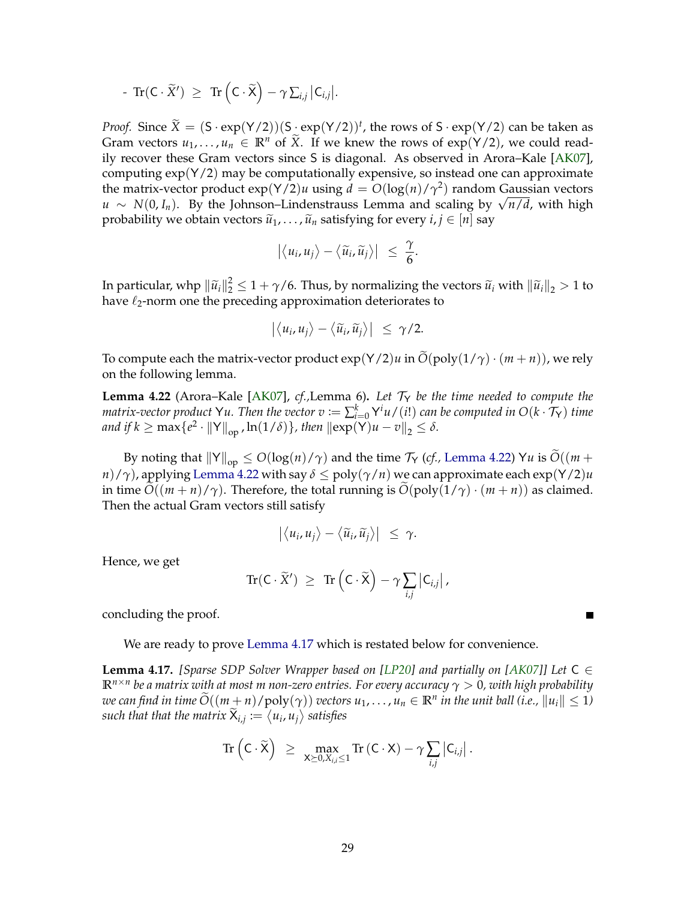- $\mathrm{Tr}(\mathsf{C} \cdot \widetilde{X}') \;\geq\; \mathrm{Tr}\left(\mathsf{C} \cdot \widetilde{\mathsf{X}}\right) - \gamma \sum_{i,j} |\mathsf{C}_{i,j}|$.

*Proof.* Since $\widetilde{X} = (\mathsf{S} \cdot \exp(\mathsf{Y}/2))(\mathsf{S} \cdot \exp(\mathsf{Y}/2))^t$, the rows of $\mathsf{S} \cdot \exp(\mathsf{Y}/2)$ can be taken as Gram vectors $u_1, \ldots, u_n \in \mathbb{R}^n$ of $\widetilde{X}$. If we knew the rows of $\exp(\mathsf{Y}/2)$, we could readily recover these Gram vectors since $\mathsf{S}$ is diagonal. As observed in Arora–Kale [AK07], computing $\exp(\mathsf{Y}/2)$ may be computationally expensive, so instead one can approximate the matrix-vector product $\exp(\mathsf{Y}/2)u$ using $d = O(\log(n)/\gamma^2)$ random Gaussian vectors $u \sim N(0, I_n)$. By the Johnson–Lindenstrauss Lemma and scaling by $\sqrt{n/d}$, with high probability we obtain vectors $\widetilde{u}_1, \ldots, \widetilde{u}_n$ satisfying for every $i, j \in [n]$ say

$$\left|\langle u_i, u_j \rangle - \langle \widetilde{u}_i, \widetilde{u}_j \rangle\right| \;\leq\; \frac{\gamma}{6}.$$

In particular, whp $\|\widetilde{u}_i\|_2^2 \leq 1 + \gamma/6$. Thus, by normalizing the vectors $\widetilde{u}_i$ with $\|\widetilde{u}_i\|_2 > 1$ to have $\ell_2$-norm one the preceding approximation deteriorates to

$$\left|\langle u_i, u_j \rangle - \langle \widetilde{u}_i, \widetilde{u}_j \rangle\right| \;\leq\; \gamma/2.$$

To compute each the matrix-vector product $\exp(\mathsf{Y}/2)u$ in $\widetilde{O}(\mathrm{poly}(1/\gamma) \cdot (m+n))$, we rely on the following lemma.

**Lemma 4.22** (Arora–Kale [AK07], *cf.*,Lemma 6)**.** *Let $\mathcal{T}_{\mathsf{Y}}$ be the time needed to compute the matrix-vector product $\mathsf{Y}u$. Then the vector $v := \sum_{i=0}^{k} \mathsf{Y}^i u/(i!)$ can be computed in $O(k \cdot \mathcal{T}_{\mathsf{Y}})$ time and if $k \geq \max\{e^2 \cdot \|\mathsf{Y}\|_{\mathrm{op}}, \ln(1/\delta)\}$, then $\|\exp(\mathsf{Y})u - v\|_2 \leq \delta$.*

By noting that $\|\mathsf{Y}\|_{\mathrm{op}} \leq O(\log(n)/\gamma)$ and the time $\mathcal{T}_{\mathsf{Y}}$ (*cf.*, Lemma 4.22) $\mathsf{Y}u$ is $\widetilde{O}((m+n)/\gamma)$, applying Lemma 4.22 with say $\delta \leq \mathrm{poly}(\gamma/n)$ we can approximate each $\exp(\mathsf{Y}/2)u$ in time $\widetilde{O}((m+n)/\gamma)$. Therefore, the total running is $\widetilde{O}(\mathrm{poly}(1/\gamma) \cdot (m+n))$ as claimed. Then the actual Gram vectors still satisfy

$$\left|\langle u_i, u_j \rangle - \langle \widetilde{u}_i, \widetilde{u}_j \rangle\right| \;\leq\; \gamma.$$

Hence, we get

$$\mathrm{Tr}(\mathsf{C} \cdot \widetilde{X}') \;\geq\; \mathrm{Tr}\left(\mathsf{C} \cdot \widetilde{\mathsf{X}}\right) - \gamma \sum_{i,j} \left|\mathsf{C}_{i,j}\right|,$$

concluding the proof. ∎

We are ready to prove Lemma 4.17 which is restated below for convenience.

**Lemma 4.17.** *[Sparse SDP Solver Wrapper based on [LP20] and partially on [AK07]] Let $\mathsf{C} \in \mathbb{R}^{n \times n}$ be a matrix with at most $m$ non-zero entries. For every accuracy $\gamma > 0$, with high probability we can find in time $\widetilde{O}((m+n)/\mathrm{poly}(\gamma))$ vectors $u_1, \ldots, u_n \in \mathbb{R}^n$ in the unit ball (i.e., $\|u_i\| \leq 1$) such that that the matrix $\widetilde{\mathsf{X}}_{i,j} := \langle u_i, u_j \rangle$ satisfies*

$$\mathrm{Tr}\left(\mathsf{C} \cdot \widetilde{\mathsf{X}}\right) \;\geq\; \max_{\mathsf{X} \succeq 0, X_{i,i} \leq 1} \mathrm{Tr}\left(\mathsf{C} \cdot \mathsf{X}\right) - \gamma \sum_{i,j} \left|\mathsf{C}_{i,j}\right|.$$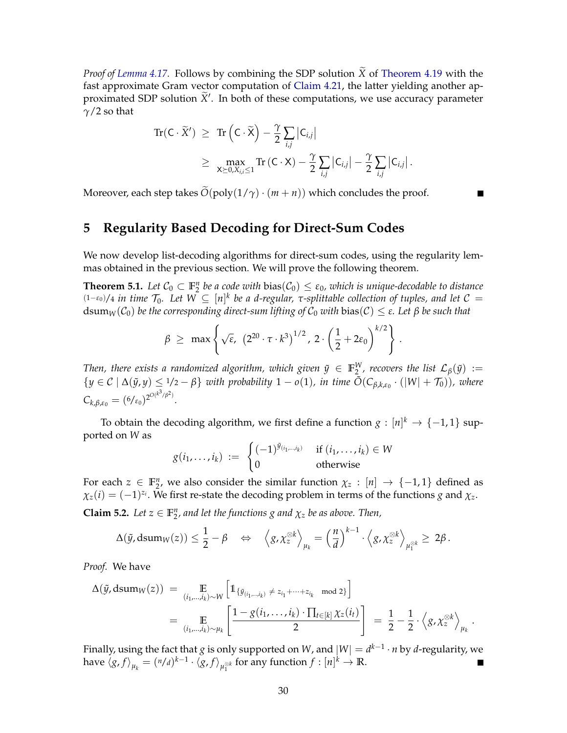*Proof of Lemma 4.17.* Follows by combining the SDP solution $\widetilde{X}$ of Theorem 4.19 with the fast approximate Gram vector computation of Claim 4.21, the latter yielding another approximated SDP solution $\widetilde{X}'$. In both of these computations, we use accuracy parameter $\gamma/2$ so that

$$\begin{aligned}
\operatorname{Tr}(\mathsf{C} \cdot \widetilde{X}') \;&\geq\; \operatorname{Tr}\left(\mathsf{C} \cdot \widetilde{\mathsf{X}}\right) - \frac{\gamma}{2}\sum_{i,j}\left|\mathsf{C}_{i,j}\right| \\
&\geq\; \max_{\mathsf{X}\succeq 0, X_{i,i}\leq 1} \operatorname{Tr}\left(\mathsf{C}\cdot\mathsf{X}\right) - \frac{\gamma}{2}\sum_{i,j}\left|\mathsf{C}_{i,j}\right| - \frac{\gamma}{2}\sum_{i,j}\left|\mathsf{C}_{i,j}\right|.
\end{aligned}$$

Moreover, each step takes $\widetilde{O}(\operatorname{poly}(1/\gamma)\cdot(m+n))$ which concludes the proof. ∎

## 5 Regularity Based Decoding for Direct-Sum Codes

We now develop list-decoding algorithms for direct-sum codes, using the regularity lemmas obtained in the previous section. We will prove the following theorem.

**Theorem 5.1.** *Let $\mathcal{C}_0 \subset \mathbb{F}_2^n$ be a code with $\operatorname{bias}(\mathcal{C}_0) \leq \varepsilon_0$, which is unique-decodable to distance $(1-\varepsilon_0)/4$ in time $\mathcal{T}_0$. Let $W \subseteq [n]^k$ be a $d$-regular, $\tau$-splittable collection of tuples, and let $\mathcal{C} = \operatorname{dsum}_W(\mathcal{C}_0)$ be the corresponding direct-sum lifting of $\mathcal{C}_0$ with $\operatorname{bias}(\mathcal{C}) \leq \varepsilon$. Let $\beta$ be such that*

$$\beta \;\geq\; \max\left\{\sqrt{\varepsilon},\; \left(2^{20}\cdot\tau\cdot k^3\right)^{1/2},\; 2\cdot\left(\frac{1}{2}+2\varepsilon_0\right)^{k/2}\right\}.$$

*Then, there exists a randomized algorithm, which given $\tilde{y} \in \mathbb{F}_2^W$, recovers the list $\mathcal{L}_\beta(\tilde{y}) := \{y \in \mathcal{C} \mid \Delta(\tilde{y}, y) \leq 1/2 - \beta\}$ with probability $1 - o(1)$, in time $\tilde{O}(C_{\beta,k,\varepsilon_0}\cdot(|W| + \mathcal{T}_0))$, where $C_{k,\beta,\varepsilon_0} = (6/\varepsilon_0)^{2^{O(k^3/\beta^2)}}$.*

To obtain the decoding algorithm, we first define a function $g : [n]^k \to \{-1, 1\}$ supported on $W$ as

$$g(i_1,\ldots,i_k) \;:=\; \begin{cases} (-1)^{\tilde{y}_{(i_1,\ldots,i_k)}} & \text{if } (i_1,\ldots,i_k) \in W \\ 0 & \text{otherwise} \end{cases}$$

For each $z \in \mathbb{F}_2^n$, we also consider the similar function $\chi_z : [n] \to \{-1, 1\}$ defined as $\chi_z(i) = (-1)^{z_i}$. We first re-state the decoding problem in terms of the functions $g$ and $\chi_z$.

**Claim 5.2.** *Let $z \in \mathbb{F}_2^n$, and let the functions $g$ and $\chi_z$ be as above. Then,*

$$\Delta(\tilde{y}, \operatorname{dsum}_W(z)) \leq \frac{1}{2} - \beta \quad\Leftrightarrow\quad \left\langle g, \chi_z^{\otimes k}\right\rangle_{\mu_k} = \left(\frac{n}{d}\right)^{k-1}\cdot\left\langle g, \chi_z^{\otimes k}\right\rangle_{\mu_1^{\otimes k}} \geq 2\beta.$$

*Proof.* We have

$$\begin{aligned}
\Delta(\tilde{y}, \operatorname{dsum}_W(z)) \;&=\; \mathop{\mathbb{E}}_{(i_1,\ldots,i_k)\sim W}\left[\mathbb{1}_{\{\tilde{y}_{(i_1,\ldots,i_k)} \,\neq\, z_{i_1}+\cdots+z_{i_k} \mod 2\}}\right] \\
&=\; \mathop{\mathbb{E}}_{(i_1,\ldots,i_k)\sim\mu_k}\left[\frac{1 - g(i_1,\ldots,i_k)\cdot\prod_{t\in[k]}\chi_z(i_t)}{2}\right] \;=\; \frac{1}{2} - \frac{1}{2}\cdot\left\langle g, \chi_z^{\otimes k}\right\rangle_{\mu_k}.
\end{aligned}$$

Finally, using the fact that $g$ is only supported on $W$, and $|W| = d^{k-1}\cdot n$ by $d$-regularity, we have $\langle g, f\rangle_{\mu_k} = (n/d)^{k-1}\cdot\langle g, f\rangle_{\mu_1^{\otimes k}}$ for any function $f : [n]^k \to \mathbb{R}$. ∎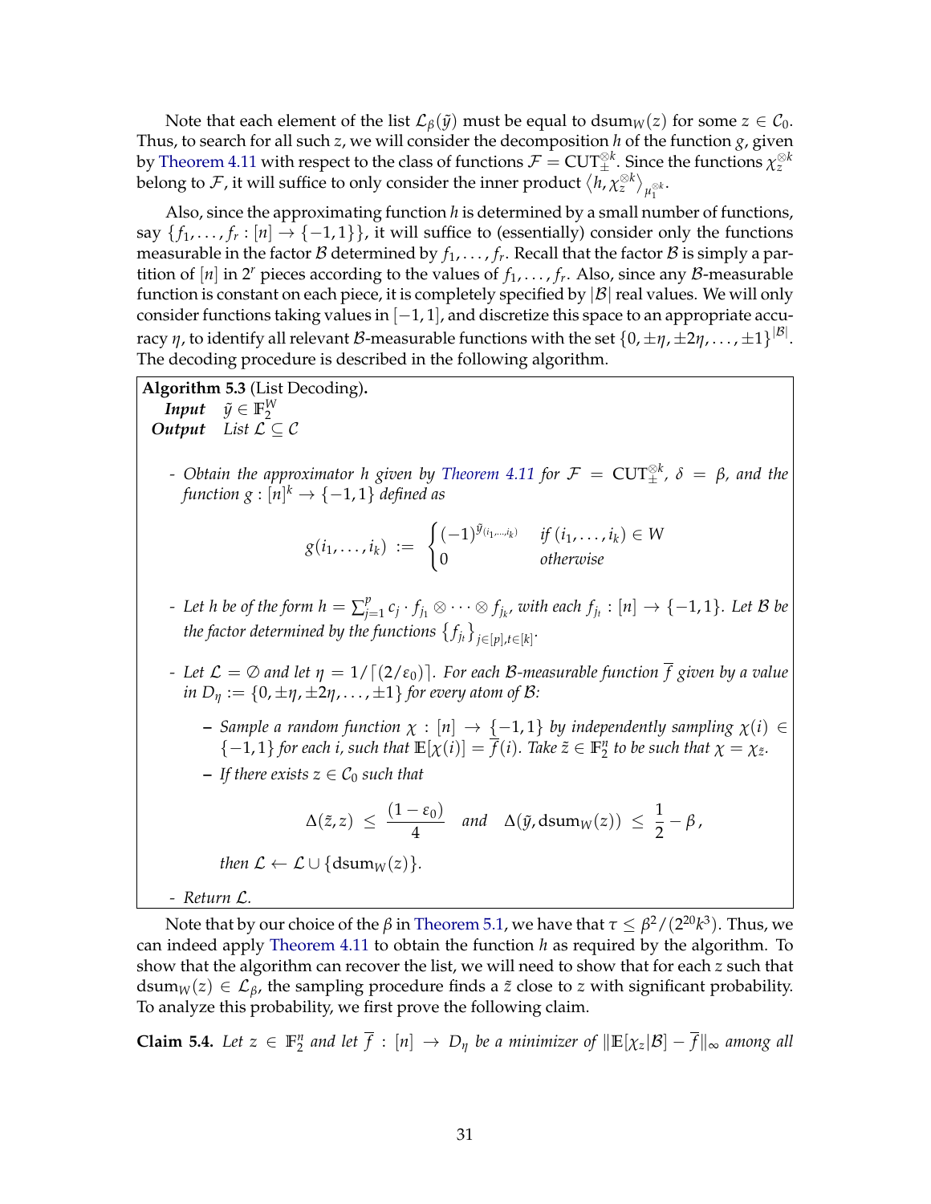Note that each element of the list $\mathcal{L}_\beta(\tilde{y})$ must be equal to $\operatorname{dsum}_W(z)$ for some $z \in \mathcal{C}_0$. Thus, to search for all such $z$, we will consider the decomposition $h$ of the function $g$, given by Theorem 4.11 with respect to the class of functions $\mathcal{F} = \mathrm{CUT}_\pm^{\otimes k}$. Since the functions $\chi_z^{\otimes k}$ belong to $\mathcal{F}$, it will suffice to only consider the inner product $\langle h, \chi_z^{\otimes k} \rangle_{\mu_1^{\otimes k}}$.

Also, since the approximating function $h$ is determined by a small number of functions, say $\{f_1, \ldots, f_r : [n] \to \{-1,1\}\}$, it will suffice to (essentially) consider only the functions measurable in the factor $\mathcal{B}$ determined by $f_1, \ldots, f_r$. Recall that the factor $\mathcal{B}$ is simply a partition of $[n]$ in $2^r$ pieces according to the values of $f_1, \ldots, f_r$. Also, since any $\mathcal{B}$-measurable function is constant on each piece, it is completely specified by $|\mathcal{B}|$ real values. We will only consider functions taking values in $[-1,1]$, and discretize this space to an appropriate accuracy $\eta$, to identify all relevant $\mathcal{B}$-measurable functions with the set $\{0, \pm\eta, \pm 2\eta, \ldots, \pm 1\}^{|\mathcal{B}|}$. The decoding procedure is described in the following algorithm.

**Algorithm 5.3** (List Decoding)**.**
***Input*** $\quad \tilde{y} \in \mathbb{F}_2^W$
***Output*** $\quad$ *List* $\mathcal{L} \subseteq \mathcal{C}$

- *Obtain the approximator $h$ given by Theorem 4.11 for $\mathcal{F} = \mathrm{CUT}_\pm^{\otimes k}$, $\delta = \beta$, and the function $g : [n]^k \to \{-1,1\}$ defined as*

$$g(i_1, \ldots, i_k) \;:=\; \begin{cases} (-1)^{\tilde{y}_{(i_1,\ldots,i_k)}} & \text{if } (i_1, \ldots, i_k) \in W \\ 0 & \text{otherwise} \end{cases}$$

- *Let $h$ be of the form $h = \sum_{j=1}^{p} c_j \cdot f_{j_1} \otimes \cdots \otimes f_{j_k}$, with each $f_{j_t} : [n] \to \{-1,1\}$. Let $\mathcal{B}$ be the factor determined by the functions $\{f_{j_t}\}_{j \in [p], t \in [k]}$.*

- *Let $\mathcal{L} = \emptyset$ and let $\eta = 1/\lceil (2/\varepsilon_0) \rceil$. For each $\mathcal{B}$-measurable function $\overline{f}$ given by a value in $D_\eta := \{0, \pm\eta, \pm 2\eta, \ldots, \pm 1\}$ for every atom of $\mathcal{B}$:*

  - *Sample a random function $\chi : [n] \to \{-1,1\}$ by independently sampling $\chi(i) \in \{-1,1\}$ for each $i$, such that $\mathbb{E}[\chi(i)] = \overline{f}(i)$. Take $\tilde{z} \in \mathbb{F}_2^n$ to be such that $\chi = \chi_{\tilde{z}}$.*
  - *If there exists $z \in \mathcal{C}_0$ such that*

  $$\Delta(\tilde{z}, z) \;\leq\; \frac{(1-\varepsilon_0)}{4} \quad \text{and} \quad \Delta(\tilde{y}, \operatorname{dsum}_W(z)) \;\leq\; \frac{1}{2} - \beta\,,$$

  *then $\mathcal{L} \leftarrow \mathcal{L} \cup \{\operatorname{dsum}_W(z)\}$.*

- *Return $\mathcal{L}$.*

Note that by our choice of the $\beta$ in Theorem 5.1, we have that $\tau \leq \beta^2/(2^{20}k^3)$. Thus, we can indeed apply Theorem 4.11 to obtain the function $h$ as required by the algorithm. To show that the algorithm can recover the list, we will need to show that for each $z$ such that $\operatorname{dsum}_W(z) \in \mathcal{L}_\beta$, the sampling procedure finds a $\tilde{z}$ close to $z$ with significant probability. To analyze this probability, we first prove the following claim.

**Claim 5.4.** *Let $z \in \mathbb{F}_2^n$ and let $\overline{f} : [n] \to D_\eta$ be a minimizer of $\|\mathbb{E}[\chi_z|\mathcal{B}] - \overline{f}\|_\infty$ among all*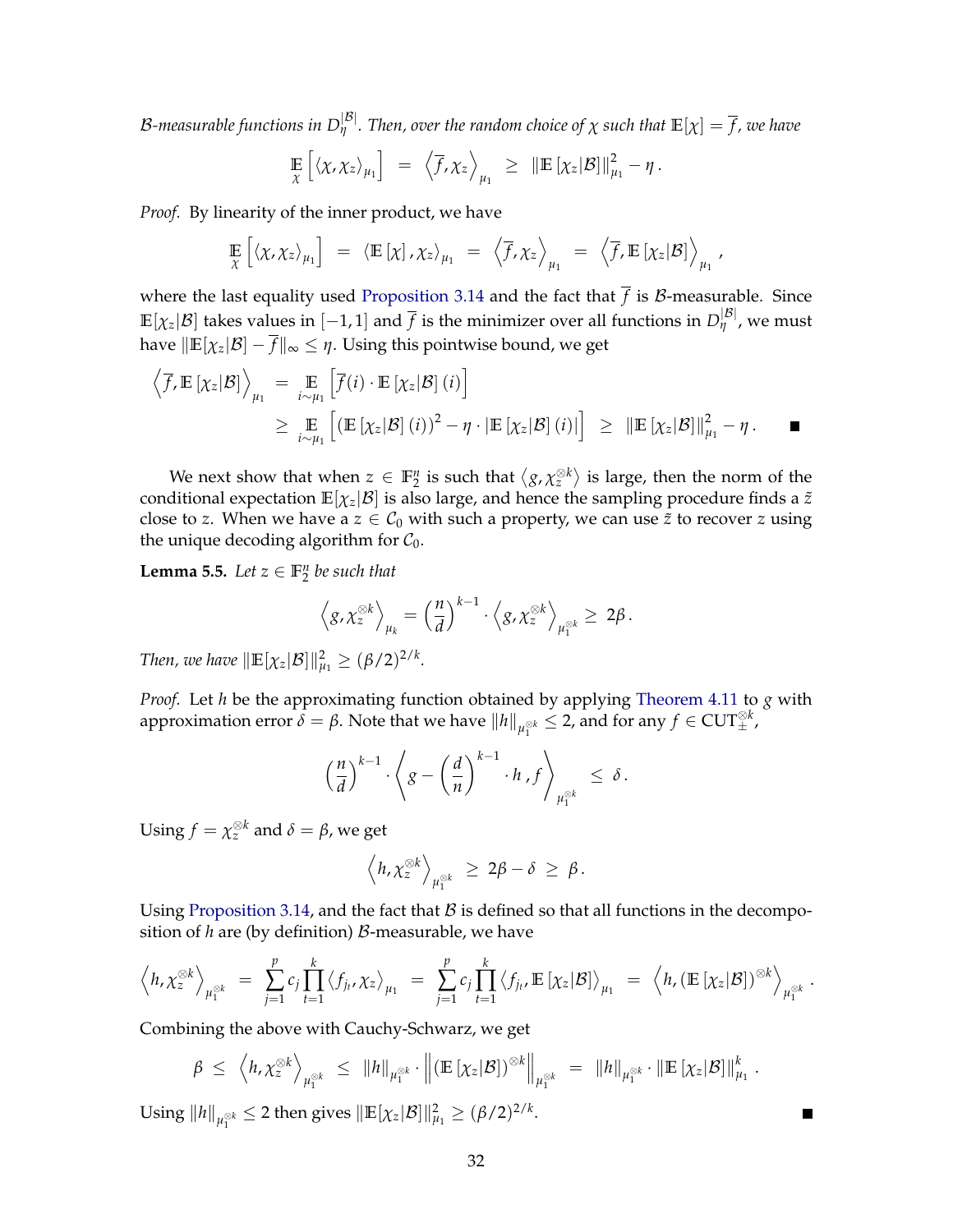$\mathcal{B}$-measurable functions in $D_\eta^{|\mathcal{B}|}$. Then, over the random choice of $\chi$ such that $\mathbb{E}[\chi] = \overline{f}$, we have

$$\mathop{\mathbb{E}}_{\chi}\left[\langle \chi, \chi_z \rangle_{\mu_1}\right] \;=\; \left\langle \overline{f}, \chi_z \right\rangle_{\mu_1} \;\geq\; \|\mathbb{E}\left[\chi_z|\mathcal{B}\right]\|_{\mu_1}^2 - \eta\,.$$

*Proof.* By linearity of the inner product, we have

$$\mathop{\mathbb{E}}_{\chi}\left[\langle \chi, \chi_z \rangle_{\mu_1}\right] \;=\; \langle \mathbb{E}\left[\chi\right], \chi_z \rangle_{\mu_1} \;=\; \left\langle \overline{f}, \chi_z \right\rangle_{\mu_1} \;=\; \left\langle \overline{f}, \mathbb{E}\left[\chi_z|\mathcal{B}\right] \right\rangle_{\mu_1}\,,$$

where the last equality used Proposition 3.14 and the fact that $\overline{f}$ is $\mathcal{B}$-measurable. Since $\mathbb{E}[\chi_z|\mathcal{B}]$ takes values in $[-1,1]$ and $\overline{f}$ is the minimizer over all functions in $D_\eta^{|\mathcal{B}|}$, we must have $\|\mathbb{E}[\chi_z|\mathcal{B}] - \overline{f}\|_\infty \leq \eta$. Using this pointwise bound, we get

$$\begin{aligned}
\left\langle \overline{f}, \mathbb{E}\left[\chi_z|\mathcal{B}\right] \right\rangle_{\mu_1} \;&=\; \mathop{\mathbb{E}}_{i\sim\mu_1}\left[\overline{f}(i)\cdot \mathbb{E}\left[\chi_z|\mathcal{B}\right](i)\right] \\
&\geq\; \mathop{\mathbb{E}}_{i\sim\mu_1}\left[\left(\mathbb{E}\left[\chi_z|\mathcal{B}\right](i)\right)^2 - \eta\cdot\left|\mathbb{E}\left[\chi_z|\mathcal{B}\right](i)\right|\right] \;\geq\; \|\mathbb{E}\left[\chi_z|\mathcal{B}\right]\|_{\mu_1}^2 - \eta\,. \qquad \blacksquare
\end{aligned}$$

We next show that when $z \in \mathbb{F}_2^n$ is such that $\langle g, \chi_z^{\otimes k}\rangle$ is large, then the norm of the conditional expectation $\mathbb{E}[\chi_z|\mathcal{B}]$ is also large, and hence the sampling procedure finds a $\tilde{z}$ close to $z$. When we have a $z \in \mathcal{C}_0$ with such a property, we can use $\tilde{z}$ to recover $z$ using the unique decoding algorithm for $\mathcal{C}_0$.

**Lemma 5.5.** *Let $z \in \mathbb{F}_2^n$ be such that*

$$\left\langle g, \chi_z^{\otimes k}\right\rangle_{\mu_k} = \left(\frac{n}{d}\right)^{k-1}\cdot\left\langle g, \chi_z^{\otimes k}\right\rangle_{\mu_1^{\otimes k}} \geq\; 2\beta\,.$$

*Then, we have $\|\mathbb{E}[\chi_z|\mathcal{B}]\|_{\mu_1}^2 \geq (\beta/2)^{2/k}$.*

*Proof.* Let $h$ be the approximating function obtained by applying Theorem 4.11 to $g$ with approximation error $\delta = \beta$. Note that we have $\|h\|_{\mu_1^{\otimes k}} \leq 2$, and for any $f \in \mathrm{CUT}_{\pm}^{\otimes k}$,

$$\left(\frac{n}{d}\right)^{k-1}\cdot\left\langle g - \left(\frac{d}{n}\right)^{k-1}\cdot h\,, f\right\rangle_{\mu_1^{\otimes k}} \;\leq\; \delta\,.$$

Using $f = \chi_z^{\otimes k}$ and $\delta = \beta$, we get

$$\left\langle h, \chi_z^{\otimes k}\right\rangle_{\mu_1^{\otimes k}} \;\geq\; 2\beta - \delta \;\geq\; \beta\,.$$

Using Proposition 3.14, and the fact that $\mathcal{B}$ is defined so that all functions in the decomposition of $h$ are (by definition) $\mathcal{B}$-measurable, we have

$$\left\langle h, \chi_z^{\otimes k}\right\rangle_{\mu_1^{\otimes k}} \;=\; \sum_{j=1}^{p} c_j \prod_{t=1}^{k}\langle f_{j_t}, \chi_z\rangle_{\mu_1} \;=\; \sum_{j=1}^{p} c_j \prod_{t=1}^{k}\langle f_{j_t}, \mathbb{E}\left[\chi_z|\mathcal{B}\right]\rangle_{\mu_1} \;=\; \left\langle h, \left(\mathbb{E}\left[\chi_z|\mathcal{B}\right]\right)^{\otimes k}\right\rangle_{\mu_1^{\otimes k}}\,.$$

Combining the above with Cauchy-Schwarz, we get

$$\beta \;\leq\; \left\langle h, \chi_z^{\otimes k}\right\rangle_{\mu_1^{\otimes k}} \;\leq\; \|h\|_{\mu_1^{\otimes k}}\cdot\left\|\left(\mathbb{E}\left[\chi_z|\mathcal{B}\right]\right)^{\otimes k}\right\|_{\mu_1^{\otimes k}} \;=\; \|h\|_{\mu_1^{\otimes k}}\cdot\|\mathbb{E}\left[\chi_z|\mathcal{B}\right]\|_{\mu_1}^k\,.$$

Using $\|h\|_{\mu_1^{\otimes k}} \leq 2$ then gives $\|\mathbb{E}[\chi_z|\mathcal{B}]\|_{\mu_1}^2 \geq (\beta/2)^{2/k}$. $\blacksquare$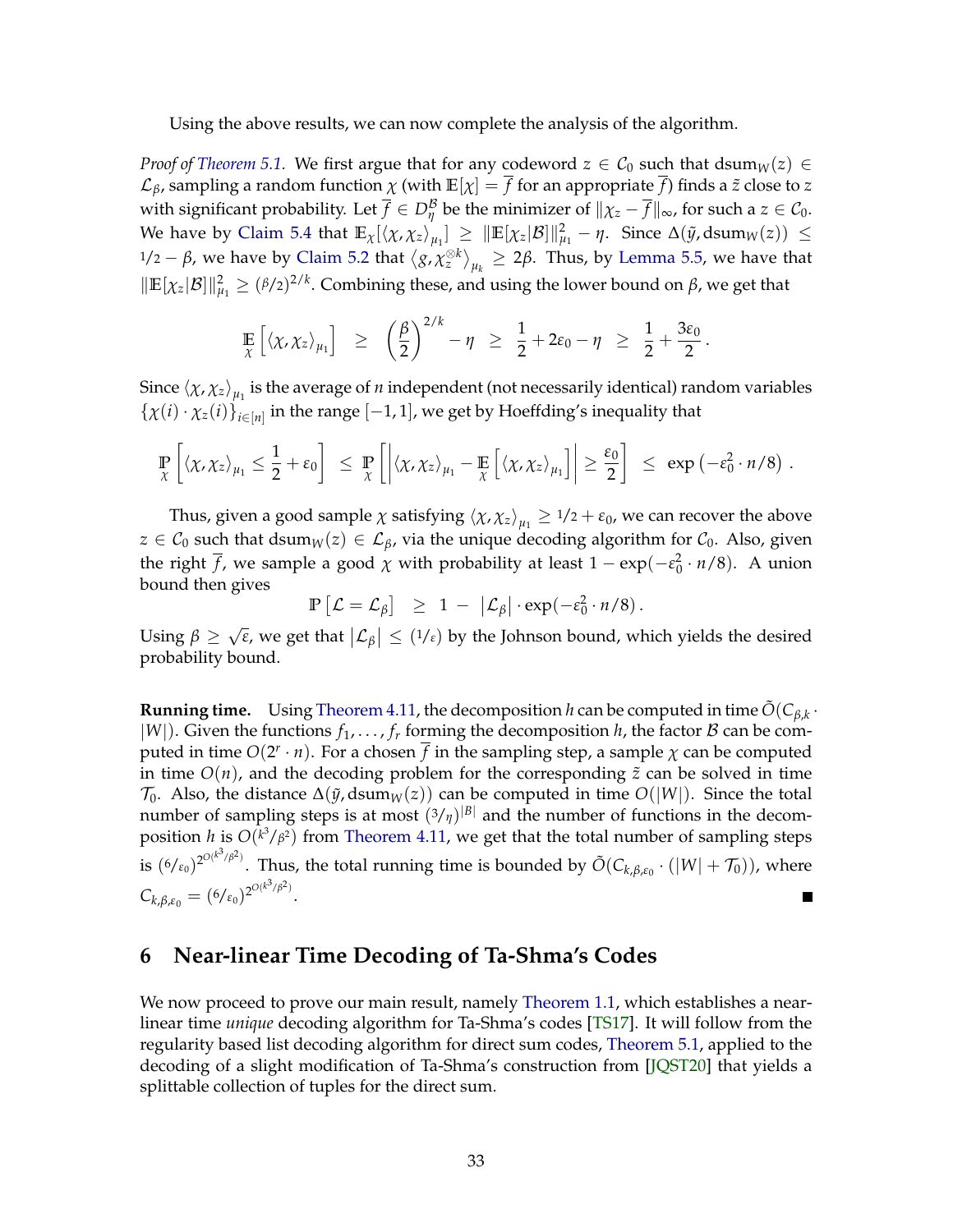Using the above results, we can now complete the analysis of the algorithm.

*Proof of Theorem 5.1.* We first argue that for any codeword $z \in \mathcal{C}_0$ such that $\mathrm{dsum}_W(z) \in \mathcal{L}_\beta$, sampling a random function $\chi$ (with $\mathbb{E}[\chi] = \overline{f}$ for an appropriate $\overline{f}$) finds a $\tilde{z}$ close to $z$ with significant probability. Let $\overline{f} \in D_\eta^{\mathcal{B}}$ be the minimizer of $\|\chi_z - \overline{f}\|_\infty$, for such a $z \in \mathcal{C}_0$. We have by Claim 5.4 that $\mathbb{E}_\chi[\langle \chi, \chi_z \rangle_{\mu_1}] \geq \|\mathbb{E}[\chi_z|\mathcal{B}]\|_{\mu_1}^2 - \eta$. Since $\Delta(\tilde{y}, \mathrm{dsum}_W(z)) \leq 1/2 - \beta$, we have by Claim 5.2 that $\langle g, \chi_z^{\otimes k} \rangle_{\mu_k} \geq 2\beta$. Thus, by Lemma 5.5, we have that $\|\mathbb{E}[\chi_z|\mathcal{B}]\|_{\mu_1}^2 \geq (\beta/2)^{2/k}$. Combining these, and using the lower bound on $\beta$, we get that

$$\mathop{\mathbb{E}}_{\chi}\left[\langle \chi, \chi_z \rangle_{\mu_1}\right] \;\geq\; \left(\frac{\beta}{2}\right)^{2/k} - \eta \;\geq\; \frac{1}{2} + 2\varepsilon_0 - \eta \;\geq\; \frac{1}{2} + \frac{3\varepsilon_0}{2}.$$

Since $\langle \chi, \chi_z \rangle_{\mu_1}$ is the average of $n$ independent (not necessarily identical) random variables $\{\chi(i) \cdot \chi_z(i)\}_{i \in [n]}$ in the range $[-1, 1]$, we get by Hoeffding's inequality that

$$\mathop{\mathbb{P}}_{\chi}\left[\langle \chi, \chi_z \rangle_{\mu_1} \leq \frac{1}{2} + \varepsilon_0\right] \;\leq\; \mathop{\mathbb{P}}_{\chi}\left[\left|\langle \chi, \chi_z \rangle_{\mu_1} - \mathop{\mathbb{E}}_{\chi}\left[\langle \chi, \chi_z \rangle_{\mu_1}\right]\right| \geq \frac{\varepsilon_0}{2}\right] \;\leq\; \exp\left(-\varepsilon_0^2 \cdot n/8\right).$$

Thus, given a good sample $\chi$ satisfying $\langle \chi, \chi_z \rangle_{\mu_1} \geq 1/2 + \varepsilon_0$, we can recover the above $z \in \mathcal{C}_0$ such that $\mathrm{dsum}_W(z) \in \mathcal{L}_\beta$, via the unique decoding algorithm for $\mathcal{C}_0$. Also, given the right $\overline{f}$, we sample a good $\chi$ with probability at least $1 - \exp(-\varepsilon_0^2 \cdot n/8)$. A union bound then gives

$$\mathbb{P}\left[\mathcal{L} = \mathcal{L}_\beta\right] \;\geq\; 1 - \left|\mathcal{L}_\beta\right| \cdot \exp(-\varepsilon_0^2 \cdot n/8).$$

Using $\beta \geq \sqrt{\varepsilon}$, we get that $\left|\mathcal{L}_\beta\right| \leq (1/\varepsilon)$ by the Johnson bound, which yields the desired probability bound.

**Running time.** Using Theorem 4.11, the decomposition $h$ can be computed in time $\tilde{O}(C_{\beta,k} \cdot |W|)$. Given the functions $f_1, \ldots, f_r$ forming the decomposition $h$, the factor $\mathcal{B}$ can be computed in time $O(2^r \cdot n)$. For a chosen $\overline{f}$ in the sampling step, a sample $\chi$ can be computed in time $O(n)$, and the decoding problem for the corresponding $\tilde{z}$ can be solved in time $\mathcal{T}_0$. Also, the distance $\Delta(\tilde{y}, \mathrm{dsum}_W(z))$ can be computed in time $O(|W|)$. Since the total number of sampling steps is at most $(3/\eta)^{|\mathcal{B}|}$ and the number of functions in the decomposition $h$ is $O(k^3/\beta^2)$ from Theorem 4.11, we get that the total number of sampling steps is $(6/\varepsilon_0)^{2^{O(k^3/\beta^2)}}$. Thus, the total running time is bounded by $\tilde{O}(C_{k,\beta,\varepsilon_0} \cdot (|W| + \mathcal{T}_0))$, where $C_{k,\beta,\varepsilon_0} = (6/\varepsilon_0)^{2^{O(k^3/\beta^2)}}$. ∎

# 6 Near-linear Time Decoding of Ta-Shma's Codes

We now proceed to prove our main result, namely Theorem 1.1, which establishes a near-linear time *unique* decoding algorithm for Ta-Shma's codes [TS17]. It will follow from the regularity based list decoding algorithm for direct sum codes, Theorem 5.1, applied to the decoding of a slight modification of Ta-Shma's construction from [JQST20] that yields a splittable collection of tuples for the direct sum.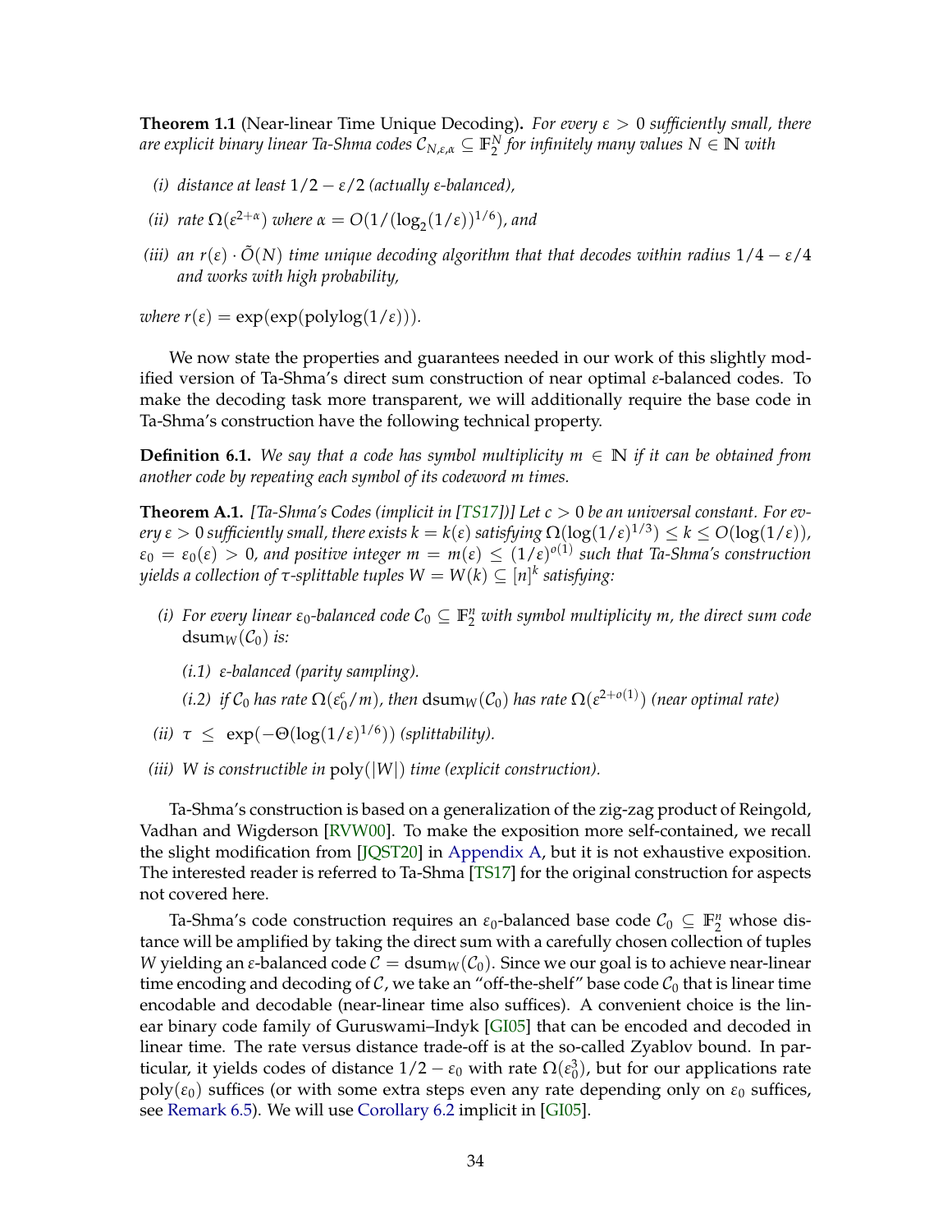**Theorem 1.1** (Near-linear Time Unique Decoding)**.** *For every $\varepsilon > 0$ sufficiently small, there are explicit binary linear Ta-Shma codes $\mathcal{C}_{N,\varepsilon,\alpha} \subseteq \mathbb{F}_2^N$ for infinitely many values $N \in \mathbb{N}$ with*

*(i) distance at least $1/2 - \varepsilon/2$ (actually $\varepsilon$-balanced),*

*(ii) rate $\Omega(\varepsilon^{2+\alpha})$ where $\alpha = O(1/(\log_2(1/\varepsilon))^{1/6})$, and*

*(iii) an $r(\varepsilon) \cdot \tilde{O}(N)$ time unique decoding algorithm that that decodes within radius $1/4 - \varepsilon/4$ and works with high probability,*

*where $r(\varepsilon) = \exp(\exp(\mathrm{polylog}(1/\varepsilon)))$.*

We now state the properties and guarantees needed in our work of this slightly modified version of Ta-Shma's direct sum construction of near optimal $\varepsilon$-balanced codes. To make the decoding task more transparent, we will additionally require the base code in Ta-Shma's construction have the following technical property.

**Definition 6.1.** *We say that a code has symbol multiplicity $m \in \mathbb{N}$ if it can be obtained from another code by repeating each symbol of its codeword $m$ times.*

**Theorem A.1.** *[Ta-Shma's Codes (implicit in [TS17])] Let $c > 0$ be an universal constant. For every $\varepsilon > 0$ sufficiently small, there exists $k = k(\varepsilon)$ satisfying $\Omega(\log(1/\varepsilon)^{1/3}) \leq k \leq O(\log(1/\varepsilon))$, $\varepsilon_0 = \varepsilon_0(\varepsilon) > 0$, and positive integer $m = m(\varepsilon) \leq (1/\varepsilon)^{o(1)}$ such that Ta-Shma's construction yields a collection of $\tau$-splittable tuples $W = W(k) \subseteq [n]^k$ satisfying:*

*(i) For every linear $\varepsilon_0$-balanced code $\mathcal{C}_0 \subseteq \mathbb{F}_2^n$ with symbol multiplicity $m$, the direct sum code $\mathrm{dsum}_W(\mathcal{C}_0)$ is:*

*(i.1) $\varepsilon$-balanced (parity sampling).*

*(i.2) if $\mathcal{C}_0$ has rate $\Omega(\varepsilon_0^c/m)$, then $\mathrm{dsum}_W(\mathcal{C}_0)$ has rate $\Omega(\varepsilon^{2+o(1)})$ (near optimal rate)*

*(ii) $\tau \leq \exp(-\Theta(\log(1/\varepsilon)^{1/6}))$ (splittability).*

*(iii) $W$ is constructible in $\mathrm{poly}(|W|)$ time (explicit construction).*

Ta-Shma's construction is based on a generalization of the zig-zag product of Reingold, Vadhan and Wigderson [RVW00]. To make the exposition more self-contained, we recall the slight modification from [JQST20] in Appendix A, but it is not exhaustive exposition. The interested reader is referred to Ta-Shma [TS17] for the original construction for aspects not covered here.

Ta-Shma's code construction requires an $\varepsilon_0$-balanced base code $\mathcal{C}_0 \subseteq \mathbb{F}_2^n$ whose distance will be amplified by taking the direct sum with a carefully chosen collection of tuples $W$ yielding an $\varepsilon$-balanced code $\mathcal{C} = \mathrm{dsum}_W(\mathcal{C}_0)$. Since we our goal is to achieve near-linear time encoding and decoding of $\mathcal{C}$, we take an "off-the-shelf" base code $\mathcal{C}_0$ that is linear time encodable and decodable (near-linear time also suffices). A convenient choice is the linear binary code family of Guruswami–Indyk [GI05] that can be encoded and decoded in linear time. The rate versus distance trade-off is at the so-called Zyablov bound. In particular, it yields codes of distance $1/2 - \varepsilon_0$ with rate $\Omega(\varepsilon_0^3)$, but for our applications rate $\mathrm{poly}(\varepsilon_0)$ suffices (or with some extra steps even any rate depending only on $\varepsilon_0$ suffices, see Remark 6.5). We will use Corollary 6.2 implicit in [GI05].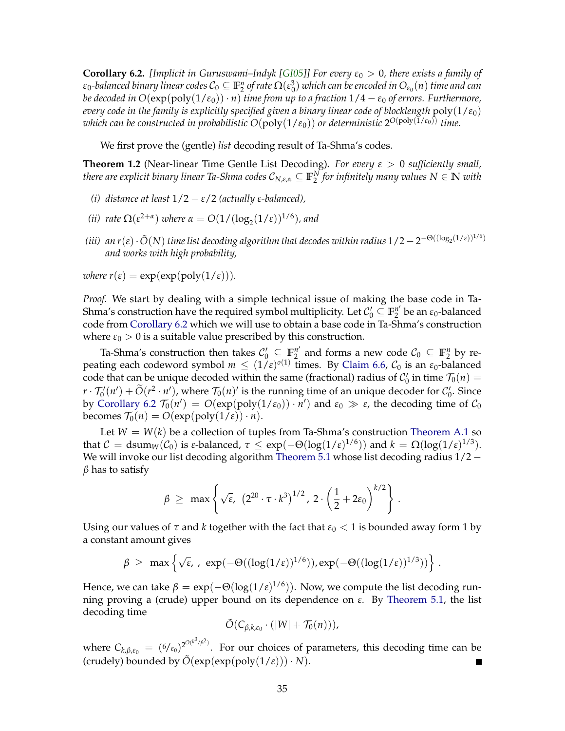**Corollary 6.2.** *[Implicit in Guruswami–Indyk [GI05]] For every $\varepsilon_0 > 0$, there exists a family of $\varepsilon_0$-balanced binary linear codes $\mathcal{C}_0 \subseteq \mathbb{F}_2^n$ of rate $\Omega(\varepsilon_0^3)$ which can be encoded in $O_{\varepsilon_0}(n)$ time and can be decoded in $O(\exp(\mathrm{poly}(1/\varepsilon_0)) \cdot n)$ time from up to a fraction $1/4 - \varepsilon_0$ of errors. Furthermore, every code in the family is explicitly specified given a binary linear code of blocklength $\mathrm{poly}(1/\varepsilon_0)$ which can be constructed in probabilistic $O(\mathrm{poly}(1/\varepsilon_0))$ or deterministic $2^{O(\mathrm{poly}(1/\varepsilon_0))}$ time.*

We first prove the (gentle) *list* decoding result of Ta-Shma's codes.

**Theorem 1.2** (Near-linear Time Gentle List Decoding)**.** *For every $\varepsilon > 0$ sufficiently small, there are explicit binary linear Ta-Shma codes $\mathcal{C}_{N,\varepsilon,\alpha} \subseteq \mathbb{F}_2^N$ for infinitely many values $N \in \mathbb{N}$ with*

*(i) distance at least $1/2 - \varepsilon/2$ (actually $\varepsilon$-balanced),*

*(ii) rate $\Omega(\varepsilon^{2+\alpha})$ where $\alpha = O(1/(\log_2(1/\varepsilon))^{1/6})$, and*

*(iii) an $r(\varepsilon) \cdot \tilde{O}(N)$ time list decoding algorithm that decodes within radius $1/2 - 2^{-\Theta((\log_2(1/\varepsilon))^{1/6})}$ and works with high probability,*

*where $r(\varepsilon) = \exp(\exp(\mathrm{poly}(1/\varepsilon)))$.*

*Proof.* We start by dealing with a simple technical issue of making the base code in Ta-Shma's construction have the required symbol multiplicity. Let $\mathcal{C}_0' \subseteq \mathbb{F}_2^{n'}$ be an $\varepsilon_0$-balanced code from Corollary 6.2 which we will use to obtain a base code in Ta-Shma's construction where $\varepsilon_0 > 0$ is a suitable value prescribed by this construction.

Ta-Shma's construction then takes $\mathcal{C}_0' \subseteq \mathbb{F}_2^{n'}$ and forms a new code $\mathcal{C}_0 \subseteq \mathbb{F}_2^n$ by repeating each codeword symbol $m \leq (1/\varepsilon)^{o(1)}$ times. By Claim 6.6, $\mathcal{C}_0$ is an $\varepsilon_0$-balanced code that can be unique decoded within the same (fractional) radius of $\mathcal{C}_0'$ in time $\mathcal{T}_0(n) = r \cdot \mathcal{T}_0'(n') + \widetilde{O}(r^2 \cdot n')$, where $\mathcal{T}_0(n)'$ is the running time of an unique decoder for $\mathcal{C}_0'$. Since by Corollary 6.2 $\mathcal{T}_0(n') = O(\exp(\mathrm{poly}(1/\varepsilon_0)) \cdot n')$ and $\varepsilon_0 \gg \varepsilon$, the decoding time of $\mathcal{C}_0$ becomes $\mathcal{T}_0(n) = O(\exp(\mathrm{poly}(1/\varepsilon)) \cdot n)$.

Let $W = W(k)$ be a collection of tuples from Ta-Shma's construction Theorem A.1 so that $\mathcal{C} = \mathrm{dsum}_W(\mathcal{C}_0)$ is $\varepsilon$-balanced, $\tau \leq \exp(-\Theta(\log(1/\varepsilon)^{1/6}))$ and $k = \Omega(\log(1/\varepsilon)^{1/3})$. We will invoke our list decoding algorithm Theorem 5.1 whose list decoding radius $1/2 - \beta$ has to satisfy

$$\beta \;\geq\; \max\left\{\sqrt{\varepsilon},\; \left(2^{20} \cdot \tau \cdot k^3\right)^{1/2},\, 2 \cdot \left(\frac{1}{2} + 2\varepsilon_0\right)^{k/2}\right\}.$$

Using our values of $\tau$ and $k$ together with the fact that $\varepsilon_0 < 1$ is bounded away form 1 by a constant amount gives

$$\beta \;\geq\; \max\left\{\sqrt{\varepsilon},\,,\; \exp(-\Theta((\log(1/\varepsilon))^{1/6})), \exp(-\Theta((\log(1/\varepsilon))^{1/3}))\right\}.$$

Hence, we can take $\beta = \exp(-\Theta(\log(1/\varepsilon))^{1/6}))$. Now, we compute the list decoding running proving a (crude) upper bound on its dependence on $\varepsilon$. By Theorem 5.1, the list decoding time

$$\tilde{O}(C_{\beta,k,\varepsilon_0} \cdot (|W| + \mathcal{T}_0(n))),$$

where $C_{k,\beta,\varepsilon_0} = ({}^{6}/_{\varepsilon_0})^{2^{O(k^3/\beta^2)}}$. For our choices of parameters, this decoding time can be (crudely) bounded by $\tilde{O}(\exp(\exp(\mathrm{poly}(1/\varepsilon))) \cdot N)$. ∎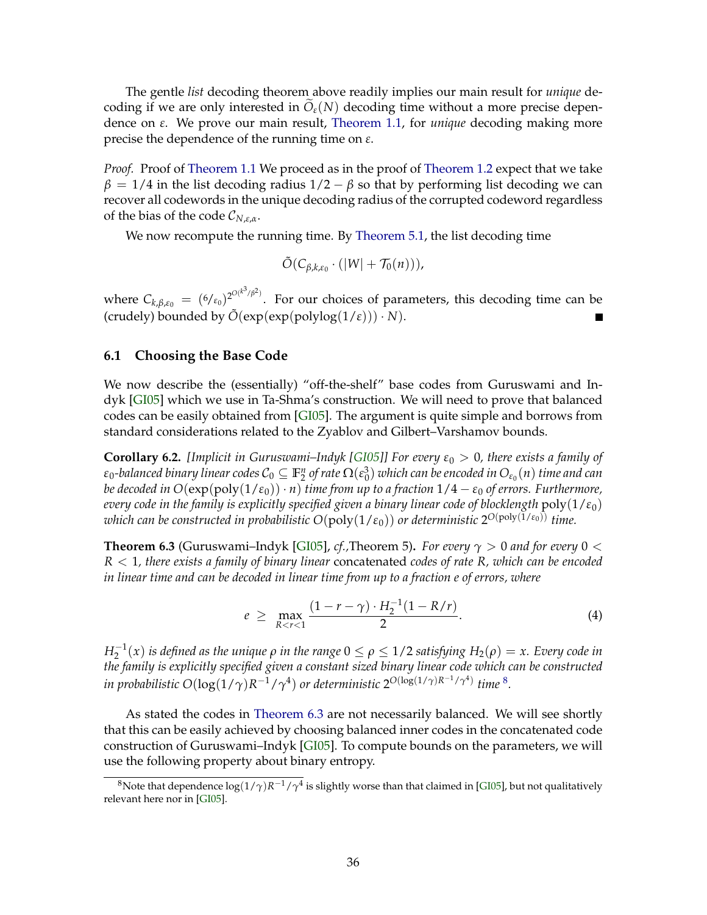The gentle *list* decoding theorem above readily implies our main result for *unique* decoding if we are only interested in $\widetilde{O}_\varepsilon(N)$ decoding time without a more precise dependence on $\varepsilon$. We prove our main result, Theorem 1.1, for *unique* decoding making more precise the dependence of the running time on $\varepsilon$.

*Proof.* Proof of Theorem 1.1 We proceed as in the proof of Theorem 1.2 expect that we take $\beta = 1/4$ in the list decoding radius $1/2 - \beta$ so that by performing list decoding we can recover all codewords in the unique decoding radius of the corrupted codeword regardless of the bias of the code $\mathcal{C}_{N,\varepsilon,\alpha}$.

We now recompute the running time. By Theorem 5.1, the list decoding time

$$\tilde{O}(C_{\beta,k,\varepsilon_0} \cdot (|W| + \mathcal{T}_0(n))),$$

where $C_{k,\beta,\varepsilon_0} = (6/\varepsilon_0)^{2^{O(k^3/\beta^2)}}$. For our choices of parameters, this decoding time can be (crudely) bounded by $\tilde{O}(\exp(\exp(\text{polylog}(1/\varepsilon))) \cdot N)$. ■

### 6.1 Choosing the Base Code

We now describe the (essentially) "off-the-shelf" base codes from Guruswami and Indyk [GI05] which we use in Ta-Shma's construction. We will need to prove that balanced codes can be easily obtained from [GI05]. The argument is quite simple and borrows from standard considerations related to the Zyablov and Gilbert–Varshamov bounds.

**Corollary 6.2.** *[Implicit in Guruswami–Indyk [GI05]] For every $\varepsilon_0 > 0$, there exists a family of $\varepsilon_0$-balanced binary linear codes $\mathcal{C}_0 \subseteq \mathbb{F}_2^n$ of rate $\Omega(\varepsilon_0^3)$ which can be encoded in $O_{\varepsilon_0}(n)$ time and can be decoded in $O(\exp(\text{poly}(1/\varepsilon_0)) \cdot n)$ time from up to a fraction $1/4 - \varepsilon_0$ of errors. Furthermore, every code in the family is explicitly specified given a binary linear code of blocklength $\text{poly}(1/\varepsilon_0)$ which can be constructed in probabilistic $O(\text{poly}(1/\varepsilon_0))$ or deterministic $2^{O(\text{poly}(1/\varepsilon_0))}$ time.*

**Theorem 6.3** (Guruswami–Indyk [GI05], *cf.*,Theorem 5)**.** *For every $\gamma > 0$ and for every $0 < R < 1$, there exists a family of binary linear* concatenated *codes of rate $R$, which can be encoded in linear time and can be decoded in linear time from up to a fraction $e$ of errors, where*

$$e \;\geq\; \max_{R<r<1} \frac{(1 - r - \gamma) \cdot H_2^{-1}(1 - R/r)}{2}. \tag{4}$$

*$H_2^{-1}(x)$ is defined as the unique $\rho$ in the range $0 \leq \rho \leq 1/2$ satisfying $H_2(\rho) = x$. Every code in the family is explicitly specified given a constant sized binary linear code which can be constructed in probabilistic $O(\log(1/\gamma)R^{-1}/\gamma^4)$ or deterministic $2^{O(\log(1/\gamma)R^{-1}/\gamma^4)}$ time* [8].

As stated the codes in Theorem 6.3 are not necessarily balanced. We will see shortly that this can be easily achieved by choosing balanced inner codes in the concatenated code construction of Guruswami–Indyk [GI05]. To compute bounds on the parameters, we will use the following property about binary entropy.

[8] Note that dependence $\log(1/\gamma)R^{-1}/\gamma^4$ is slightly worse than that claimed in [GI05], but not qualitatively relevant here nor in [GI05].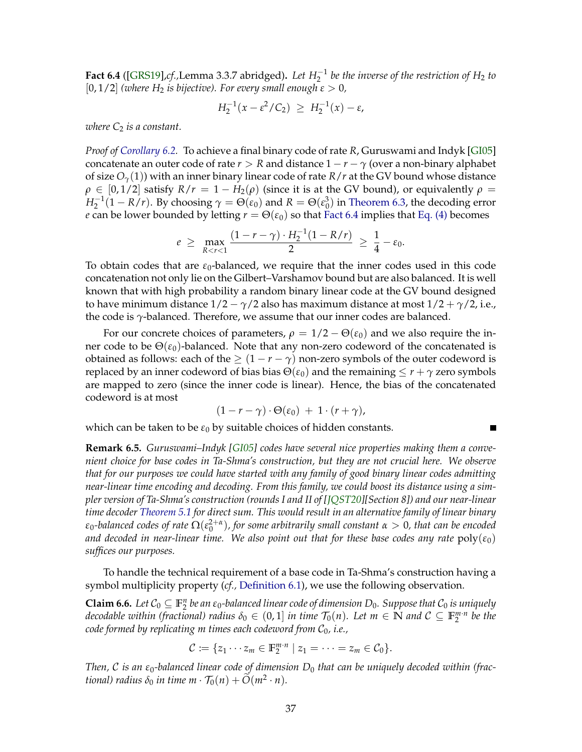**Fact 6.4** ([GRS19],*cf.*,Lemma 3.3.7 abridged)**.** *Let $H_2^{-1}$ be the inverse of the restriction of $H_2$ to $[0, 1/2]$ (where $H_2$ is bijective). For every small enough $\varepsilon > 0$,*

$$H_2^{-1}(x - \varepsilon^2/C_2) \;\geq\; H_2^{-1}(x) - \varepsilon,$$

*where $C_2$ is a constant.*

*Proof of Corollary 6.2.* To achieve a final binary code of rate $R$, Guruswami and Indyk [GI05] concatenate an outer code of rate $r > R$ and distance $1 - r - \gamma$ (over a non-binary alphabet of size $O_\gamma(1)$) with an inner binary linear code of rate $R/r$ at the GV bound whose distance $\rho \in [0, 1/2]$ satisfy $R/r = 1 - H_2(\rho)$ (since it is at the GV bound), or equivalently $\rho = H_2^{-1}(1 - R/r)$. By choosing $\gamma = \Theta(\varepsilon_0)$ and $R = \Theta(\varepsilon_0^3)$ in Theorem 6.3, the decoding error $e$ can be lower bounded by letting $r = \Theta(\varepsilon_0)$ so that Fact 6.4 implies that Eq. (4) becomes

$$e \;\geq\; \max_{R<r<1} \frac{(1 - r - \gamma) \cdot H_2^{-1}(1 - R/r)}{2} \;\geq\; \frac{1}{4} - \varepsilon_0.$$

To obtain codes that are $\varepsilon_0$-balanced, we require that the inner codes used in this code concatenation not only lie on the Gilbert–Varshamov bound but are also balanced. It is well known that with high probability a random binary linear code at the GV bound designed to have minimum distance $1/2 - \gamma/2$ also has maximum distance at most $1/2 + \gamma/2$, i.e., the code is $\gamma$-balanced. Therefore, we assume that our inner codes are balanced.

For our concrete choices of parameters, $\rho = 1/2 - \Theta(\varepsilon_0)$ and we also require the inner code to be $\Theta(\varepsilon_0)$-balanced. Note that any non-zero codeword of the concatenated is obtained as follows: each of the $\geq (1 - r - \gamma)$ non-zero symbols of the outer codeword is replaced by an inner codeword of bias bias $\Theta(\varepsilon_0)$ and the remaining $\leq r + \gamma$ zero symbols are mapped to zero (since the inner code is linear). Hence, the bias of the concatenated codeword is at most

$$(1 - r - \gamma) \cdot \Theta(\varepsilon_0) \;+\; 1 \cdot (r + \gamma),$$

which can be taken to be $\varepsilon_0$ by suitable choices of hidden constants. ∎

**Remark 6.5.** *Guruswami–Indyk [GI05] codes have several nice properties making them a convenient choice for base codes in Ta-Shma's construction, but they are not crucial here. We observe that for our purposes we could have started with any family of good binary linear codes admitting near-linear time encoding and decoding. From this family, we could boost its distance using a simpler version of Ta-Shma's construction (rounds I and II of [JQST20][Section 8]) and our near-linear time decoder Theorem 5.1 for direct sum. This would result in an alternative family of linear binary $\varepsilon_0$-balanced codes of rate $\Omega(\varepsilon_0^{2+\alpha})$, for some arbitrarily small constant $\alpha > 0$, that can be encoded and decoded in near-linear time. We also point out that for these base codes any rate $\mathrm{poly}(\varepsilon_0)$ suffices our purposes.*

To handle the technical requirement of a base code in Ta-Shma's construction having a symbol multiplicity property (*cf.*, Definition 6.1), we use the following observation.

**Claim 6.6.** *Let $\mathcal{C}_0 \subseteq \mathbb{F}_2^n$ be an $\varepsilon_0$-balanced linear code of dimension $D_0$. Suppose that $\mathcal{C}_0$ is uniquely decodable within (fractional) radius $\delta_0 \in (0, 1]$ in time $\mathcal{T}_0(n)$. Let $m \in \mathbb{N}$ and $\mathcal{C} \subseteq \mathbb{F}_2^{m \cdot n}$ be the code formed by replicating $m$ times each codeword from $\mathcal{C}_0$, i.e.,*

$$\mathcal{C} := \{z_1 \cdots z_m \in \mathbb{F}_2^{m \cdot n} \mid z_1 = \cdots = z_m \in \mathcal{C}_0\}.$$

*Then, $\mathcal{C}$ is an $\varepsilon_0$-balanced linear code of dimension $D_0$ that can be uniquely decoded within (fractional) radius $\delta_0$ in time $m \cdot \mathcal{T}_0(n) + \widetilde{O}(m^2 \cdot n)$.*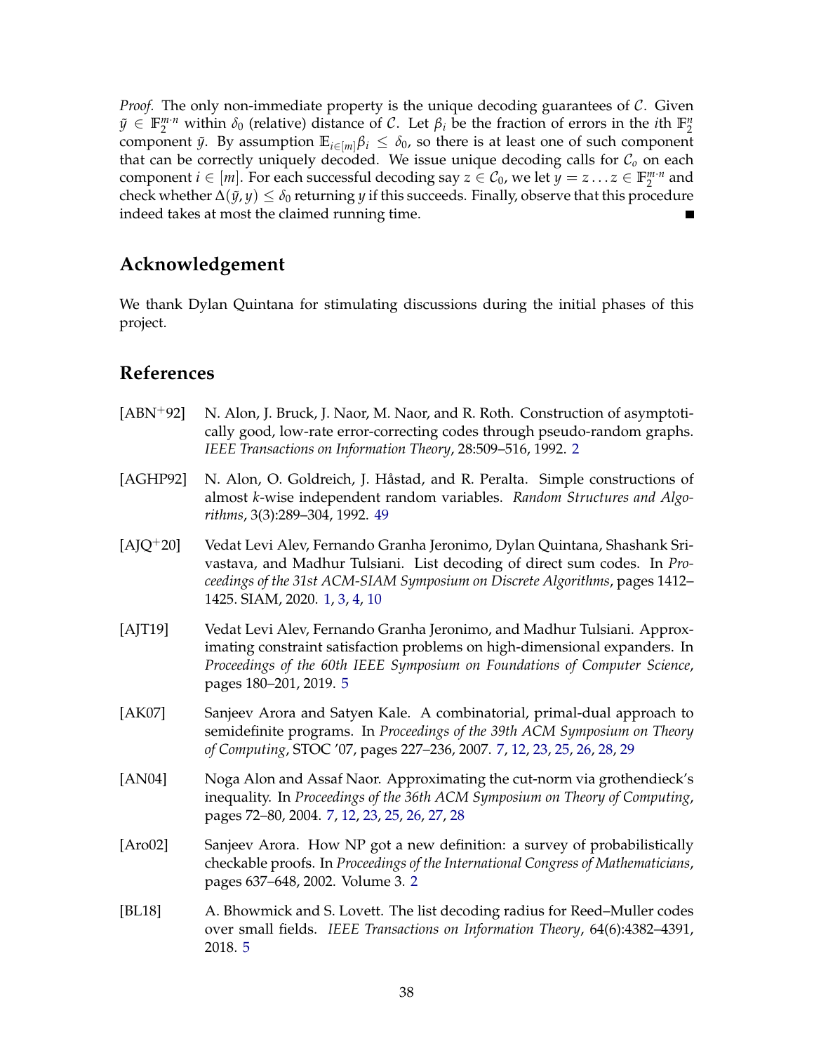*Proof.* The only non-immediate property is the unique decoding guarantees of $\mathcal{C}$. Given $\tilde{y} \in \mathbb{F}_2^{m \cdot n}$ within $\delta_0$ (relative) distance of $\mathcal{C}$. Let $\beta_i$ be the fraction of errors in the $i$th $\mathbb{F}_2^n$ component $\tilde{y}$. By assumption $\mathbb{E}_{i \in [m]} \beta_i \leq \delta_0$, so there is at least one of such component that can be correctly uniquely decoded. We issue unique decoding calls for $\mathcal{C}_o$ on each component $i \in [m]$. For each successful decoding say $z \in \mathcal{C}_0$, we let $y = z \ldots z \in \mathbb{F}_2^{m \cdot n}$ and check whether $\Delta(\tilde{y}, y) \leq \delta_0$ returning $y$ if this succeeds. Finally, observe that this procedure indeed takes at most the claimed running time. ∎

## Acknowledgement

We thank Dylan Quintana for stimulating discussions during the initial phases of this project.

## References

[ABN+92] N. Alon, J. Bruck, J. Naor, M. Naor, and R. Roth. Construction of asymptotically good, low-rate error-correcting codes through pseudo-random graphs. *IEEE Transactions on Information Theory*, 28:509–516, 1992. 2

[AGHP92] N. Alon, O. Goldreich, J. Håstad, and R. Peralta. Simple constructions of almost $k$-wise independent random variables. *Random Structures and Algorithms*, 3(3):289–304, 1992. 49

[AJQ+20] Vedat Levi Alev, Fernando Granha Jeronimo, Dylan Quintana, Shashank Srivastava, and Madhur Tulsiani. List decoding of direct sum codes. In *Proceedings of the 31st ACM-SIAM Symposium on Discrete Algorithms*, pages 1412–1425. SIAM, 2020. 1, 3, 4, 10

[AJT19] Vedat Levi Alev, Fernando Granha Jeronimo, and Madhur Tulsiani. Approximating constraint satisfaction problems on high-dimensional expanders. In *Proceedings of the 60th IEEE Symposium on Foundations of Computer Science*, pages 180–201, 2019. 5

[AK07] Sanjeev Arora and Satyen Kale. A combinatorial, primal-dual approach to semidefinite programs. In *Proceedings of the 39th ACM Symposium on Theory of Computing*, STOC '07, pages 227–236, 2007. 7, 12, 23, 25, 26, 28, 29

[AN04] Noga Alon and Assaf Naor. Approximating the cut-norm via grothendieck's inequality. In *Proceedings of the 36th ACM Symposium on Theory of Computing*, pages 72–80, 2004. 7, 12, 23, 25, 26, 27, 28

[Aro02] Sanjeev Arora. How NP got a new definition: a survey of probabilistically checkable proofs. In *Proceedings of the International Congress of Mathematicians*, pages 637–648, 2002. Volume 3. 2

[BL18] A. Bhowmick and S. Lovett. The list decoding radius for Reed–Muller codes over small fields. *IEEE Transactions on Information Theory*, 64(6):4382–4391, 2018. 5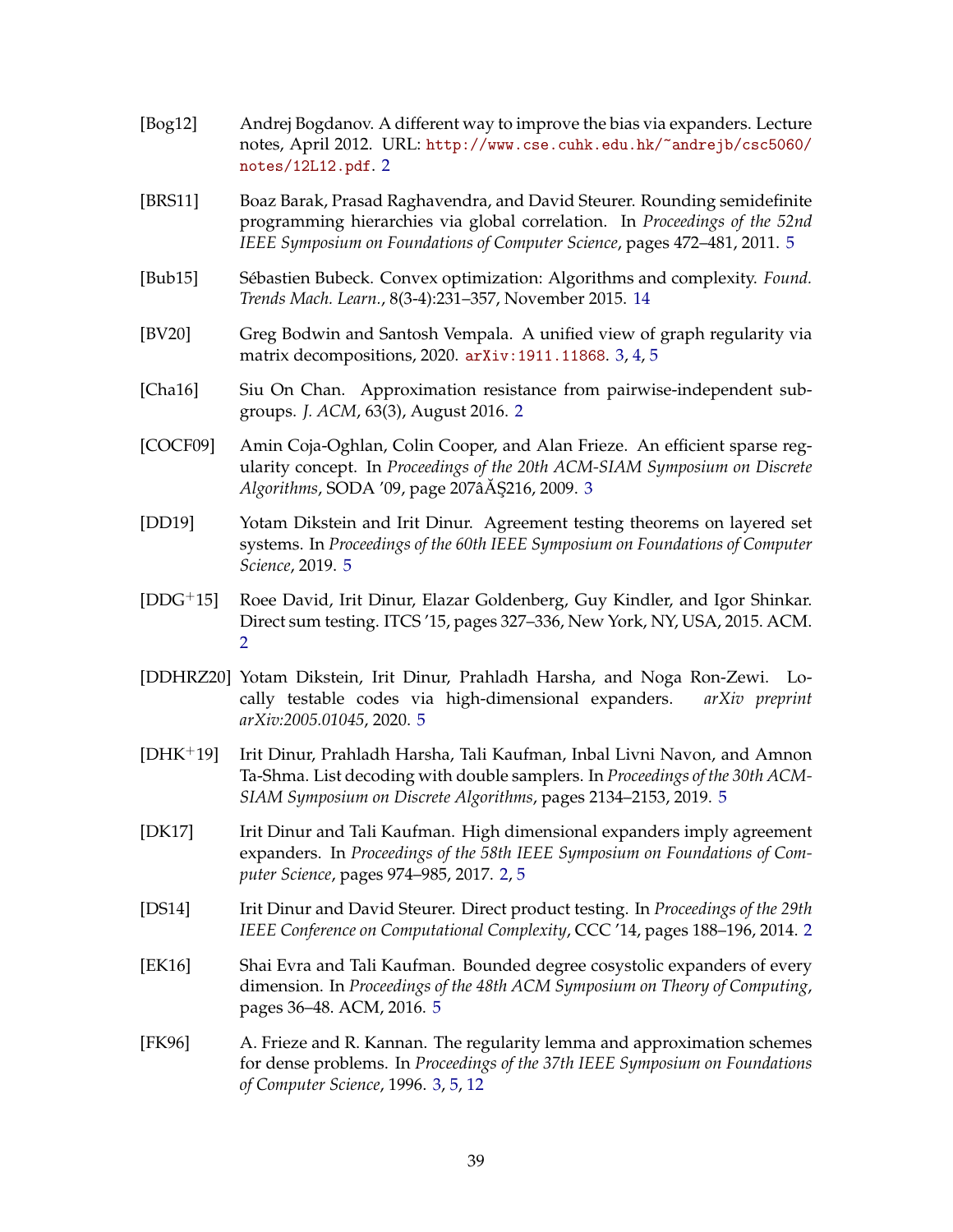[Bog12] Andrej Bogdanov. A different way to improve the bias via expanders. Lecture notes, April 2012. URL: `http://www.cse.cuhk.edu.hk/~andrejb/csc5060/notes/12L12.pdf`. 2

[BRS11] Boaz Barak, Prasad Raghavendra, and David Steurer. Rounding semidefinite programming hierarchies via global correlation. In *Proceedings of the 52nd IEEE Symposium on Foundations of Computer Science*, pages 472–481, 2011. 5

[Bub15] Sébastien Bubeck. Convex optimization: Algorithms and complexity. *Found. Trends Mach. Learn.*, 8(3-4):231–357, November 2015. 14

[BV20] Greg Bodwin and Santosh Vempala. A unified view of graph regularity via matrix decompositions, 2020. `arXiv:1911.11868`. 3, 4, 5

[Cha16] Siu On Chan. Approximation resistance from pairwise-independent subgroups. *J. ACM*, 63(3), August 2016. 2

[COCF09] Amin Coja-Oghlan, Colin Cooper, and Alan Frieze. An efficient sparse regularity concept. In *Proceedings of the 20th ACM-SIAM Symposium on Discrete Algorithms*, SODA '09, page 207âĂŞ216, 2009. 3

[DD19] Yotam Dikstein and Irit Dinur. Agreement testing theorems on layered set systems. In *Proceedings of the 60th IEEE Symposium on Foundations of Computer Science*, 2019. 5

[DDG+15] Roee David, Irit Dinur, Elazar Goldenberg, Guy Kindler, and Igor Shinkar. Direct sum testing. ITCS '15, pages 327–336, New York, NY, USA, 2015. ACM. 2

[DDHRZ20] Yotam Dikstein, Irit Dinur, Prahladh Harsha, and Noga Ron-Zewi. Locally testable codes via high-dimensional expanders. *arXiv preprint arXiv:2005.01045*, 2020. 5

[DHK+19] Irit Dinur, Prahladh Harsha, Tali Kaufman, Inbal Livni Navon, and Amnon Ta-Shma. List decoding with double samplers. In *Proceedings of the 30th ACM-SIAM Symposium on Discrete Algorithms*, pages 2134–2153, 2019. 5

[DK17] Irit Dinur and Tali Kaufman. High dimensional expanders imply agreement expanders. In *Proceedings of the 58th IEEE Symposium on Foundations of Computer Science*, pages 974–985, 2017. 2, 5

[DS14] Irit Dinur and David Steurer. Direct product testing. In *Proceedings of the 29th IEEE Conference on Computational Complexity*, CCC '14, pages 188–196, 2014. 2

[EK16] Shai Evra and Tali Kaufman. Bounded degree cosystolic expanders of every dimension. In *Proceedings of the 48th ACM Symposium on Theory of Computing*, pages 36–48. ACM, 2016. 5

[FK96] A. Frieze and R. Kannan. The regularity lemma and approximation schemes for dense problems. In *Proceedings of the 37th IEEE Symposium on Foundations of Computer Science*, 1996. 3, 5, 12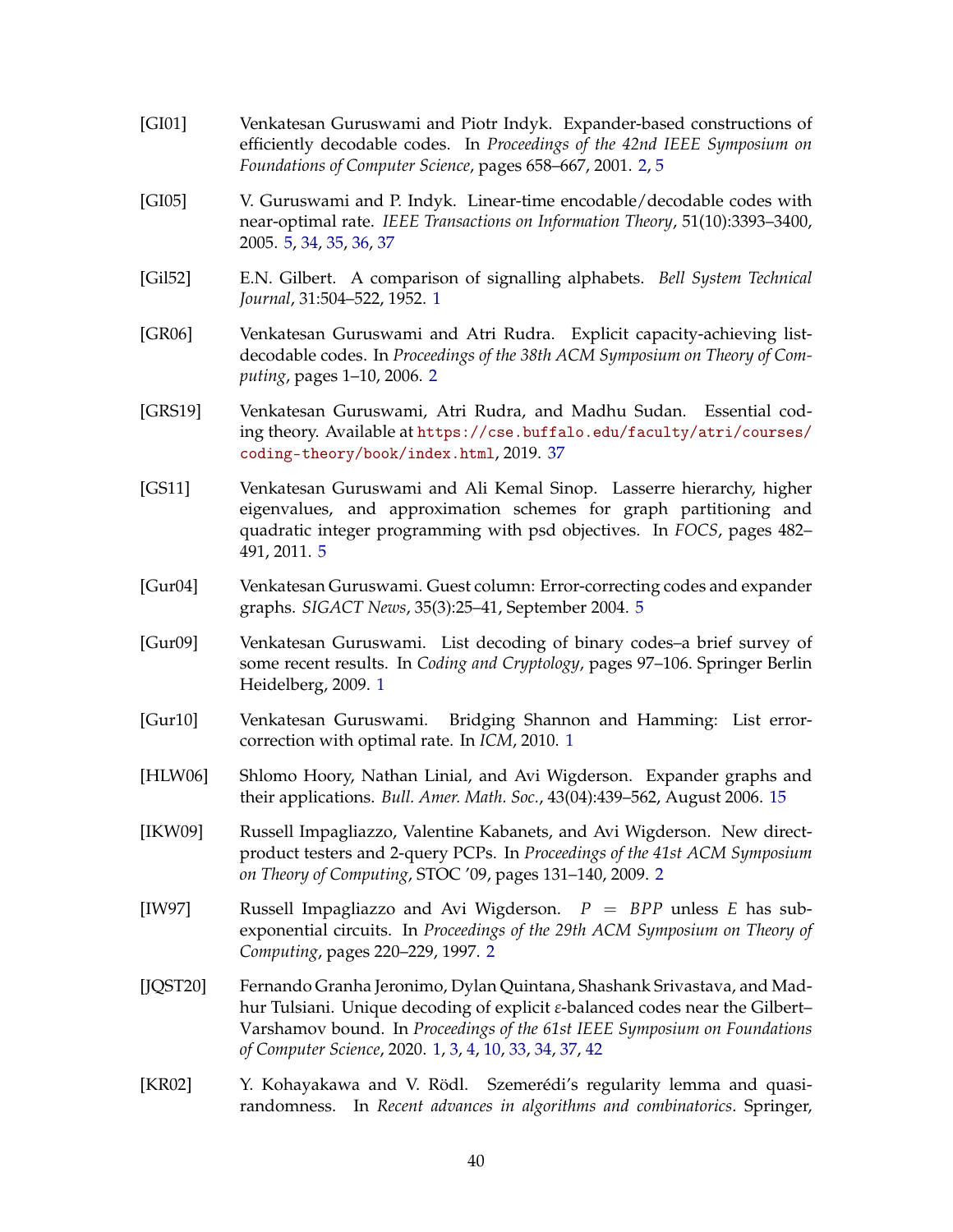[GI01] Venkatesan Guruswami and Piotr Indyk. Expander-based constructions of efficiently decodable codes. In *Proceedings of the 42nd IEEE Symposium on Foundations of Computer Science*, pages 658–667, 2001. 2, 5

[GI05] V. Guruswami and P. Indyk. Linear-time encodable/decodable codes with near-optimal rate. *IEEE Transactions on Information Theory*, 51(10):3393–3400, 2005. 5, 34, 35, 36, 37

[Gil52] E.N. Gilbert. A comparison of signalling alphabets. *Bell System Technical Journal*, 31:504–522, 1952. 1

[GR06] Venkatesan Guruswami and Atri Rudra. Explicit capacity-achieving list-decodable codes. In *Proceedings of the 38th ACM Symposium on Theory of Computing*, pages 1–10, 2006. 2

[GRS19] Venkatesan Guruswami, Atri Rudra, and Madhu Sudan. Essential coding theory. Available at `https://cse.buffalo.edu/faculty/atri/courses/coding-theory/book/index.html`, 2019. 37

[GS11] Venkatesan Guruswami and Ali Kemal Sinop. Lasserre hierarchy, higher eigenvalues, and approximation schemes for graph partitioning and quadratic integer programming with psd objectives. In *FOCS*, pages 482–491, 2011. 5

[Gur04] Venkatesan Guruswami. Guest column: Error-correcting codes and expander graphs. *SIGACT News*, 35(3):25–41, September 2004. 5

[Gur09] Venkatesan Guruswami. List decoding of binary codes–a brief survey of some recent results. In *Coding and Cryptology*, pages 97–106. Springer Berlin Heidelberg, 2009. 1

[Gur10] Venkatesan Guruswami. Bridging Shannon and Hamming: List error-correction with optimal rate. In *ICM*, 2010. 1

[HLW06] Shlomo Hoory, Nathan Linial, and Avi Wigderson. Expander graphs and their applications. *Bull. Amer. Math. Soc.*, 43(04):439–562, August 2006. 15

[IKW09] Russell Impagliazzo, Valentine Kabanets, and Avi Wigderson. New direct-product testers and 2-query PCPs. In *Proceedings of the 41st ACM Symposium on Theory of Computing*, STOC '09, pages 131–140, 2009. 2

[IW97] Russell Impagliazzo and Avi Wigderson. $P = BPP$ unless $E$ has sub-exponential circuits. In *Proceedings of the 29th ACM Symposium on Theory of Computing*, pages 220–229, 1997. 2

[JQST20] Fernando Granha Jeronimo, Dylan Quintana, Shashank Srivastava, and Madhur Tulsiani. Unique decoding of explicit $\varepsilon$-balanced codes near the Gilbert–Varshamov bound. In *Proceedings of the 61st IEEE Symposium on Foundations of Computer Science*, 2020. 1, 3, 4, 10, 33, 34, 37, 42

[KR02] Y. Kohayakawa and V. Rödl. Szemerédi's regularity lemma and quasi-randomness. In *Recent advances in algorithms and combinatorics*. Springer,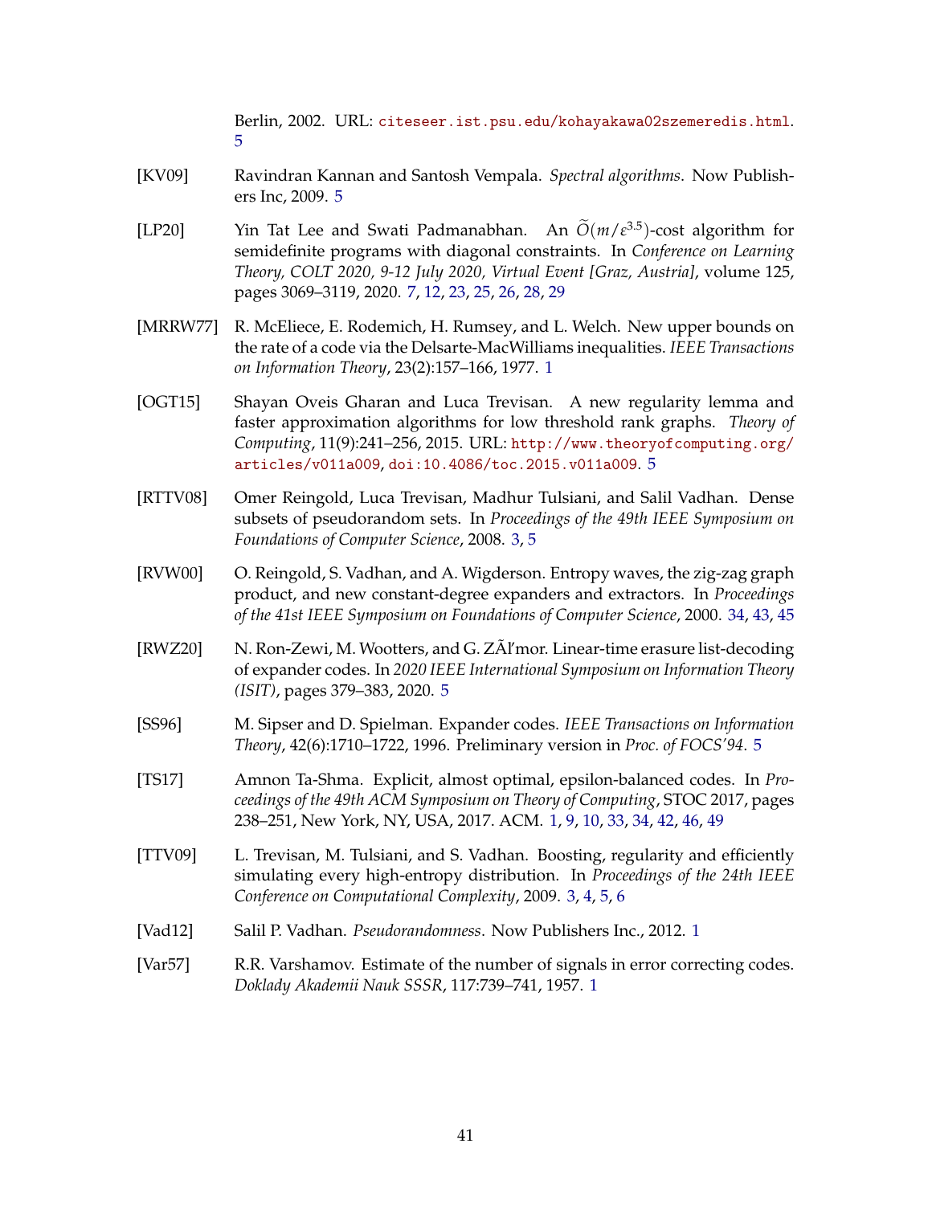Berlin, 2002. URL: citeseer.ist.psu.edu/kohayakawa02szemeredis.html. 5

[KV09] Ravindran Kannan and Santosh Vempala. *Spectral algorithms*. Now Publishers Inc, 2009. 5

[LP20] Yin Tat Lee and Swati Padmanabhan. An $\widetilde{O}(m/\varepsilon^{3.5})$-cost algorithm for semidefinite programs with diagonal constraints. In *Conference on Learning Theory, COLT 2020, 9-12 July 2020, Virtual Event [Graz, Austria]*, volume 125, pages 3069–3119, 2020. 7, 12, 23, 25, 26, 28, 29

[MRRW77] R. McEliece, E. Rodemich, H. Rumsey, and L. Welch. New upper bounds on the rate of a code via the Delsarte-MacWilliams inequalities. *IEEE Transactions on Information Theory*, 23(2):157–166, 1977. 1

[OGT15] Shayan Oveis Gharan and Luca Trevisan. A new regularity lemma and faster approximation algorithms for low threshold rank graphs. *Theory of Computing*, 11(9):241–256, 2015. URL: http://www.theoryofcomputing.org/articles/v011a009, doi:10.4086/toc.2015.v011a009. 5

[RTTV08] Omer Reingold, Luca Trevisan, Madhur Tulsiani, and Salil Vadhan. Dense subsets of pseudorandom sets. In *Proceedings of the 49th IEEE Symposium on Foundations of Computer Science*, 2008. 3, 5

[RVW00] O. Reingold, S. Vadhan, and A. Wigderson. Entropy waves, the zig-zag graph product, and new constant-degree expanders and extractors. In *Proceedings of the 41st IEEE Symposium on Foundations of Computer Science*, 2000. 34, 43, 45

[RWZ20] N. Ron-Zewi, M. Wootters, and G. ZÃl'mor. Linear-time erasure list-decoding of expander codes. In *2020 IEEE International Symposium on Information Theory (ISIT)*, pages 379–383, 2020. 5

[SS96] M. Sipser and D. Spielman. Expander codes. *IEEE Transactions on Information Theory*, 42(6):1710–1722, 1996. Preliminary version in *Proc. of FOCS'94*. 5

[TS17] Amnon Ta-Shma. Explicit, almost optimal, epsilon-balanced codes. In *Proceedings of the 49th ACM Symposium on Theory of Computing*, STOC 2017, pages 238–251, New York, NY, USA, 2017. ACM. 1, 9, 10, 33, 34, 42, 46, 49

[TTV09] L. Trevisan, M. Tulsiani, and S. Vadhan. Boosting, regularity and efficiently simulating every high-entropy distribution. In *Proceedings of the 24th IEEE Conference on Computational Complexity*, 2009. 3, 4, 5, 6

[Vad12] Salil P. Vadhan. *Pseudorandomness*. Now Publishers Inc., 2012. 1

[Var57] R.R. Varshamov. Estimate of the number of signals in error correcting codes. *Doklady Akademii Nauk SSSR*, 117:739–741, 1957. 1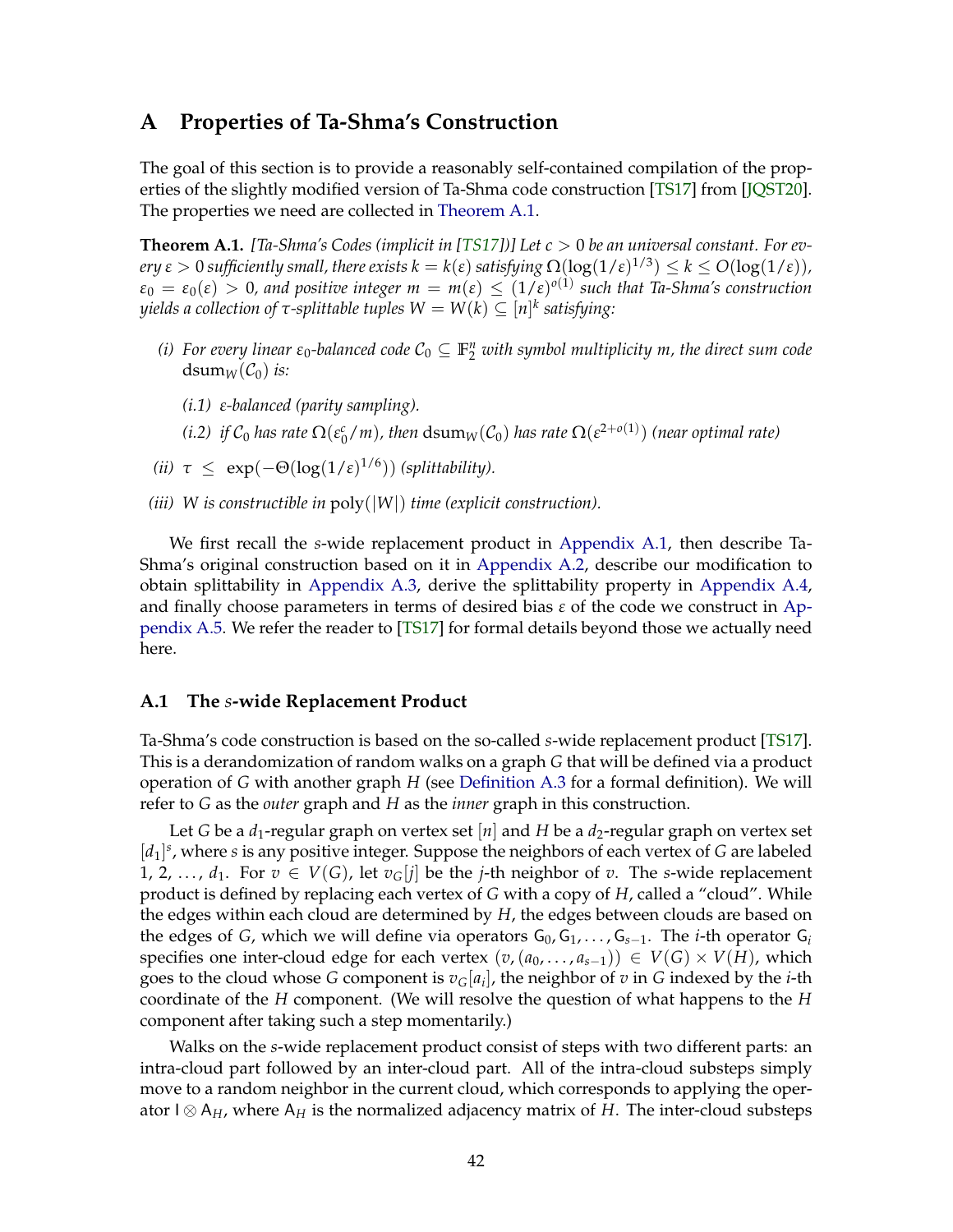# A Properties of Ta-Shma's Construction

The goal of this section is to provide a reasonably self-contained compilation of the properties of the slightly modified version of Ta-Shma code construction [TS17] from [JQST20]. The properties we need are collected in Theorem A.1.

**Theorem A.1.** *[Ta-Shma's Codes (implicit in [TS17])] Let $c > 0$ be an universal constant. For every $\varepsilon > 0$ sufficiently small, there exists $k = k(\varepsilon)$ satisfying $\Omega(\log(1/\varepsilon)^{1/3}) \le k \le O(\log(1/\varepsilon))$, $\varepsilon_0 = \varepsilon_0(\varepsilon) > 0$, and positive integer $m = m(\varepsilon) \le (1/\varepsilon)^{o(1)}$ such that Ta-Shma's construction yields a collection of $\tau$-splittable tuples $W = W(k) \subseteq [n]^k$ satisfying:*

- *(i) For every linear $\varepsilon_0$-balanced code $\mathcal{C}_0 \subseteq \mathbb{F}_2^n$ with symbol multiplicity $m$, the direct sum code $\operatorname{dsum}_W(\mathcal{C}_0)$ is:*
  - *(i.1) $\varepsilon$-balanced (parity sampling).*
  - *(i.2) if $\mathcal{C}_0$ has rate $\Omega(\varepsilon_0^c/m)$, then $\operatorname{dsum}_W(\mathcal{C}_0)$ has rate $\Omega(\varepsilon^{2+o(1)})$ (near optimal rate)*
- *(ii) $\tau \le \exp(-\Theta(\log(1/\varepsilon)^{1/6}))$ (splittability).*
- *(iii) $W$ is constructible in $\operatorname{poly}(|W|)$ time (explicit construction).*

We first recall the $s$-wide replacement product in Appendix A.1, then describe Ta-Shma's original construction based on it in Appendix A.2, describe our modification to obtain splittability in Appendix A.3, derive the splittability property in Appendix A.4, and finally choose parameters in terms of desired bias $\varepsilon$ of the code we construct in Appendix A.5. We refer the reader to [TS17] for formal details beyond those we actually need here.

## A.1 The $s$-wide Replacement Product

Ta-Shma's code construction is based on the so-called $s$-wide replacement product [TS17]. This is a derandomization of random walks on a graph $G$ that will be defined via a product operation of $G$ with another graph $H$ (see Definition A.3 for a formal definition). We will refer to $G$ as the *outer* graph and $H$ as the *inner* graph in this construction.

Let $G$ be a $d_1$-regular graph on vertex set $[n]$ and $H$ be a $d_2$-regular graph on vertex set $[d_1]^s$, where $s$ is any positive integer. Suppose the neighbors of each vertex of $G$ are labeled 1, 2, ..., $d_1$. For $v \in V(G)$, let $v_G[j]$ be the $j$-th neighbor of $v$. The $s$-wide replacement product is defined by replacing each vertex of $G$ with a copy of $H$, called a "cloud". While the edges within each cloud are determined by $H$, the edges between clouds are based on the edges of $G$, which we will define via operators $\mathsf{G}_0, \mathsf{G}_1, \ldots, \mathsf{G}_{s-1}$. The $i$-th operator $\mathsf{G}_i$ specifies one inter-cloud edge for each vertex $(v, (a_0, \ldots, a_{s-1})) \in V(G) \times V(H)$, which goes to the cloud whose $G$ component is $v_G[a_i]$, the neighbor of $v$ in $G$ indexed by the $i$-th coordinate of the $H$ component. (We will resolve the question of what happens to the $H$ component after taking such a step momentarily.)

Walks on the $s$-wide replacement product consist of steps with two different parts: an intra-cloud part followed by an inter-cloud part. All of the intra-cloud substeps simply move to a random neighbor in the current cloud, which corresponds to applying the operator $\mathsf{I} \otimes \mathsf{A}_H$, where $\mathsf{A}_H$ is the normalized adjacency matrix of $H$. The inter-cloud substeps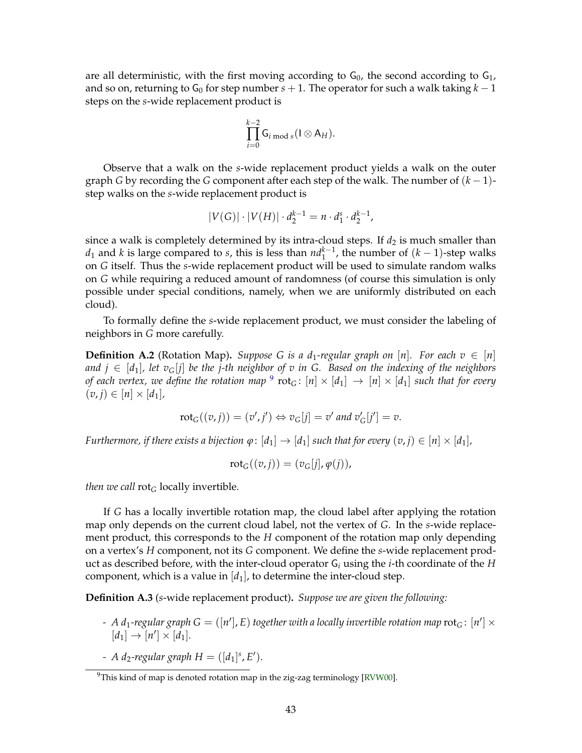are all deterministic, with the first moving according to $\mathsf{G}_0$, the second according to $\mathsf{G}_1$, and so on, returning to $\mathsf{G}_0$ for step number $s+1$. The operator for such a walk taking $k-1$ steps on the $s$-wide replacement product is

$$\prod_{i=0}^{k-2} \mathsf{G}_{i \bmod s}(\mathsf{I} \otimes \mathsf{A}_H).$$

Observe that a walk on the $s$-wide replacement product yields a walk on the outer graph $G$ by recording the $G$ component after each step of the walk. The number of $(k-1)$-step walks on the $s$-wide replacement product is

$$|V(G)| \cdot |V(H)| \cdot d_2^{k-1} = n \cdot d_1^s \cdot d_2^{k-1},$$

since a walk is completely determined by its intra-cloud steps. If $d_2$ is much smaller than $d_1$ and $k$ is large compared to $s$, this is less than $nd_1^{k-1}$, the number of $(k-1)$-step walks on $G$ itself. Thus the $s$-wide replacement product will be used to simulate random walks on $G$ while requiring a reduced amount of randomness (of course this simulation is only possible under special conditions, namely, when we are uniformly distributed on each cloud).

To formally define the $s$-wide replacement product, we must consider the labeling of neighbors in $G$ more carefully.

**Definition A.2** (Rotation Map)**.** *Suppose $G$ is a $d_1$-regular graph on $[n]$. For each $v \in [n]$ and $j \in [d_1]$, let $v_G[j]$ be the $j$-th neighbor of $v$ in $G$. Based on the indexing of the neighbors of each vertex, we define the rotation map*[9] $\mathrm{rot}_G \colon [n] \times [d_1] \to [n] \times [d_1]$ *such that for every $(v, j) \in [n] \times [d_1]$,*

$$\mathrm{rot}_G((v,j)) = (v', j') \Leftrightarrow v_G[j] = v' \text{ and } v'_G[j'] = v.$$

*Furthermore, if there exists a bijection $\varphi \colon [d_1] \to [d_1]$ such that for every $(v, j) \in [n] \times [d_1]$,*

$$\mathrm{rot}_G((v,j)) = (v_G[j], \varphi(j)),$$

*then we call* $\mathrm{rot}_G$ locally invertible*.*

If $G$ has a locally invertible rotation map, the cloud label after applying the rotation map only depends on the current cloud label, not the vertex of $G$. In the $s$-wide replacement product, this corresponds to the $H$ component of the rotation map only depending on a vertex's $H$ component, not its $G$ component. We define the $s$-wide replacement product as described before, with the inter-cloud operator $\mathsf{G}_i$ using the $i$-th coordinate of the $H$ component, which is a value in $[d_1]$, to determine the inter-cloud step.

**Definition A.3** ($s$-wide replacement product)**.** *Suppose we are given the following:*

- *A $d_1$-regular graph $G = ([n'], E)$ together with a locally invertible rotation map* $\mathrm{rot}_G \colon [n'] \times [d_1] \to [n'] \times [d_1]$.
- *A $d_2$-regular graph $H = ([d_1]^s, E')$.*

[9] This kind of map is denoted rotation map in the zig-zag terminology [RVW00].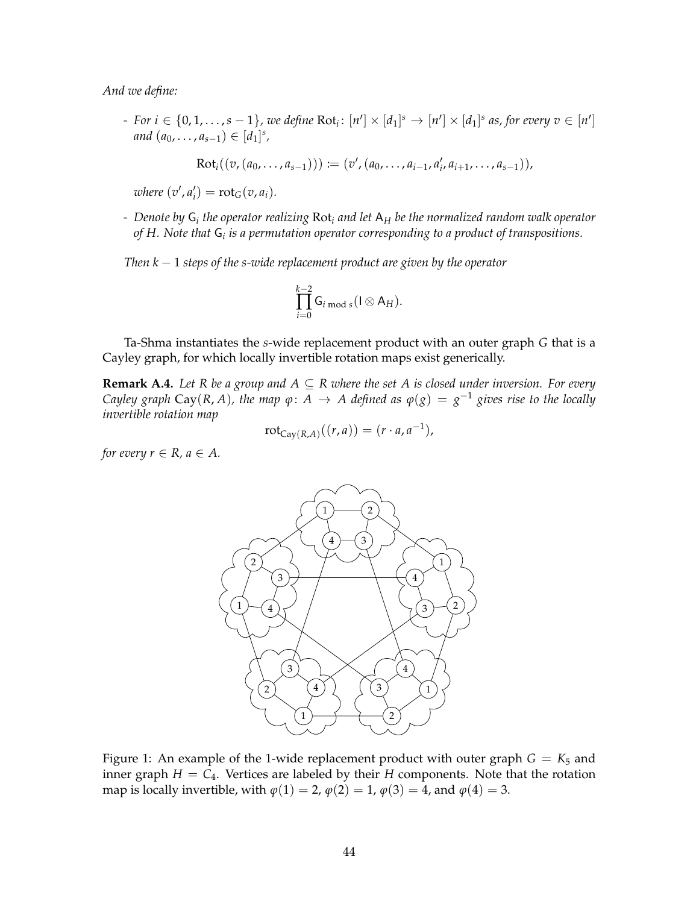*And we define:*

- *For $i \in \{0, 1, \ldots, s-1\}$, we define $\mathrm{Rot}_i \colon [n'] \times [d_1]^s \to [n'] \times [d_1]^s$ as, for every $v \in [n']$ and $(a_0, \ldots, a_{s-1}) \in [d_1]^s$,*

$$\mathrm{Rot}_i((v, (a_0, \ldots, a_{s-1}))) := (v', (a_0, \ldots, a_{i-1}, a'_i, a_{i+1}, \ldots, a_{s-1})),$$

  *where $(v', a'_i) = \mathrm{rot}_G(v, a_i)$.*

- *Denote by $\mathsf{G}_i$ the operator realizing $\mathrm{Rot}_i$ and let $\mathsf{A}_H$ be the normalized random walk operator of $H$. Note that $\mathsf{G}_i$ is a permutation operator corresponding to a product of transpositions.*

*Then $k-1$ steps of the s-wide replacement product are given by the operator*

$$\prod_{i=0}^{k-2} \mathsf{G}_{i \bmod s}(\mathsf{I} \otimes \mathsf{A}_H).$$

Ta-Shma instantiates the $s$-wide replacement product with an outer graph $G$ that is a Cayley graph, for which locally invertible rotation maps exist generically.

**Remark A.4.** *Let $R$ be a group and $A \subseteq R$ where the set $A$ is closed under inversion. For every Cayley graph $\mathsf{Cay}(R, A)$, the map $\varphi \colon A \to A$ defined as $\varphi(g) = g^{-1}$ gives rise to the locally invertible rotation map*

$$\mathrm{rot}_{\mathsf{Cay}(R,A)}((r, a)) = (r \cdot a, a^{-1}),$$

*for every $r \in R$, $a \in A$.*

Figure 1: An example of the 1-wide replacement product with outer graph $G = K_5$ and inner graph $H = C_4$. Vertices are labeled by their $H$ components. Note that the rotation map is locally invertible, with $\varphi(1) = 2$, $\varphi(2) = 1$, $\varphi(3) = 4$, and $\varphi(4) = 3$.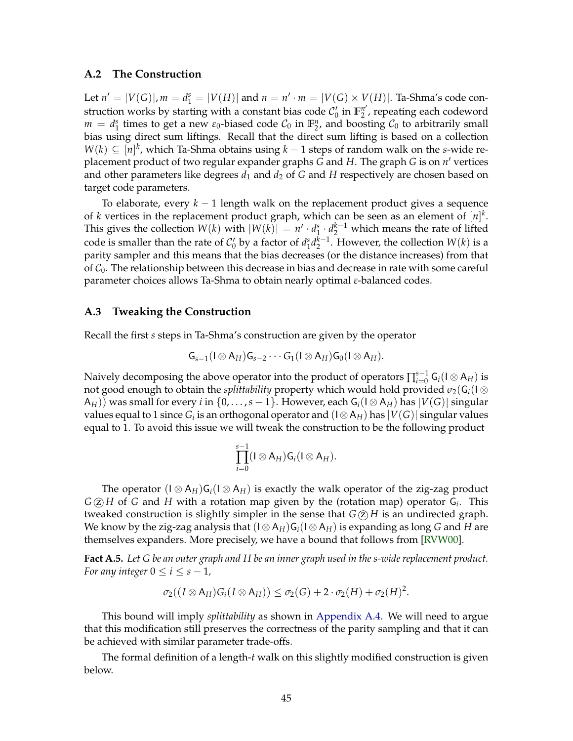### A.2 The Construction

Let $n' = |V(G)|, m = d_1^s = |V(H)|$ and $n = n' \cdot m = |V(G) \times V(H)|$. Ta-Shma's code construction works by starting with a constant bias code $\mathcal{C}_0'$ in $\mathbb{F}_2^{n'}$, repeating each codeword $m = d_1^s$ times to get a new $\varepsilon_0$-biased code $\mathcal{C}_0$ in $\mathbb{F}_2^n$, and boosting $\mathcal{C}_0$ to arbitrarily small bias using direct sum liftings. Recall that the direct sum lifting is based on a collection $W(k) \subseteq [n]^k$, which Ta-Shma obtains using $k-1$ steps of random walk on the $s$-wide replacement product of two regular expander graphs $G$ and $H$. The graph $G$ is on $n'$ vertices and other parameters like degrees $d_1$ and $d_2$ of $G$ and $H$ respectively are chosen based on target code parameters.

To elaborate, every $k-1$ length walk on the replacement product gives a sequence of $k$ vertices in the replacement product graph, which can be seen as an element of $[n]^k$. This gives the collection $W(k)$ with $|W(k)| = n' \cdot d_1^s \cdot d_2^{k-1}$ which means the rate of lifted code is smaller than the rate of $\mathcal{C}_0'$ by a factor of $d_1^s d_2^{k-1}$. However, the collection $W(k)$ is a parity sampler and this means that the bias decreases (or the distance increases) from that of $\mathcal{C}_0$. The relationship between this decrease in bias and decrease in rate with some careful parameter choices allows Ta-Shma to obtain nearly optimal $\varepsilon$-balanced codes.

### A.3 Tweaking the Construction

Recall the first $s$ steps in Ta-Shma's construction are given by the operator

$$\mathsf{G}_{s-1}(\mathsf{I} \otimes \mathsf{A}_H)\mathsf{G}_{s-2} \cdots G_1(\mathsf{I} \otimes \mathsf{A}_H)\mathsf{G}_0(\mathsf{I} \otimes \mathsf{A}_H).$$

Naively decomposing the above operator into the product of operators $\prod_{i=0}^{s-1} \mathsf{G}_i(\mathsf{I} \otimes \mathsf{A}_H)$ is not good enough to obtain the *splittability* property which would hold provided $\sigma_2(\mathsf{G}_i(\mathsf{I} \otimes \mathsf{A}_H))$ was small for every $i$ in $\{0, \ldots, s-1\}$. However, each $\mathsf{G}_i(\mathsf{I} \otimes \mathsf{A}_H)$ has $|V(G)|$ singular values equal to 1 since $G_i$ is an orthogonal operator and $(\mathsf{I} \otimes \mathsf{A}_H)$ has $|V(G)|$ singular values equal to 1. To avoid this issue we will tweak the construction to be the following product

$$\prod_{i=0}^{s-1} (\mathsf{I} \otimes \mathsf{A}_H)\mathsf{G}_i(\mathsf{I} \otimes \mathsf{A}_H).$$

The operator $(\mathsf{I} \otimes \mathsf{A}_H)\mathsf{G}_i(\mathsf{I} \otimes \mathsf{A}_H)$ is exactly the walk operator of the zig-zag product $G \textcircled{z} H$ of $G$ and $H$ with a rotation map given by the (rotation map) operator $\mathsf{G}_i$. This tweaked construction is slightly simpler in the sense that $G \textcircled{z} H$ is an undirected graph. We know by the zig-zag analysis that $(\mathsf{I} \otimes \mathsf{A}_H)\mathsf{G}_i(\mathsf{I} \otimes \mathsf{A}_H)$ is expanding as long $G$ and $H$ are themselves expanders. More precisely, we have a bound that follows from [RVW00].

**Fact A.5.** *Let $G$ be an outer graph and $H$ be an inner graph used in the s-wide replacement product. For any integer $0 \le i \le s-1$,*

$$\sigma_2((I \otimes \mathsf{A}_H)G_i(I \otimes \mathsf{A}_H)) \le \sigma_2(G) + 2 \cdot \sigma_2(H) + \sigma_2(H)^2.$$

This bound will imply *splittability* as shown in Appendix A.4. We will need to argue that this modification still preserves the correctness of the parity sampling and that it can be achieved with similar parameter trade-offs.

The formal definition of a length-$t$ walk on this slightly modified construction is given below.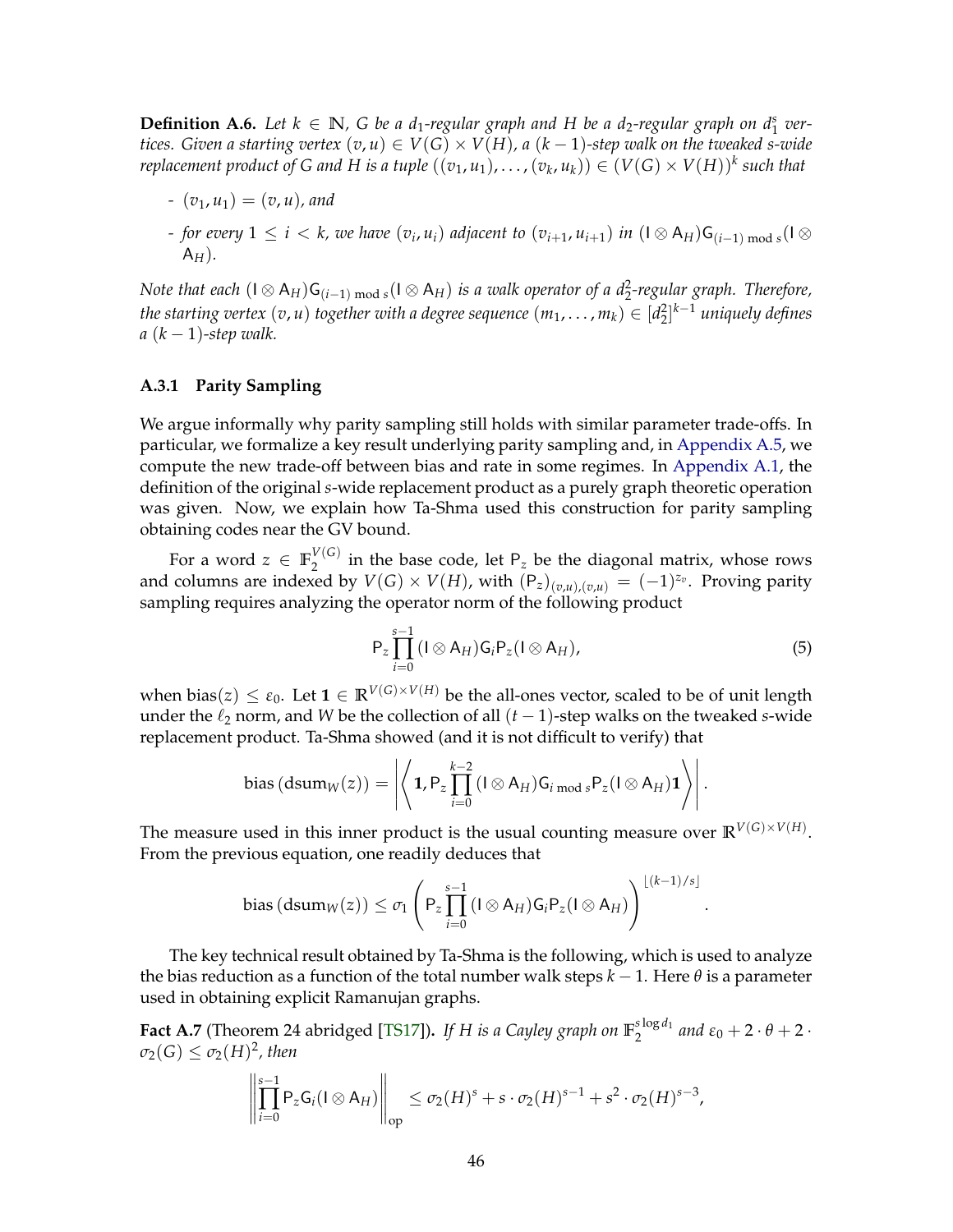**Definition A.6.** *Let $k \in \mathbb{N}$, $G$ be a $d_1$-regular graph and $H$ be a $d_2$-regular graph on $d_1^s$ vertices. Given a starting vertex $(v, u) \in V(G) \times V(H)$, a $(k-1)$-step walk on the tweaked s-wide replacement product of $G$ and $H$ is a tuple $((v_1, u_1), \ldots, (v_k, u_k)) \in (V(G) \times V(H))^k$ such that*

- *$(v_1, u_1) = (v, u)$, and*
- *for every $1 \le i < k$, we have $(v_i, u_i)$ adjacent to $(v_{i+1}, u_{i+1})$ in $(\mathsf{I} \otimes \mathsf{A}_H)\mathsf{G}_{(i-1) \bmod s}(\mathsf{I} \otimes \mathsf{A}_H)$.*

*Note that each $(\mathsf{I} \otimes \mathsf{A}_H)\mathsf{G}_{(i-1) \bmod s}(\mathsf{I} \otimes \mathsf{A}_H)$ is a walk operator of a $d_2^2$-regular graph. Therefore, the starting vertex $(v, u)$ together with a degree sequence $(m_1, \ldots, m_k) \in [d_2^2]^{k-1}$ uniquely defines a $(k-1)$-step walk.*

### A.3.1 Parity Sampling

We argue informally why parity sampling still holds with similar parameter trade-offs. In particular, we formalize a key result underlying parity sampling and, in Appendix A.5, we compute the new trade-off between bias and rate in some regimes. In Appendix A.1, the definition of the original $s$-wide replacement product as a purely graph theoretic operation was given. Now, we explain how Ta-Shma used this construction for parity sampling obtaining codes near the GV bound.

For a word $z \in \mathbb{F}_2^{V(G)}$ in the base code, let $\mathsf{P}_z$ be the diagonal matrix, whose rows and columns are indexed by $V(G) \times V(H)$, with $(\mathsf{P}_z)_{(v,u),(v,u)} = (-1)^{z_v}$. Proving parity sampling requires analyzing the operator norm of the following product

$$\mathsf{P}_z \prod_{i=0}^{s-1} (\mathsf{I} \otimes \mathsf{A}_H)\mathsf{G}_i \mathsf{P}_z (\mathsf{I} \otimes \mathsf{A}_H), \tag{5}$$

when $\text{bias}(z) \le \varepsilon_0$. Let $\mathbf{1} \in \mathbb{R}^{V(G) \times V(H)}$ be the all-ones vector, scaled to be of unit length under the $\ell_2$ norm, and $W$ be the collection of all $(t-1)$-step walks on the tweaked $s$-wide replacement product. Ta-Shma showed (and it is not difficult to verify) that

$$\text{bias}\left(\text{dsum}_W(z)\right) = \left| \left\langle \mathbf{1}, \mathsf{P}_z \prod_{i=0}^{k-2} (\mathsf{I} \otimes \mathsf{A}_H)\mathsf{G}_{i \bmod s} \mathsf{P}_z (\mathsf{I} \otimes \mathsf{A}_H)\mathbf{1} \right\rangle \right|.$$

The measure used in this inner product is the usual counting measure over $\mathbb{R}^{V(G) \times V(H)}$. From the previous equation, one readily deduces that

$$\text{bias}\left(\text{dsum}_W(z)\right) \le \sigma_1 \left( \mathsf{P}_z \prod_{i=0}^{s-1} (\mathsf{I} \otimes \mathsf{A}_H)\mathsf{G}_i \mathsf{P}_z (\mathsf{I} \otimes \mathsf{A}_H) \right)^{\lfloor (k-1)/s \rfloor}.$$

The key technical result obtained by Ta-Shma is the following, which is used to analyze the bias reduction as a function of the total number walk steps $k-1$. Here $\theta$ is a parameter used in obtaining explicit Ramanujan graphs.

**Fact A.7** (Theorem 24 abridged [TS17])**.** *If $H$ is a Cayley graph on $\mathbb{F}_2^{s \log d_1}$ and $\varepsilon_0 + 2 \cdot \theta + 2 \cdot \sigma_2(G) \le \sigma_2(H)^2$, then*

$$\left\| \prod_{i=0}^{s-1} \mathsf{P}_z \mathsf{G}_i (\mathsf{I} \otimes \mathsf{A}_H) \right\|_{\text{op}} \le \sigma_2(H)^s + s \cdot \sigma_2(H)^{s-1} + s^2 \cdot \sigma_2(H)^{s-3},$$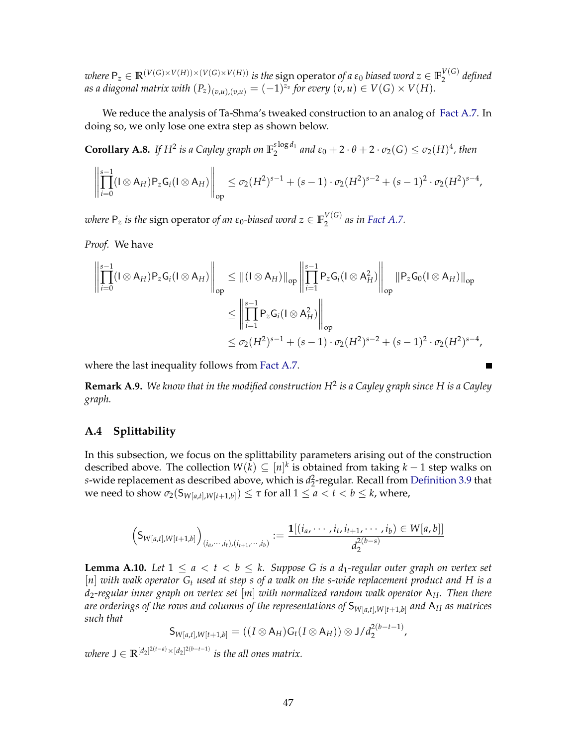where $\mathsf{P}_z \in \mathbb{R}^{(V(G)\times V(H))\times(V(G)\times V(H))}$ is the sign operator of a $\varepsilon_0$ biased word $z \in \mathbb{F}_2^{V(G)}$ defined as a diagonal matrix with $(P_z)_{(v,u),(v,u)} = (-1)^{z_v}$ for every $(v,u) \in V(G) \times V(H)$.

We reduce the analysis of Ta-Shma's tweaked construction to an analog of Fact A.7. In doing so, we only lose one extra step as shown below.

**Corollary A.8.** *If $H^2$ is a Cayley graph on $\mathbb{F}_2^{s \log d_1}$ and $\varepsilon_0 + 2 \cdot \theta + 2 \cdot \sigma_2(G) \leq \sigma_2(H)^4$, then*

$$\left\| \prod_{i=0}^{s-1} (\mathsf{I} \otimes \mathsf{A}_H) \mathsf{P}_z \mathsf{G}_i (\mathsf{I} \otimes \mathsf{A}_H) \right\|_{\text{op}} \leq \sigma_2(H^2)^{s-1} + (s-1) \cdot \sigma_2(H^2)^{s-2} + (s-1)^2 \cdot \sigma_2(H^2)^{s-4},$$

*where $\mathsf{P}_z$ is the* sign operator *of an $\varepsilon_0$-biased word $z \in \mathbb{F}_2^{V(G)}$ as in Fact A.7.*

*Proof.* We have

$$\begin{aligned}
\left\| \prod_{i=0}^{s-1} (\mathsf{I} \otimes \mathsf{A}_H) \mathsf{P}_z \mathsf{G}_i (\mathsf{I} \otimes \mathsf{A}_H) \right\|_{\text{op}} &\leq \|(\mathsf{I} \otimes \mathsf{A}_H)\|_{\text{op}} \left\| \prod_{i=1}^{s-1} \mathsf{P}_z \mathsf{G}_i (\mathsf{I} \otimes \mathsf{A}_H^2) \right\|_{\text{op}} \|\mathsf{P}_z \mathsf{G}_0 (\mathsf{I} \otimes \mathsf{A}_H)\|_{\text{op}} \\
&\leq \left\| \prod_{i=1}^{s-1} \mathsf{P}_z \mathsf{G}_i (\mathsf{I} \otimes \mathsf{A}_H^2) \right\|_{\text{op}} \\
&\leq \sigma_2(H^2)^{s-1} + (s-1) \cdot \sigma_2(H^2)^{s-2} + (s-1)^2 \cdot \sigma_2(H^2)^{s-4},
\end{aligned}$$

where the last inequality follows from Fact A.7. ∎

**Remark A.9.** *We know that in the modified construction $H^2$ is a Cayley graph since $H$ is a Cayley graph.*

### A.4 Splittability

In this subsection, we focus on the splittability parameters arising out of the construction described above. The collection $W(k) \subseteq [n]^k$ is obtained from taking $k-1$ step walks on $s$-wide replacement as described above, which is $d_2^2$-regular. Recall from Definition 3.9 that we need to show $\sigma_2(\mathsf{S}_{W[a,t],W[t+1,b]}) \leq \tau$ for all $1 \leq a < t < b \leq k$, where,

$$\left(\mathsf{S}_{W[a,t],W[t+1,b]}\right)_{(i_a,\cdots,i_t),(i_{t+1},\cdots,i_b)} := \frac{\mathbf{1}[(i_a,\cdots,i_t,i_{t+1},\cdots,i_b) \in W[a,b]]}{d_2^{2(b-s)}}$$

**Lemma A.10.** *Let $1 \leq a < t < b \leq k$. Suppose $G$ is a $d_1$-regular outer graph on vertex set $[n]$ with walk operator $G_t$ used at step $s$ of a walk on the $s$-wide replacement product and $H$ is a $d_2$-regular inner graph on vertex set $[m]$ with normalized random walk operator $\mathsf{A}_H$. Then there are orderings of the rows and columns of the representations of $\mathsf{S}_{W[a,t],W[t+1,b]}$ and $\mathsf{A}_H$ as matrices such that*

$$\mathsf{S}_{W[a,t],W[t+1,b]} = ((I \otimes \mathsf{A}_H) G_t (I \otimes \mathsf{A}_H)) \otimes \mathsf{J}/d_2^{2(b-t-1)},$$

*where $\mathsf{J} \in \mathbb{R}^{[d_2]^{2(t-a)} \times [d_2]^{2(b-t-1)}}$ is the all ones matrix.*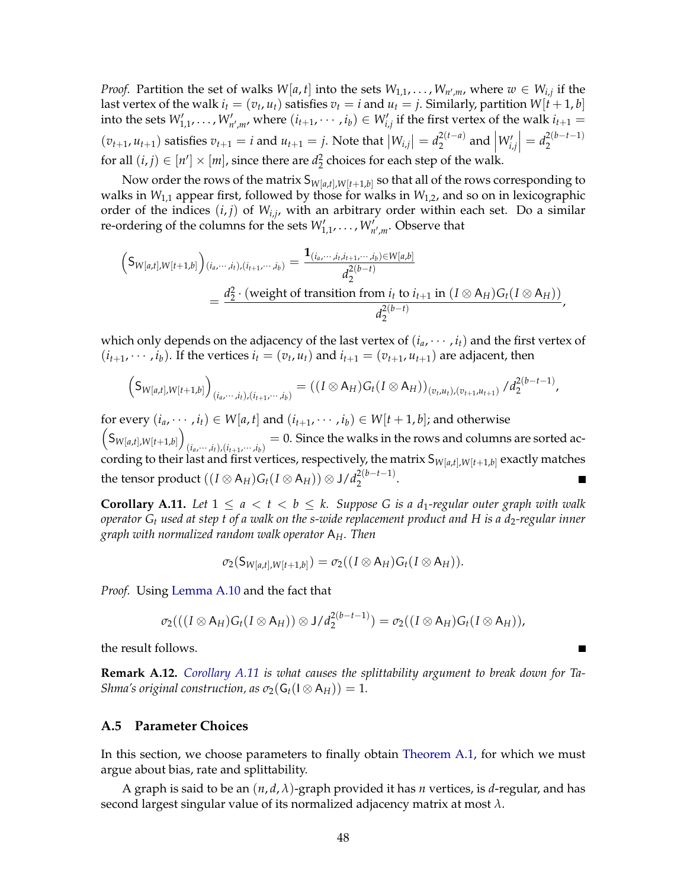*Proof.* Partition the set of walks $W[a,t]$ into the sets $W_{1,1}, \ldots, W_{n',m}$, where $w \in W_{i,j}$ if the last vertex of the walk $i_t = (v_t, u_t)$ satisfies $v_t = i$ and $u_t = j$. Similarly, partition $W[t+1,b]$ into the sets $W'_{1,1}, \ldots, W'_{n',m}$, where $(i_{t+1}, \cdots, i_b) \in W'_{i,j}$ if the first vertex of the walk $i_{t+1} = (v_{t+1}, u_{t+1})$ satisfies $v_{t+1} = i$ and $u_{t+1} = j$. Note that $|W_{i,j}| = d_2^{2(t-a)}$ and $\left|W'_{i,j}\right| = d_2^{2(b-t-1)}$ for all $(i,j) \in [n'] \times [m]$, since there are $d_2^2$ choices for each step of the walk.

Now order the rows of the matrix $\mathsf{S}_{W[a,t],W[t+1,b]}$ so that all of the rows corresponding to walks in $W_{1,1}$ appear first, followed by those for walks in $W_{1,2}$, and so on in lexicographic order of the indices $(i,j)$ of $W_{i,j}$, with an arbitrary order within each set. Do a similar re-ordering of the columns for the sets $W'_{1,1}, \ldots, W'_{n',m}$. Observe that

$$
\begin{aligned}
\left(\mathsf{S}_{W[a,t],W[t+1,b]}\right)_{(i_a,\cdots,i_t),(i_{t+1},\cdots,i_b)} &= \frac{\mathbf{1}_{(i_a,\cdots,i_t,i_{t+1},\cdots,i_b)\in W[a,b]}}{d_2^{2(b-t)}} \\
&= \frac{d_2^2 \cdot (\text{weight of transition from } i_t \text{ to } i_{t+1} \text{ in } (I \otimes \mathsf{A}_H)G_t(I \otimes \mathsf{A}_H))}{d_2^{2(b-t)}},
\end{aligned}
$$

which only depends on the adjacency of the last vertex of $(i_a, \cdots, i_t)$ and the first vertex of $(i_{t+1}, \cdots, i_b)$. If the vertices $i_t = (v_t, u_t)$ and $i_{t+1} = (v_{t+1}, u_{t+1})$ are adjacent, then

$$
\left(\mathsf{S}_{W[a,t],W[t+1,b]}\right)_{(i_a,\cdots,i_t),(i_{t+1},\cdots,i_b)} = ((I \otimes \mathsf{A}_H)G_t(I \otimes \mathsf{A}_H))_{(v_t,u_t),(v_{t+1},u_{t+1})} / d_2^{2(b-t-1)},
$$

for every $(i_a, \cdots, i_t) \in W[a,t]$ and $(i_{t+1}, \cdots, i_b) \in W[t+1,b]$; and otherwise $\left(\mathsf{S}_{W[a,t],W[t+1,b]}\right)_{(i_a,\cdots,i_t),(i_{t+1},\cdots,i_b)} = 0$. Since the walks in the rows and columns are sorted according to their last and first vertices, respectively, the matrix $\mathsf{S}_{W[a,t],W[t+1,b]}$ exactly matches the tensor product $((I \otimes \mathsf{A}_H)G_t(I \otimes \mathsf{A}_H)) \otimes \mathsf{J}/d_2^{2(b-t-1)}$. ∎

**Corollary A.11.** *Let $1 \le a < t < b \le k$. Suppose $G$ is a $d_1$-regular outer graph with walk operator $G_t$ used at step $t$ of a walk on the s-wide replacement product and $H$ is a $d_2$-regular inner graph with normalized random walk operator $\mathsf{A}_H$. Then*

$$
\sigma_2(\mathsf{S}_{W[a,t],W[t+1,b]}) = \sigma_2((I \otimes \mathsf{A}_H)G_t(I \otimes \mathsf{A}_H)).
$$

*Proof.* Using Lemma A.10 and the fact that

$$
\sigma_2(((I \otimes \mathsf{A}_H)G_t(I \otimes \mathsf{A}_H)) \otimes \mathsf{J}/d_2^{2(b-t-1)}) = \sigma_2((I \otimes \mathsf{A}_H)G_t(I \otimes \mathsf{A}_H)),
$$

the result follows. ∎

**Remark A.12.** *Corollary A.11 is what causes the splittability argument to break down for Ta-Shma's original construction, as $\sigma_2(\mathsf{G}_t(\mathsf{I} \otimes \mathsf{A}_H)) = 1$.*

### A.5 Parameter Choices

In this section, we choose parameters to finally obtain Theorem A.1, for which we must argue about bias, rate and splittability.

A graph is said to be an $(n, d, \lambda)$-graph provided it has $n$ vertices, is $d$-regular, and has second largest singular value of its normalized adjacency matrix at most $\lambda$.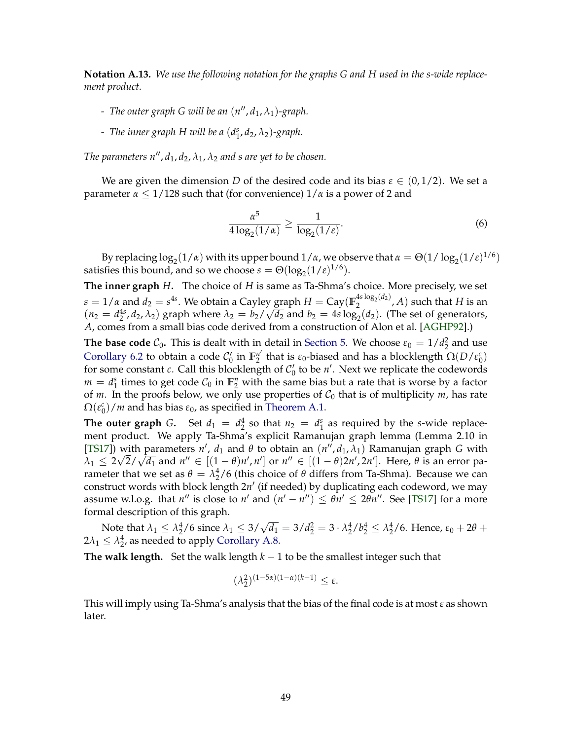**Notation A.13.** *We use the following notation for the graphs $G$ and $H$ used in the $s$-wide replacement product.*

- *The outer graph $G$ will be an $(n'', d_1, \lambda_1)$-graph.*
- *The inner graph $H$ will be a $(d_1^s, d_2, \lambda_2)$-graph.*

*The parameters $n'', d_1, d_2, \lambda_1, \lambda_2$ and $s$ are yet to be chosen.*

We are given the dimension $D$ of the desired code and its bias $\varepsilon \in (0, 1/2)$. We set a parameter $\alpha \leq 1/128$ such that (for convenience) $1/\alpha$ is a power of 2 and

$$\frac{\alpha^5}{4\log_2(1/\alpha)} \geq \frac{1}{\log_2(1/\varepsilon)}. \tag{6}$$

By replacing $\log_2(1/\alpha)$ with its upper bound $1/\alpha$, we observe that $\alpha = \Theta(1/\log_2(1/\varepsilon)^{1/6})$ satisfies this bound, and so we choose $s = \Theta(\log_2(1/\varepsilon)^{1/6})$.

**The inner graph $H$.** The choice of $H$ is same as Ta-Shma's choice. More precisely, we set $s = 1/\alpha$ and $d_2 = s^{4s}$. We obtain a Cayley graph $H = \mathrm{Cay}(\mathbb{F}_2^{4s\log_2(d_2)}, A)$ such that $H$ is an $(n_2 = d_2^{4s}, d_2, \lambda_2)$ graph where $\lambda_2 = b_2/\sqrt{d_2}$ and $b_2 = 4s\log_2(d_2)$. (The set of generators, $A$, comes from a small bias code derived from a construction of Alon et al. [AGHP92].)

**The base code $\mathcal{C}_0$.** This is dealt with in detail in Section 5. We choose $\varepsilon_0 = 1/d_2^2$ and use Corollary 6.2 to obtain a code $\mathcal{C}_0'$ in $\mathbb{F}_2^{n'}$ that is $\varepsilon_0$-biased and has a blocklength $\Omega(D/\varepsilon_0^c)$ for some constant $c$. Call this blocklength of $\mathcal{C}_0'$ to be $n'$. Next we replicate the codewords $m = d_1^s$ times to get code $\mathcal{C}_0$ in $\mathbb{F}_2^n$ with the same bias but a rate that is worse by a factor of $m$. In the proofs below, we only use properties of $\mathcal{C}_0$ that is of multiplicity $m$, has rate $\Omega(\varepsilon_0^c)/m$ and has bias $\varepsilon_0$, as specified in Theorem A.1.

**The outer graph $G$.** Set $d_1 = d_2^4$ so that $n_2 = d_1^s$ as required by the $s$-wide replacement product. We apply Ta-Shma's explicit Ramanujan graph lemma (Lemma 2.10 in [TS17]) with parameters $n'$, $d_1$ and $\theta$ to obtain an $(n'', d_1, \lambda_1)$ Ramanujan graph $G$ with $\lambda_1 \leq 2\sqrt{2}/\sqrt{d_1}$ and $n'' \in [(1-\theta)n', n']$ or $n'' \in [(1-\theta)2n', 2n']$. Here, $\theta$ is an error parameter that we set as $\theta = \lambda_2^4/6$ (this choice of $\theta$ differs from Ta-Shma). Because we can construct words with block length $2n'$ (if needed) by duplicating each codeword, we may assume w.l.o.g. that $n''$ is close to $n'$ and $(n' - n'') \leq \theta n' \leq 2\theta n''$. See [TS17] for a more formal description of this graph.

Note that $\lambda_1 \leq \lambda_2^4/6$ since $\lambda_1 \leq 3/\sqrt{d_1} = 3/d_2^2 = 3 \cdot \lambda_2^4/b_2^4 \leq \lambda_2^4/6$. Hence, $\varepsilon_0 + 2\theta + 2\lambda_1 \leq \lambda_2^4$, as needed to apply Corollary A.8.

**The walk length.** Set the walk length $k-1$ to be the smallest integer such that

$$(\lambda_2^2)^{(1-5\alpha)(1-\alpha)(k-1)} \leq \varepsilon.$$

This will imply using Ta-Shma's analysis that the bias of the final code is at most $\varepsilon$ as shown later.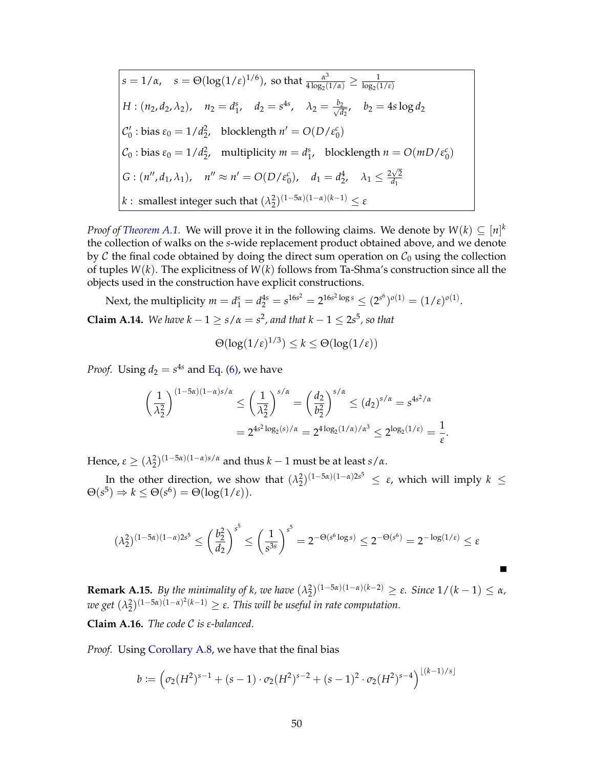| |
|---|
| $s = 1/\alpha$, $\quad s = \Theta(\log(1/\varepsilon)^{1/6})$, so that $\frac{\alpha^3}{4\log_2(1/\alpha)} \geq \frac{1}{\log_2(1/\varepsilon)}$ |
| $H : (n_2, d_2, \lambda_2)$, $\quad n_2 = d_1^s$, $\quad d_2 = s^{4s}$, $\quad \lambda_2 = \frac{b_2}{\sqrt{d_2}}$, $\quad b_2 = 4s\log d_2$ |
| $\mathcal{C}_0'$ : bias $\varepsilon_0 = 1/d_2^2$, $\quad$ blocklength $n' = O(D/\varepsilon_0^c)$ |
| $\mathcal{C}_0$ : bias $\varepsilon_0 = 1/d_2^2$, $\quad$ multiplicity $m = d_1^s$, $\quad$ blocklength $n = O(mD/\varepsilon_0^c)$ |
| $G : (n'', d_1, \lambda_1)$, $\quad n'' \approx n' = O(D/\varepsilon_0^c)$, $\quad d_1 = d_2^4$, $\quad \lambda_1 \leq \frac{2\sqrt{2}}{d_1}$ |
| $k$ : smallest integer such that $(\lambda_2^2)^{(1-5\alpha)(1-\alpha)(k-1)} \leq \varepsilon$ |

*Proof of Theorem A.1.* We will prove it in the following claims. We denote by $W(k) \subseteq [n]^k$ the collection of walks on the $s$-wide replacement product obtained above, and we denote by $\mathcal{C}$ the final code obtained by doing the direct sum operation on $\mathcal{C}_0$ using the collection of tuples $W(k)$. The explicitness of $W(k)$ follows from Ta-Shma's construction since all the objects used in the construction have explicit constructions.

Next, the multiplicity $m = d_1^s = d_2^{4s} = s^{16s^2} = 2^{16s^2\log s} \leq (2^{s^6})^{o(1)} = (1/\varepsilon)^{o(1)}$.

**Claim A.14.** *We have $k - 1 \geq s/\alpha = s^2$, and that $k - 1 \leq 2s^5$, so that*

$$\Theta(\log(1/\varepsilon)^{1/3}) \leq k \leq \Theta(\log(1/\varepsilon))$$

*Proof.* Using $d_2 = s^{4s}$ and Eq. (6), we have

$$\left(\frac{1}{\lambda_2^2}\right)^{(1-5\alpha)(1-\alpha)s/\alpha} \leq \left(\frac{1}{\lambda_2^2}\right)^{s/\alpha} = \left(\frac{d_2}{b_2^2}\right)^{s/\alpha} \leq (d_2)^{s/\alpha} = s^{4s^2/\alpha}$$
$$= 2^{4s^2\log_2(s)/\alpha} = 2^{4\log_2(1/\alpha)/\alpha^3} \leq 2^{\log_2(1/\varepsilon)} = \frac{1}{\varepsilon}.$$

Hence, $\varepsilon \geq (\lambda_2^2)^{(1-5\alpha)(1-\alpha)s/\alpha}$ and thus $k-1$ must be at least $s/\alpha$.

In the other direction, we show that $(\lambda_2^2)^{(1-5\alpha)(1-\alpha)2s^5} \leq \varepsilon$, which will imply $k \leq \Theta(s^5) \Rightarrow k \leq \Theta(s^6) = \Theta(\log(1/\varepsilon))$.

$$(\lambda_2^2)^{(1-5\alpha)(1-\alpha)2s^5} \leq \left(\frac{b_2^2}{d_2}\right)^{s^5} \leq \left(\frac{1}{s^{3s}}\right)^{s^5} = 2^{-\Theta(s^6\log s)} \leq 2^{-\Theta(s^6)} = 2^{-\log(1/\varepsilon)} \leq \varepsilon$$

■

**Remark A.15.** *By the minimality of $k$, we have $(\lambda_2^2)^{(1-5\alpha)(1-\alpha)(k-2)} \geq \varepsilon$. Since $1/(k-1) \leq \alpha$, we get $(\lambda_2^2)^{(1-5\alpha)(1-\alpha)^2(k-1)} \geq \varepsilon$. This will be useful in rate computation.*

**Claim A.16.** *The code $\mathcal{C}$ is $\varepsilon$-balanced.*

*Proof.* Using Corollary A.8, we have that the final bias

$$b := \left(\sigma_2(H^2)^{s-1} + (s-1)\cdot\sigma_2(H^2)^{s-2} + (s-1)^2\cdot\sigma_2(H^2)^{s-4}\right)^{\lfloor (k-1)/s \rfloor}$$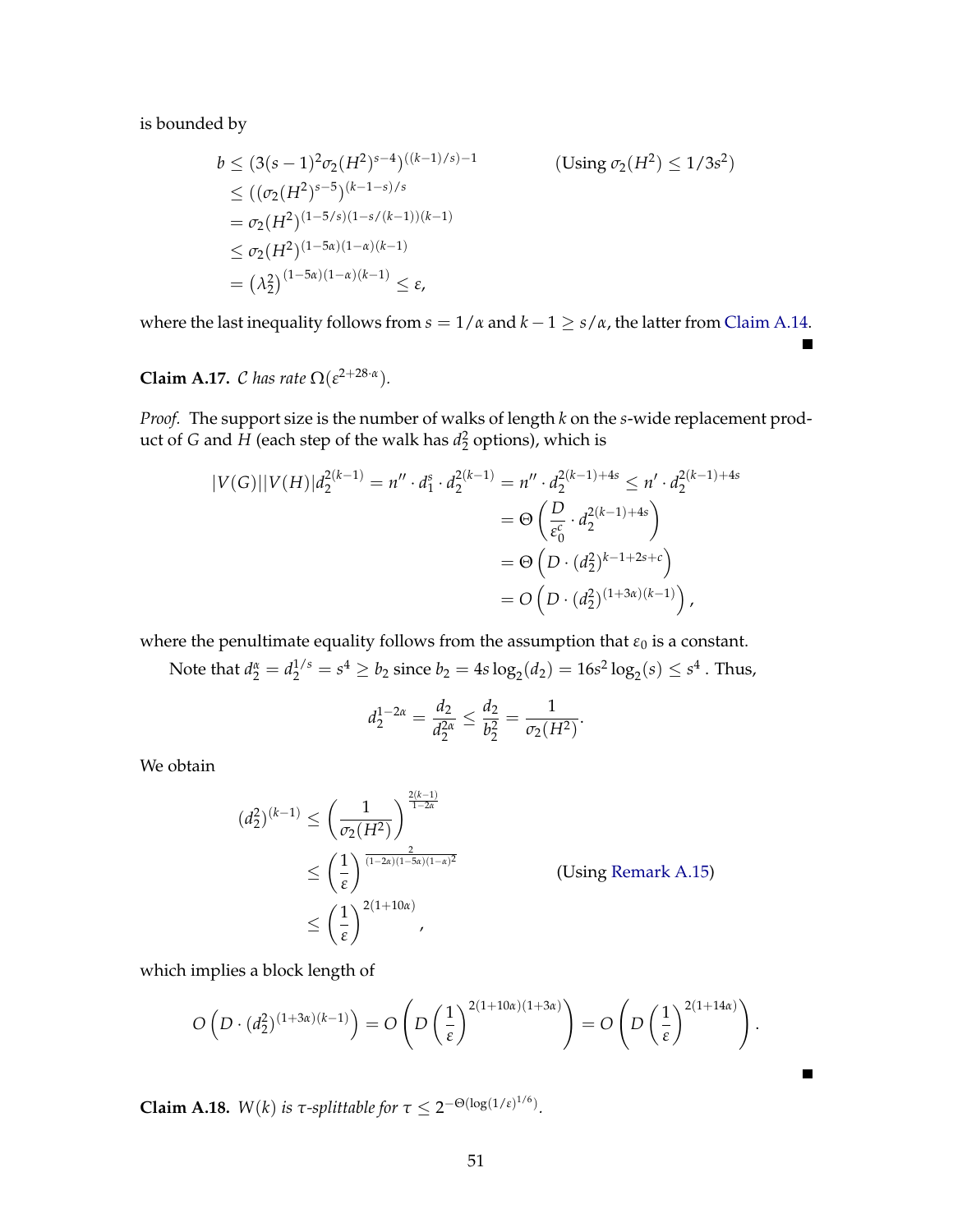is bounded by

$$
\begin{aligned}
b &\le (3(s-1)^2 \sigma_2(H^2)^{s-4})^{((k-1)/s)-1} \qquad\qquad (\text{Using } \sigma_2(H^2) \le 1/3s^2) \\
&\le ((\sigma_2(H^2)^{s-5})^{(k-1-s)/s} \\
&= \sigma_2(H^2)^{(1-5/s)(1-s/(k-1))(k-1)} \\
&\le \sigma_2(H^2)^{(1-5\alpha)(1-\alpha)(k-1)} \\
&= \left(\lambda_2^2\right)^{(1-5\alpha)(1-\alpha)(k-1)} \le \varepsilon,
\end{aligned}
$$

where the last inequality follows from $s = 1/\alpha$ and $k - 1 \ge s/\alpha$, the latter from Claim A.14. ■

**Claim A.17.** *$\mathcal{C}$ has rate $\Omega(\varepsilon^{2+28\cdot\alpha})$.*

*Proof.* The support size is the number of walks of length $k$ on the $s$-wide replacement product of $G$ and $H$ (each step of the walk has $d_2^2$ options), which is

$$
\begin{aligned}
|V(G)||V(H)|d_2^{2(k-1)} = n'' \cdot d_1^s \cdot d_2^{2(k-1)} = n'' \cdot d_2^{2(k-1)+4s} &\le n' \cdot d_2^{2(k-1)+4s} \\
&= \Theta\left(\frac{D}{\varepsilon_0^c} \cdot d_2^{2(k-1)+4s}\right) \\
&= \Theta\left(D \cdot (d_2^2)^{k-1+2s+c}\right) \\
&= O\left(D \cdot (d_2^2)^{(1+3\alpha)(k-1)}\right),
\end{aligned}
$$

where the penultimate equality follows from the assumption that $\varepsilon_0$ is a constant.

Note that $d_2^\alpha = d_2^{1/s} = s^4 \ge b_2$ since $b_2 = 4s\log_2(d_2) = 16s^2\log_2(s) \le s^4$ . Thus,

$$
d_2^{1-2\alpha} = \frac{d_2}{d_2^{2\alpha}} \le \frac{d_2}{b_2^2} = \frac{1}{\sigma_2(H^2)}.
$$

We obtain

$$
\begin{aligned}
(d_2^2)^{(k-1)} &\le \left(\frac{1}{\sigma_2(H^2)}\right)^{\frac{2(k-1)}{1-2\alpha}} \\
&\le \left(\frac{1}{\varepsilon}\right)^{\frac{2}{(1-2\alpha)(1-5\alpha)(1-\alpha)^2}} \qquad\qquad (\text{Using Remark A.15}) \\
&\le \left(\frac{1}{\varepsilon}\right)^{2(1+10\alpha)},
\end{aligned}
$$

which implies a block length of

$$
O\left(D \cdot (d_2^2)^{(1+3\alpha)(k-1)}\right) = O\left(D\left(\frac{1}{\varepsilon}\right)^{2(1+10\alpha)(1+3\alpha)}\right) = O\left(D\left(\frac{1}{\varepsilon}\right)^{2(1+14\alpha)}\right).
$$

■

**Claim A.18.** *$W(k)$ is $\tau$-splittable for $\tau \le 2^{-\Theta(\log(1/\varepsilon)^{1/6})}$.*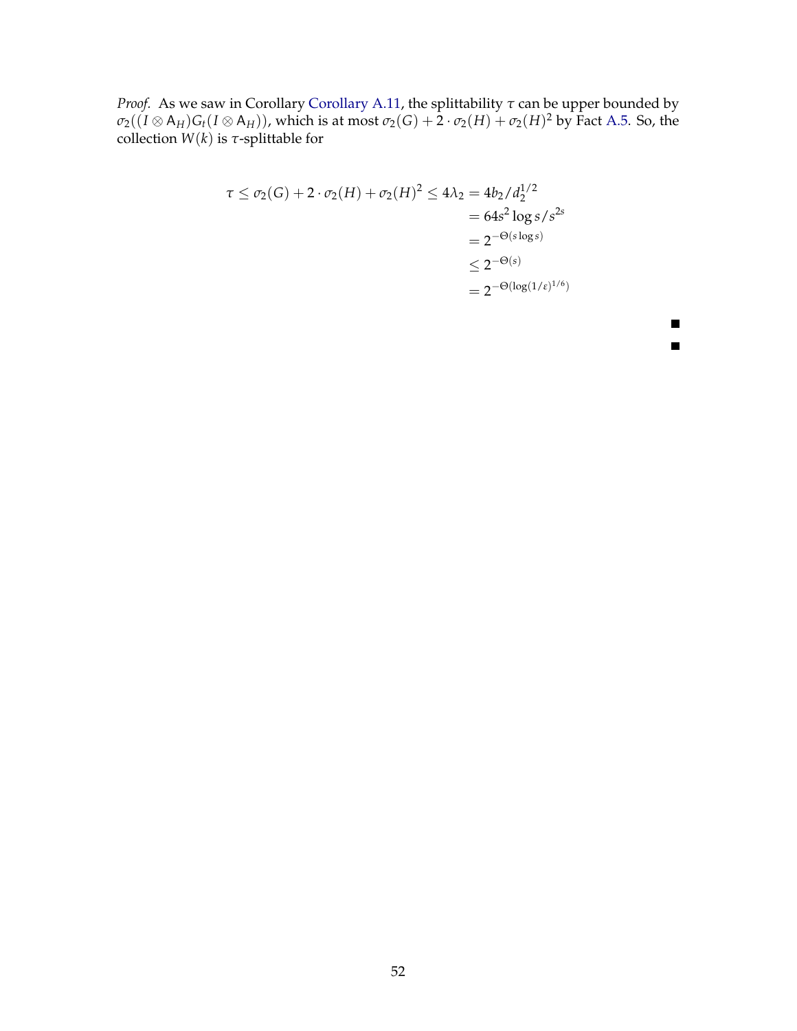*Proof.* As we saw in Corollary Corollary A.11, the splittability $\tau$ can be upper bounded by $\sigma_2((I \otimes \mathsf{A}_H)G_t(I \otimes \mathsf{A}_H))$, which is at most $\sigma_2(G) + 2 \cdot \sigma_2(H) + \sigma_2(H)^2$ by Fact A.5. So, the collection $W(k)$ is $\tau$-splittable for

$$
\begin{aligned}
\tau \leq \sigma_2(G) + 2 \cdot \sigma_2(H) + \sigma_2(H)^2 \leq 4\lambda_2 &= 4b_2/d_2^{1/2} \\
&= 64s^2 \log s / s^{2s} \\
&= 2^{-\Theta(s \log s)} \\
&\leq 2^{-\Theta(s)} \\
&= 2^{-\Theta(\log(1/\varepsilon)^{1/6})}
\end{aligned}
$$

■

■